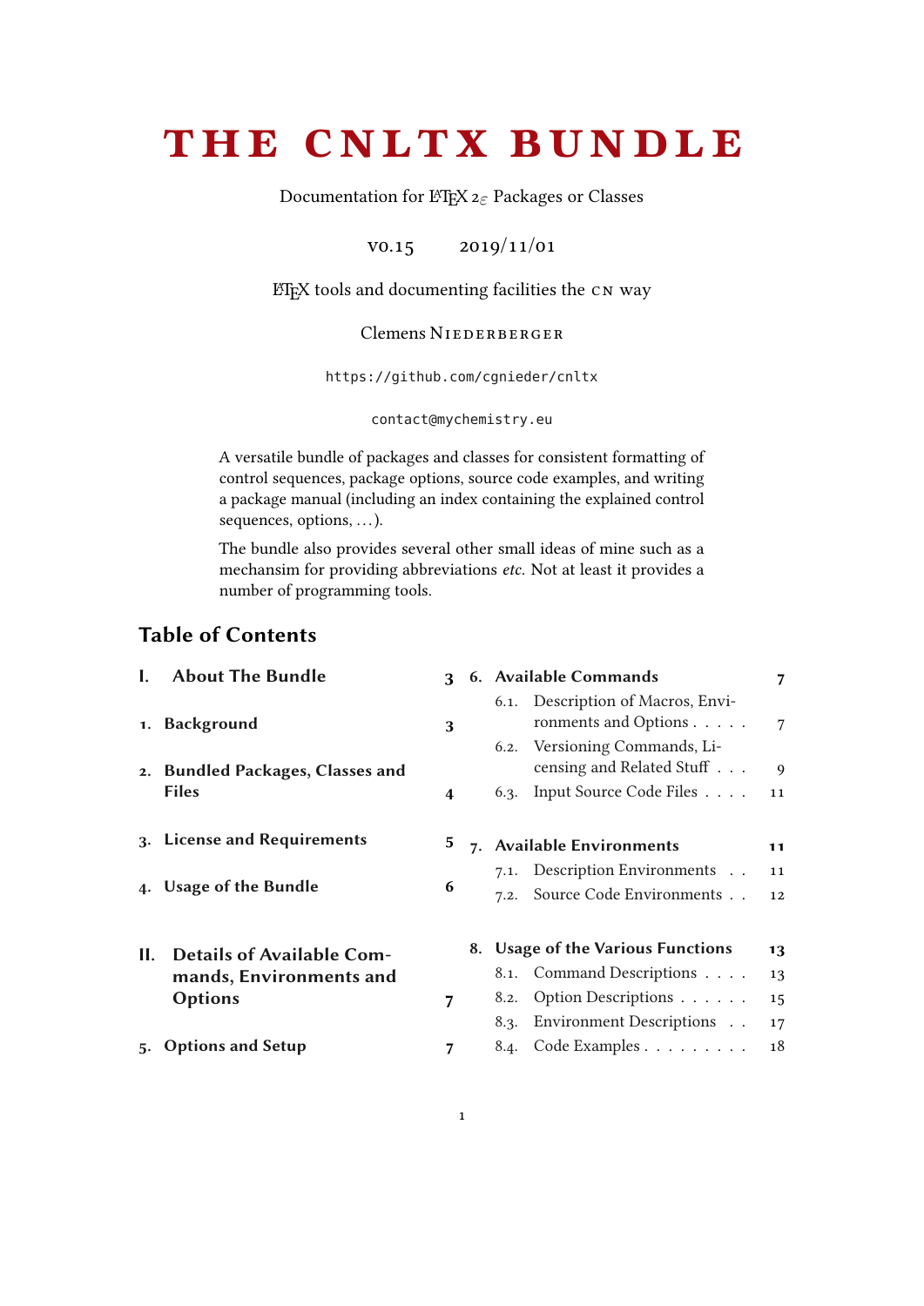# THE CNLTX BUNDLE

Documentation for LaTeX 2ε Packages or Classes

v0.15 2019/11/01

LaTeX tools and documenting facilities the CN way

Clemens Niederberger

https://github.com/cgnieder/cnltx

contact@mychemistry.eu

A versatile bundle of packages and classes for consistent formatting of control sequences, package options, source code examples, and writing a package manual (including an index containing the explained control sequences, options, …).

The bundle also provides several other small ideas of mine such as a mechansim for providing abbreviations *etc.* Not at least it provides a number of programming tools.

## Table of Contents

- **I. About The Bundle** — 3
- **1. Background** — 3
- **2. Bundled Packages, Classes and Files** — 4
- **3. License and Requirements** — 5
- **4. Usage of the Bundle** — 6
- **II. Details of Available Commands, Environments and Options** — 7
- **5. Options and Setup** — 7
- **6. Available Commands** — 7
  - 6.1. Description of Macros, Environments and Options — 7
  - 6.2. Versioning Commands, Licensing and Related Stuff — 9
  - 6.3. Input Source Code Files — 11
- **7. Available Environments** — 11
  - 7.1. Description Environments — 11
  - 7.2. Source Code Environments — 12
- **8. Usage of the Various Functions** — 13
  - 8.1. Command Descriptions — 13
  - 8.2. Option Descriptions — 15
  - 8.3. Environment Descriptions — 17
  - 8.4. Code Examples — 18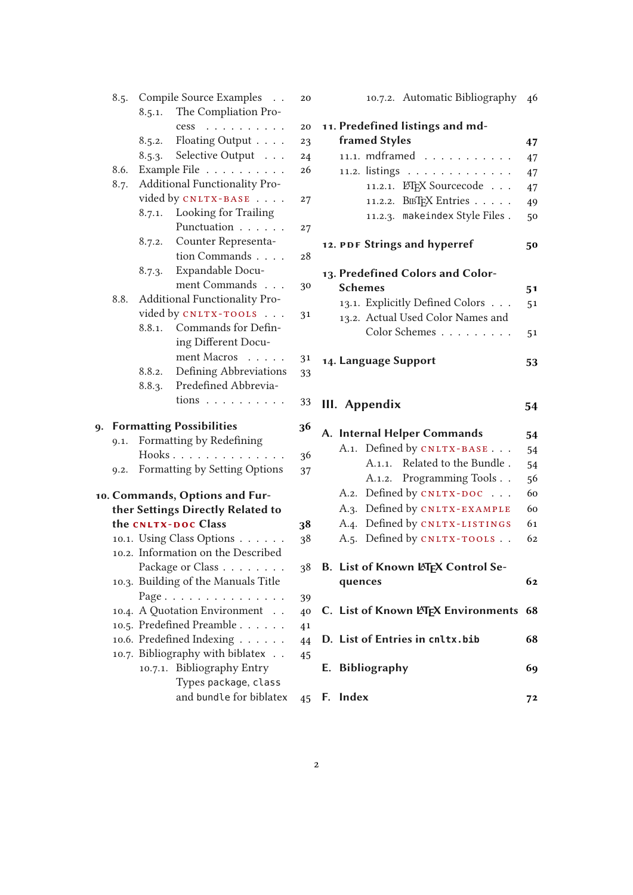- 8.5. Compile Source Examples . . 20
  - 8.5.1. The Compliation Process . . . . . . . . . . 20
  - 8.5.2. Floating Output . . . . 23
  - 8.5.3. Selective Output . . . 24
- 8.6. Example File . . . . . . . . . . 26
- 8.7. Additional Functionality Provided by CNLTX-BASE . . . . 27
  - 8.7.1. Looking for Trailing Punctuation . . . . . . 27
  - 8.7.2. Counter Representation Commands . . . . 28
  - 8.7.3. Expandable Document Commands . . . 30
- 8.8. Additional Functionality Provided by CNLTX-TOOLS . . . 31
  - 8.8.1. Commands for Defining Different Document Macros . . . . . 31
  - 8.8.2. Defining Abbreviations 33
  - 8.8.3. Predefined Abbreviations . . . . . . . . . . 33

**9. Formatting Possibilities** **36**

- 9.1. Formatting by Redefining Hooks . . . . . . . . . . . . . . . 36
- 9.2. Formatting by Setting Options 37

**10. Commands, Options and Further Settings Directly Related to the CNLTX-DOC Class** **38**

- 10.1. Using Class Options . . . . . . 38
- 10.2. Information on the Described Package or Class . . . . . . . . 38
- 10.3. Building of the Manuals Title Page . . . . . . . . . . . . . . . . 39
- 10.4. A Quotation Environment . . 40
- 10.5. Predefined Preamble . . . . . . 41
- 10.6. Predefined Indexing . . . . . . 44
- 10.7. Bibliography with biblatex . . 45
  - 10.7.1. Bibliography Entry Types `package`, `class` and `bundle` for biblatex 45
  - 10.7.2. Automatic Bibliography 46

**11. Predefined listings and mdframed Styles** **47**

- 11.1. mdframed . . . . . . . . . . . 47
- 11.2. listings . . . . . . . . . . . . . 47
  - 11.2.1. LaTeX Sourcecode . . . 47
  - 11.2.2. BibTeX Entries . . . . . 49
  - 11.2.3. `makeindex` Style Files . 50

**12. PDF Strings and hyperref** **50**

**13. Predefined Colors and Color-Schemes** **51**

- 13.1. Explicitly Defined Colors . . . 51
- 13.2. Actual Used Color Names and Color Schemes . . . . . . . . . 51

**14. Language Support** **53**

# III. Appendix 54

**A. Internal Helper Commands** **54**

- A.1. Defined by CNLTX-BASE . . . 54
  - A.1.1. Related to the Bundle . 54
  - A.1.2. Programming Tools . . 56
- A.2. Defined by CNLTX-DOC . . . 60
- A.3. Defined by CNLTX-EXAMPLE 60
- A.4. Defined by CNLTX-LISTINGS 61
- A.5. Defined by CNLTX-TOOLS . . 62

**B. List of Known LaTeX Control Sequences** **62**

**C. List of Known LaTeX Environments** **68**

**D. List of Entries in `cnltx.bib`** **68**

**E. Bibliography** **69**

**F. Index** **72**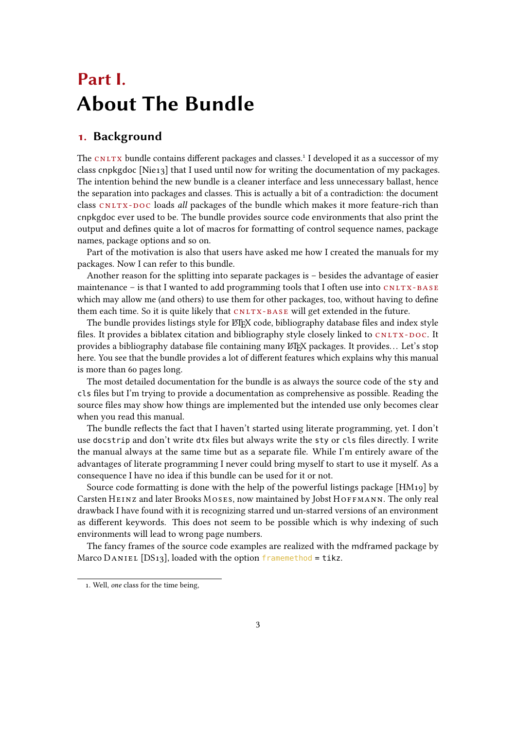# Part I.
# About The Bundle

## 1. Background

The cnltx bundle contains different packages and classes.[1] I developed it as a successor of my class cnpkgdoc [Nie13] that I used until now for writing the documentation of my packages. The intention behind the new bundle is a cleaner interface and less unnecessary ballast, hence the separation into packages and classes. This is actually a bit of a contradiction: the document class cnltx-doc loads *all* packages of the bundle which makes it more feature-rich than cnpkgdoc ever used to be. The bundle provides source code environments that also print the output and defines quite a lot of macros for formatting of control sequence names, package names, package options and so on.

Part of the motivation is also that users have asked me how I created the manuals for my packages. Now I can refer to this bundle.

Another reason for the splitting into separate packages is – besides the advantage of easier maintenance – is that I wanted to add programming tools that I often use into cnltx-base which may allow me (and others) to use them for other packages, too, without having to define them each time. So it is quite likely that cnltx-base will get extended in the future.

The bundle provides listings style for LaTeX code, bibliography database files and index style files. It provides a biblatex citation and bibliography style closely linked to cnltx-doc. It provides a bibliography database file containing many LaTeX packages. It provides… Let's stop here. You see that the bundle provides a lot of different features which explains why this manual is more than 60 pages long.

The most detailed documentation for the bundle is as always the source code of the `sty` and `cls` files but I'm trying to provide a documentation as comprehensive as possible. Reading the source files may show how things are implemented but the intended use only becomes clear when you read this manual.

The bundle reflects the fact that I haven't started using literate programming, yet. I don't use `docstrip` and don't write `dtx` files but always write the `sty` or `cls` files directly. I write the manual always at the same time but as a separate file. While I'm entirely aware of the advantages of literate programming I never could bring myself to start to use it myself. As a consequence I have no idea if this bundle can be used for it or not.

Source code formatting is done with the help of the powerful listings package [HM19] by Carsten Heinz and later Brooks Moses, now maintained by Jobst Hoffmann. The only real drawback I have found with it is recognizing starred und un-starred versions of an environment as different keywords. This does not seem to be possible which is why indexing of such environments will lead to wrong page numbers.

The fancy frames of the source code examples are realized with the mdframed package by Marco Daniel [DS13], loaded with the option `framemethod = tikz`.

---

[1] Well, *one* class for the time being,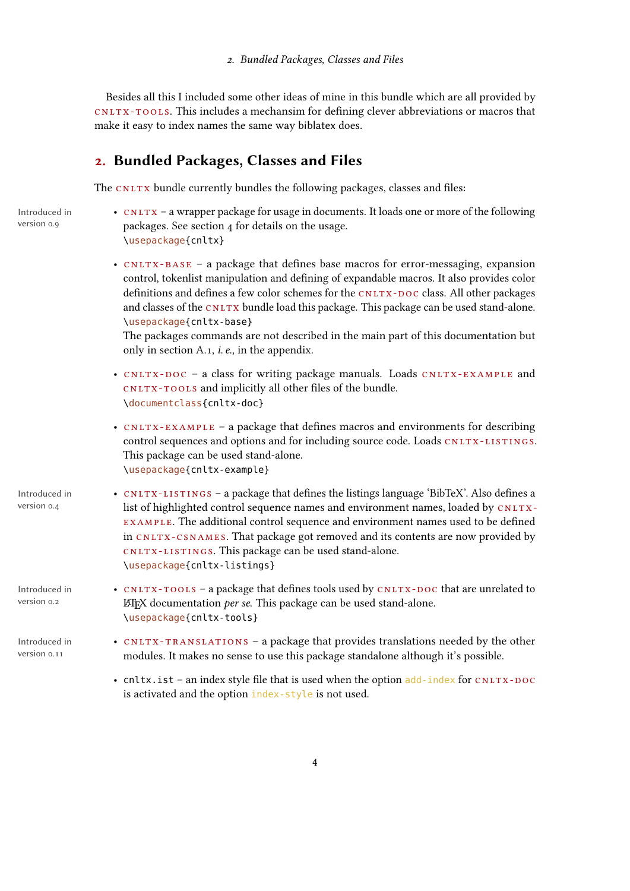Besides all this I included some other ideas of mine in this bundle which are all provided by cnltx-tools. This includes a mechansim for defining clever abbreviations or macros that make it easy to index names the same way biblatex does.

## 2. Bundled Packages, Classes and Files

The cnltx bundle currently bundles the following packages, classes and files:

- cnltx – a wrapper package for usage in documents. It loads one or more of the following packages. See section 4 for details on the usage. *(Introduced in version 0.9)*
  `\usepackage{cnltx}`
- cnltx-base – a package that defines base macros for error-messaging, expansion control, tokenlist manipulation and defining of expandable macros. It also provides color definitions and defines a few color schemes for the cnltx-doc class. All other packages and classes of the cnltx bundle load this package. This package can be used stand-alone.
  `\usepackage{cnltx-base}`
  The packages commands are not described in the main part of this documentation but only in section A.1, *i. e.*, in the appendix.
- cnltx-doc – a class for writing package manuals. Loads cnltx-example and cnltx-tools and implicitly all other files of the bundle.
  `\documentclass{cnltx-doc}`
- cnltx-example – a package that defines macros and environments for describing control sequences and options and for including source code. Loads cnltx-listings. This package can be used stand-alone.
  `\usepackage{cnltx-example}`
- cnltx-listings – a package that defines the listings language 'BibTeX'. Also defines a list of highlighted control sequence names and environment names, loaded by cnltx-example. The additional control sequence and environment names used to be defined in cnltx-csnames. That package got removed and its contents are now provided by cnltx-listings. This package can be used stand-alone. *(Introduced in version 0.4)*
  `\usepackage{cnltx-listings}`
- cnltx-tools – a package that defines tools used by cnltx-doc that are unrelated to LaTeX documentation *per se*. This package can be used stand-alone. *(Introduced in version 0.2)*
  `\usepackage{cnltx-tools}`
- cnltx-translations – a package that provides translations needed by the other modules. It makes no sense to use this package standalone although it's possible. *(Introduced in version 0.11)*
- `cnltx.ist` – an index style file that is used when the option `add-index` for cnltx-doc is activated and the option `index-style` is not used.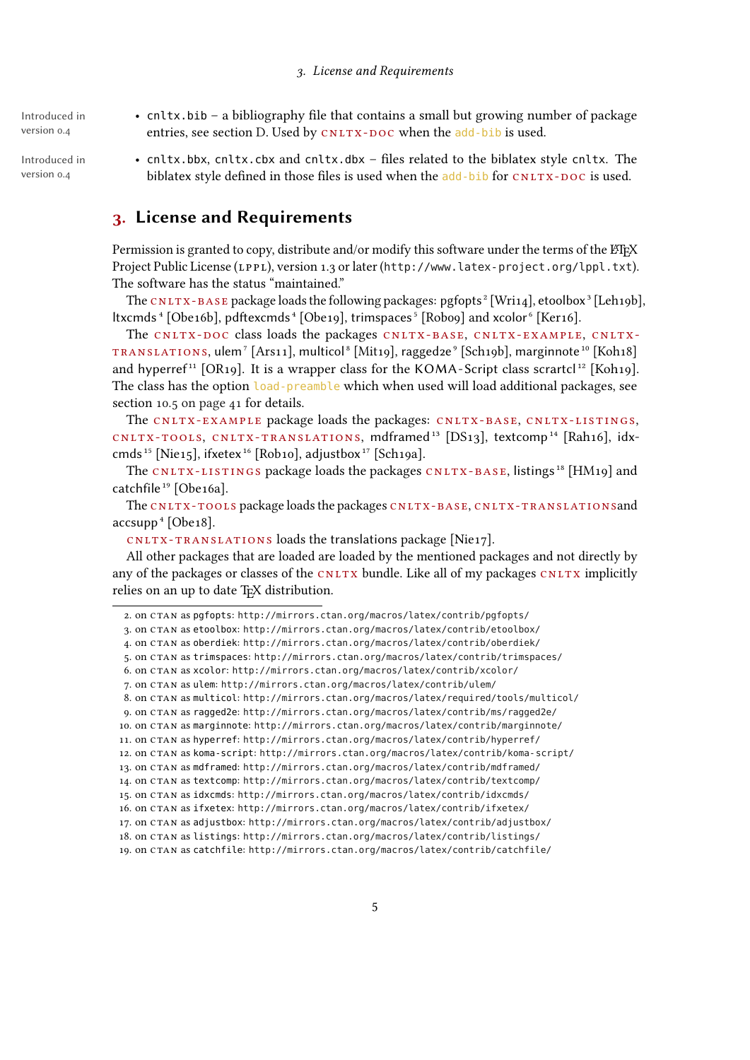- `cnltx.bib` – a bibliography file that contains a small but growing number of package entries, see section D. Used by CNLTX-DOC when the `add-bib` is used. (Introduced in version 0.4)
- `cnltx.bbx`, `cnltx.cbx` and `cnltx.dbx` – files related to the biblatex style `cnltx`. The biblatex style defined in those files is used when the `add-bib` for CNLTX-DOC is used. (Introduced in version 0.4)

## 3. License and Requirements

Permission is granted to copy, distribute and/or modify this software under the terms of the LaTeX Project Public License (LPPL), version 1.3 or later (`http://www.latex-project.org/lppl.txt`). The software has the status "maintained."

The CNLTX-BASE package loads the following packages: pgfopts[2] [Wri14], etoolbox[3] [Leh19b], ltxcmds[4] [Obe16b], pdftexcmds[4] [Obe19], trimspaces[5] [Rob09] and xcolor[6] [Ker16].

The CNLTX-DOC class loads the packages CNLTX-BASE, CNLTX-EXAMPLE, CNLTX-TRANSLATIONS, ulem[7] [Ars11], multicol[8] [Mit19], ragged2e[9] [Sch19b], marginnote[10] [Koh18] and hyperref[11] [OR19]. It is a wrapper class for the KOMA-Script class scrartcl[12] [Koh19]. The class has the option `load-preamble` which when used will load additional packages, see section 10.5 on page 41 for details.

The CNLTX-EXAMPLE package loads the packages: CNLTX-BASE, CNLTX-LISTINGS, CNLTX-TOOLS, CNLTX-TRANSLATIONS, mdframed[13] [DS13], textcomp[14] [Rah16], idxcmds[15] [Nie15], ifxetex[16] [Rob10], adjustbox[17] [Sch19a].

The CNLTX-LISTINGS package loads the packages CNLTX-BASE, listings[18] [HM19] and catchfile[19] [Obe16a].

The CNLTX-TOOLS package loads the packages CNLTX-BASE, CNLTX-TRANSLATIONSand accsupp[4] [Obe18].

CNLTX-TRANSLATIONS loads the translations package [Nie17].

All other packages that are loaded are loaded by the mentioned packages and not directly by any of the packages or classes of the CNLTX bundle. Like all of my packages CNLTX implicitly relies on an up to date TeX distribution.

---

2. on CTAN as `pgfopts`: `http://mirrors.ctan.org/macros/latex/contrib/pgfopts/`
3. on CTAN as `etoolbox`: `http://mirrors.ctan.org/macros/latex/contrib/etoolbox/`
4. on CTAN as `oberdiek`: `http://mirrors.ctan.org/macros/latex/contrib/oberdiek/`
5. on CTAN as `trimspaces`: `http://mirrors.ctan.org/macros/latex/contrib/trimspaces/`
6. on CTAN as `xcolor`: `http://mirrors.ctan.org/macros/latex/contrib/xcolor/`
7. on CTAN as `ulem`: `http://mirrors.ctan.org/macros/latex/contrib/ulem/`
8. on CTAN as `multicol`: `http://mirrors.ctan.org/macros/latex/required/tools/multicol/`
9. on CTAN as `ragged2e`: `http://mirrors.ctan.org/macros/latex/contrib/ms/ragged2e/`
10. on CTAN as `marginnote`: `http://mirrors.ctan.org/macros/latex/contrib/marginnote/`
11. on CTAN as `hyperref`: `http://mirrors.ctan.org/macros/latex/contrib/hyperref/`
12. on CTAN as `koma-script`: `http://mirrors.ctan.org/macros/latex/contrib/koma-script/`
13. on CTAN as `mdframed`: `http://mirrors.ctan.org/macros/latex/contrib/mdframed/`
14. on CTAN as `textcomp`: `http://mirrors.ctan.org/macros/latex/contrib/textcomp/`
15. on CTAN as `idxcmds`: `http://mirrors.ctan.org/macros/latex/contrib/idxcmds/`
16. on CTAN as `ifxetex`: `http://mirrors.ctan.org/macros/latex/contrib/ifxetex/`
17. on CTAN as `adjustbox`: `http://mirrors.ctan.org/macros/latex/contrib/adjustbox/`
18. on CTAN as `listings`: `http://mirrors.ctan.org/macros/latex/contrib/listings/`
19. on CTAN as `catchfile`: `http://mirrors.ctan.org/macros/latex/contrib/catchfile/`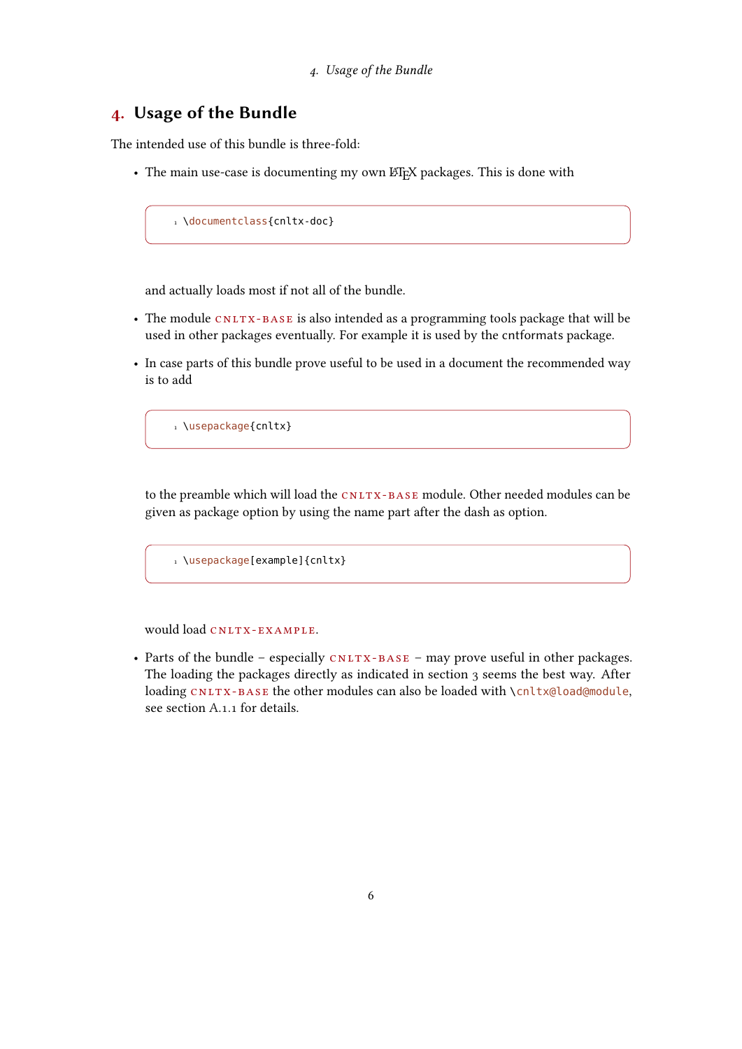# 4. Usage of the Bundle

The intended use of this bundle is three-fold:

- The main use-case is documenting my own LaTeX packages. This is done with

  ```
  \documentclass{cnltx-doc}
  ```

  and actually loads most if not all of the bundle.

- The module cnltx-base is also intended as a programming tools package that will be used in other packages eventually. For example it is used by the cntformats package.

- In case parts of this bundle prove useful to be used in a document the recommended way is to add

  ```
  \usepackage{cnltx}
  ```

  to the preamble which will load the cnltx-base module. Other needed modules can be given as package option by using the name part after the dash as option.

  ```
  \usepackage[example]{cnltx}
  ```

  would load cnltx-example.

- Parts of the bundle – especially cnltx-base – may prove useful in other packages. The loading the packages directly as indicated in section 3 seems the best way. After loading cnltx-base the other modules can also be loaded with `\cnltx@load@module`, see section A.1.1 for details.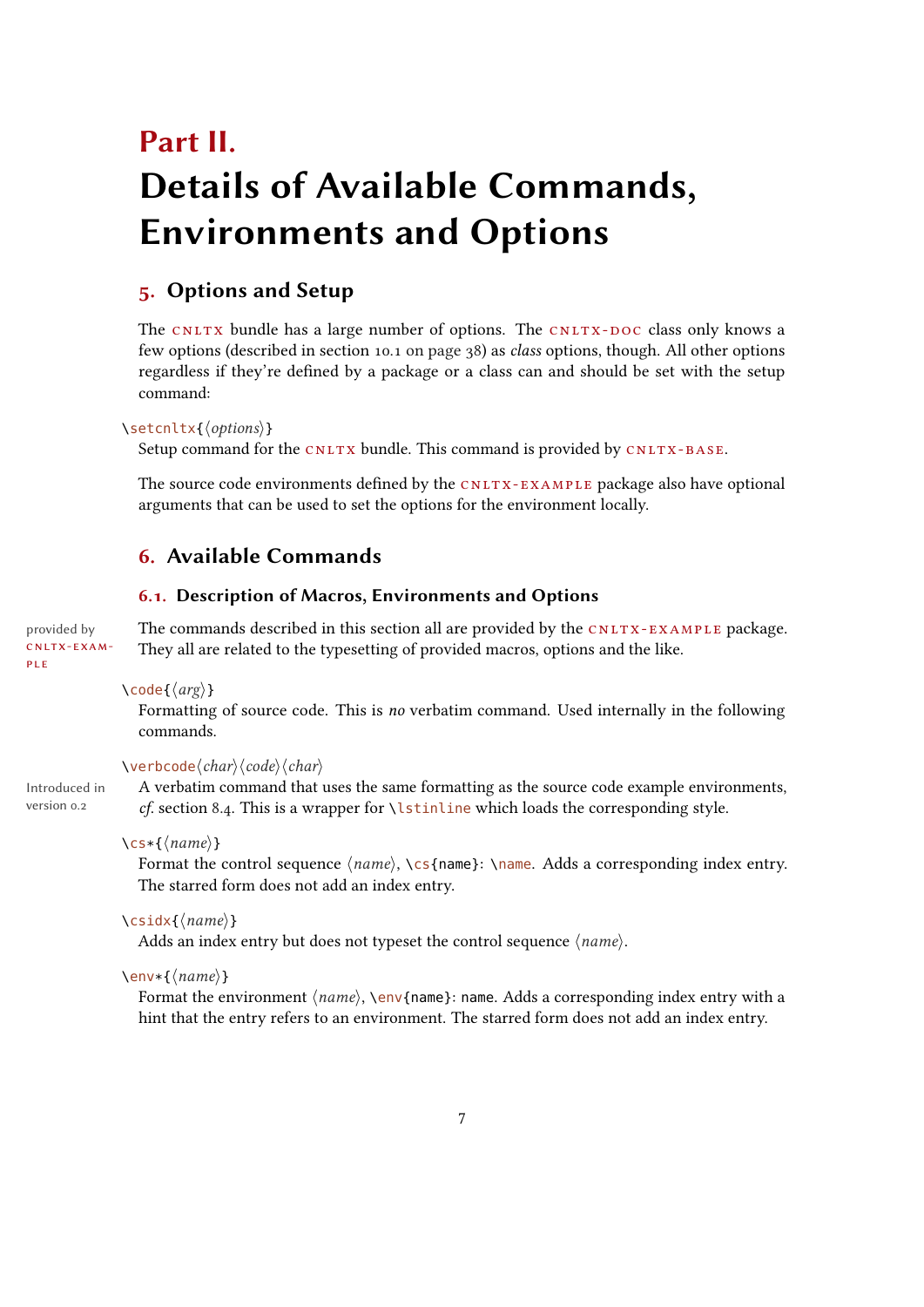# Part II. Details of Available Commands, Environments and Options

## 5. Options and Setup

The CNLTX bundle has a large number of options. The CNLTX-DOC class only knows a few options (described in section 10.1 on page 38) as *class* options, though. All other options regardless if they're defined by a package or a class can and should be set with the setup command:

`\setcnltx{⟨options⟩}`
Setup command for the CNLTX bundle. This command is provided by CNLTX-BASE.

The source code environments defined by the CNLTX-EXAMPLE package also have optional arguments that can be used to set the options for the environment locally.

## 6. Available Commands

### 6.1. Description of Macros, Environments and Options

provided by CNLTX-EXAMPLE

The commands described in this section all are provided by the CNLTX-EXAMPLE package. They all are related to the typesetting of provided macros, options and the like.

`\code{⟨arg⟩}`
Formatting of source code. This is *no* verbatim command. Used internally in the following commands.

`\verbcode⟨char⟩⟨code⟩⟨char⟩`
Introduced in version 0.2
A verbatim command that uses the same formatting as the source code example environments, *cf.* section 8.4. This is a wrapper for `\lstinline` which loads the corresponding style.

`\cs*{⟨name⟩}`
Format the control sequence ⟨*name*⟩, `\cs{name}`: `\name`. Adds a corresponding index entry. The starred form does not add an index entry.

`\csidx{⟨name⟩}`
Adds an index entry but does not typeset the control sequence ⟨*name*⟩.

`\env*{⟨name⟩}`
Format the environment ⟨*name*⟩, `\env{name}`: `name`. Adds a corresponding index entry with a hint that the entry refers to an environment. The starred form does not add an index entry.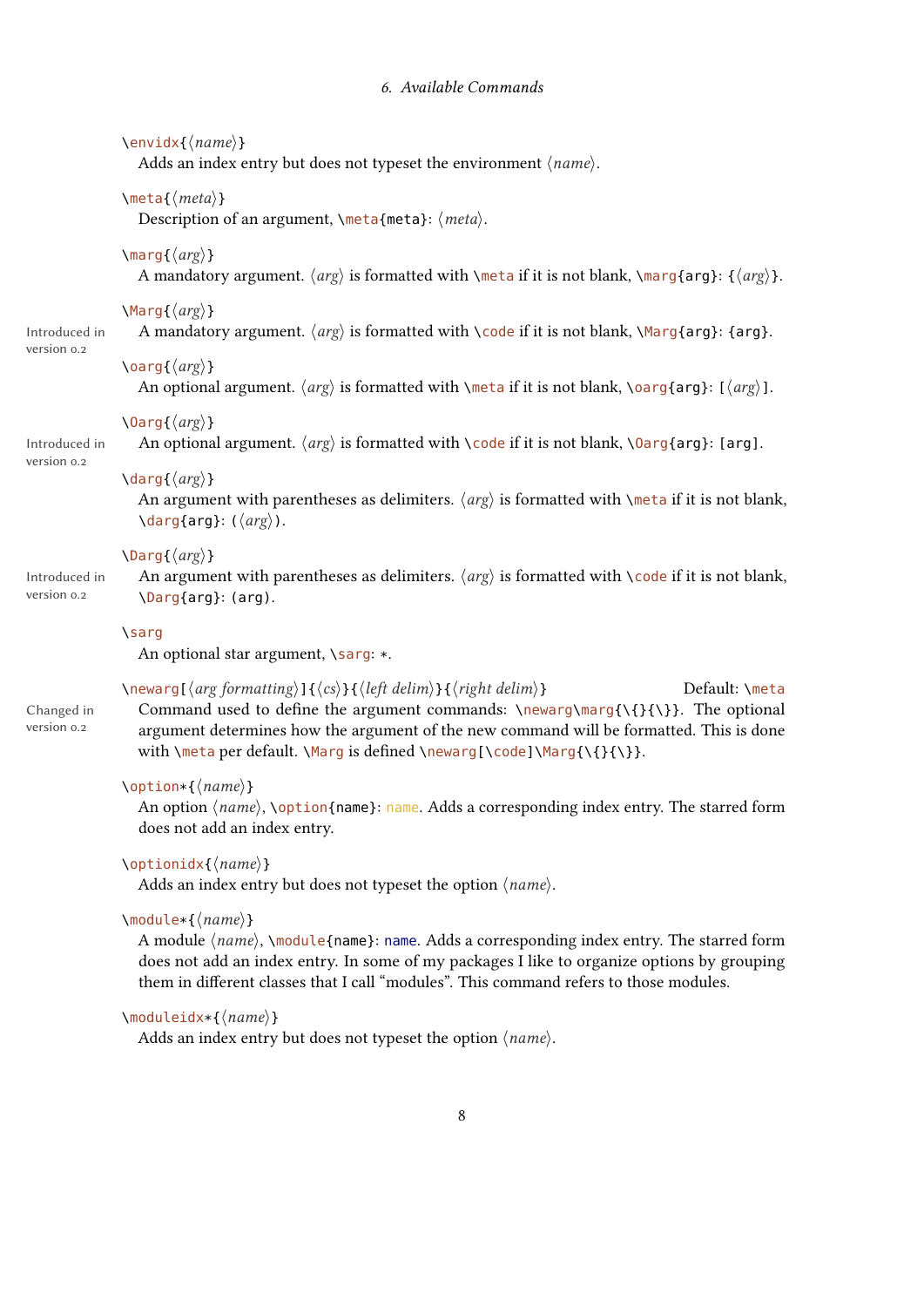`\envidx{⟨name⟩}`
Adds an index entry but does not typeset the environment ⟨*name*⟩.

`\meta{⟨meta⟩}`
Description of an argument, `\meta{meta}`: ⟨*meta*⟩.

`\marg{⟨arg⟩}`
A mandatory argument. ⟨*arg*⟩ is formatted with `\meta` if it is not blank, `\marg{arg}`: `{`⟨*arg*⟩`}`.

`\Marg{⟨arg⟩}`
Introduced in version 0.2
A mandatory argument. ⟨*arg*⟩ is formatted with `\code` if it is not blank, `\Marg{arg}`: `{arg}`.

`\oarg{⟨arg⟩}`
An optional argument. ⟨*arg*⟩ is formatted with `\meta` if it is not blank, `\oarg{arg}`: `[`⟨*arg*⟩`]`.

`\Oarg{⟨arg⟩}`
Introduced in version 0.2
An optional argument. ⟨*arg*⟩ is formatted with `\code` if it is not blank, `\Oarg{arg}`: `[arg]`.

`\darg{⟨arg⟩}`
An argument with parentheses as delimiters. ⟨*arg*⟩ is formatted with `\meta` if it is not blank, `\darg{arg}`: `(`⟨*arg*⟩`)`.

`\Darg{⟨arg⟩}`
Introduced in version 0.2
An argument with parentheses as delimiters. ⟨*arg*⟩ is formatted with `\code` if it is not blank, `\Darg{arg}`: `(arg)`.

`\sarg`
An optional star argument, `\sarg`: `*`.

`\newarg[⟨arg formatting⟩]{⟨cs⟩}{⟨left delim⟩}{⟨right delim⟩}` Default: `\meta`
Changed in version 0.2
Command used to define the argument commands: `\newarg\marg{\{}{\}}`. The optional argument determines how the argument of the new command will be formatted. This is done with `\meta` per default. `\Marg` is defined `\newarg[\code]\Marg{\{}{\}}`.

`\option*{⟨name⟩}`
An option ⟨*name*⟩, `\option{name}`: `name`. Adds a corresponding index entry. The starred form does not add an index entry.

`\optionidx{⟨name⟩}`
Adds an index entry but does not typeset the option ⟨*name*⟩.

`\module*{⟨name⟩}`
A module ⟨*name*⟩, `\module{name}`: `name`. Adds a corresponding index entry. The starred form does not add an index entry. In some of my packages I like to organize options by grouping them in different classes that I call "modules". This command refers to those modules.

`\moduleidx*{⟨name⟩}`
Adds an index entry but does not typeset the option ⟨*name*⟩.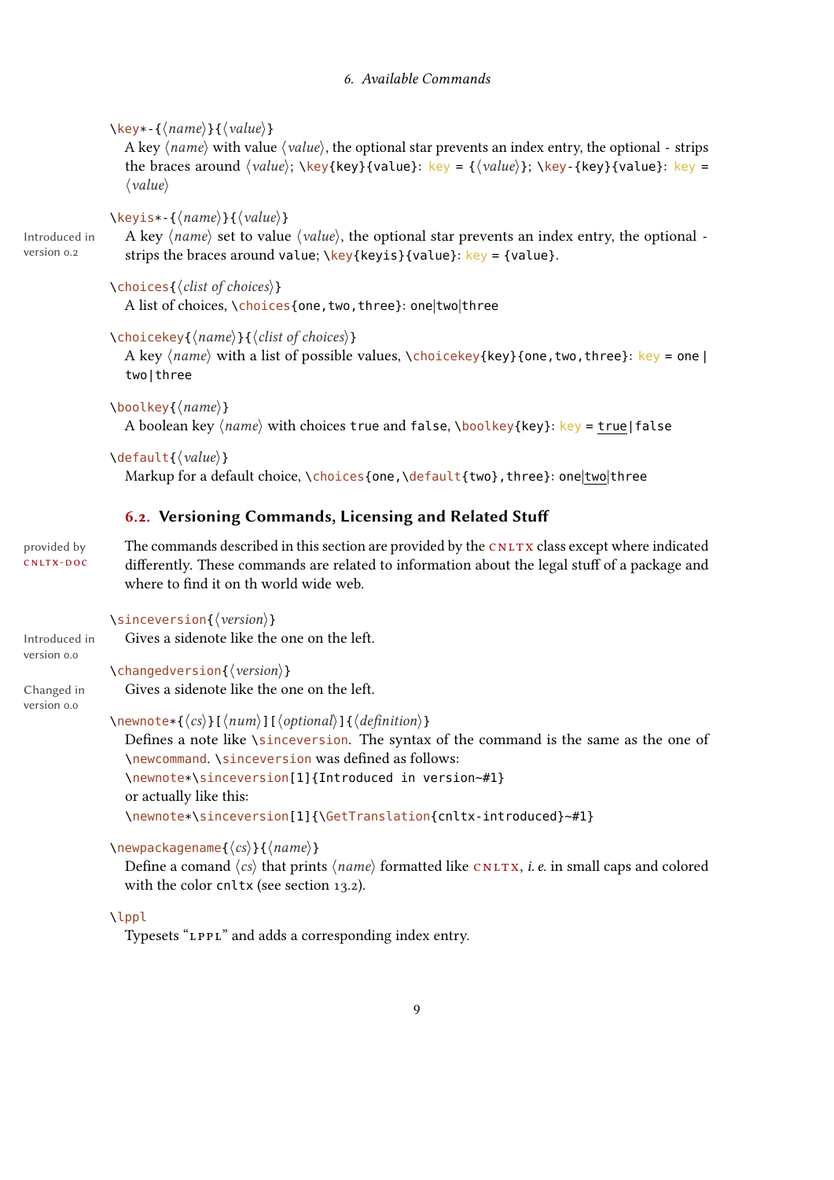`\key*-{⟨name⟩}{⟨value⟩}`
A key ⟨*name*⟩ with value ⟨*value*⟩, the optional star prevents an index entry, the optional `-` strips the braces around ⟨*value*⟩; `\key{key}{value}`: `key = {⟨value⟩}`; `\key-{key}{value}`: `key = ⟨value⟩`

`\keyis*-{⟨name⟩}{⟨value⟩}`
Introduced in version 0.2

A key ⟨*name*⟩ set to value ⟨*value*⟩, the optional star prevents an index entry, the optional `-` strips the braces around `value`; `\key{keyis}{value}`: `key = {value}`.

`\choices{⟨clist of choices⟩}`
A list of choices, `\choices{one,two,three}`: `one|two|three`

`\choicekey{⟨name⟩}{⟨clist of choices⟩}`
A key ⟨*name*⟩ with a list of possible values, `\choicekey{key}{one,two,three}`: `key = one|two|three`

`\boolkey{⟨name⟩}`
A boolean key ⟨*name*⟩ with choices `true` and `false`, `\boolkey{key}`: `key = true|false`

`\default{⟨value⟩}`
Markup for a default choice, `\choices{one,\default{two},three}`: `one|two|three`

## 6.2. Versioning Commands, Licensing and Related Stuff

provided by CNLTX-DOC

The commands described in this section are provided by the CNLTX class except where indicated differently. These commands are related to information about the legal stuff of a package and where to find it on th world wide web.

`\sinceversion{⟨version⟩}`
Introduced in version 0.0

Gives a sidenote like the one on the left.

`\changedversion{⟨version⟩}`
Changed in version 0.0

Gives a sidenote like the one on the left.

`\newnote*{⟨cs⟩}[⟨num⟩][⟨optional⟩]{⟨definition⟩}`
Defines a note like `\sinceversion`. The syntax of the command is the same as the one of `\newcommand`. `\sinceversion` was defined as follows:

```
\newnote*\sinceversion[1]{Introduced in version~#1}
```

or actually like this:

```
\newnote*\sinceversion[1]{\GetTranslation{cnltx-introduced}~#1}
```

`\newpackagename{⟨cs⟩}{⟨name⟩}`
Define a comand ⟨*cs*⟩ that prints ⟨*name*⟩ formatted like CNLTX, *i. e.* in small caps and colored with the color `cnltx` (see section 13.2).

`\lppl`
Typesets "LPPL" and adds a corresponding index entry.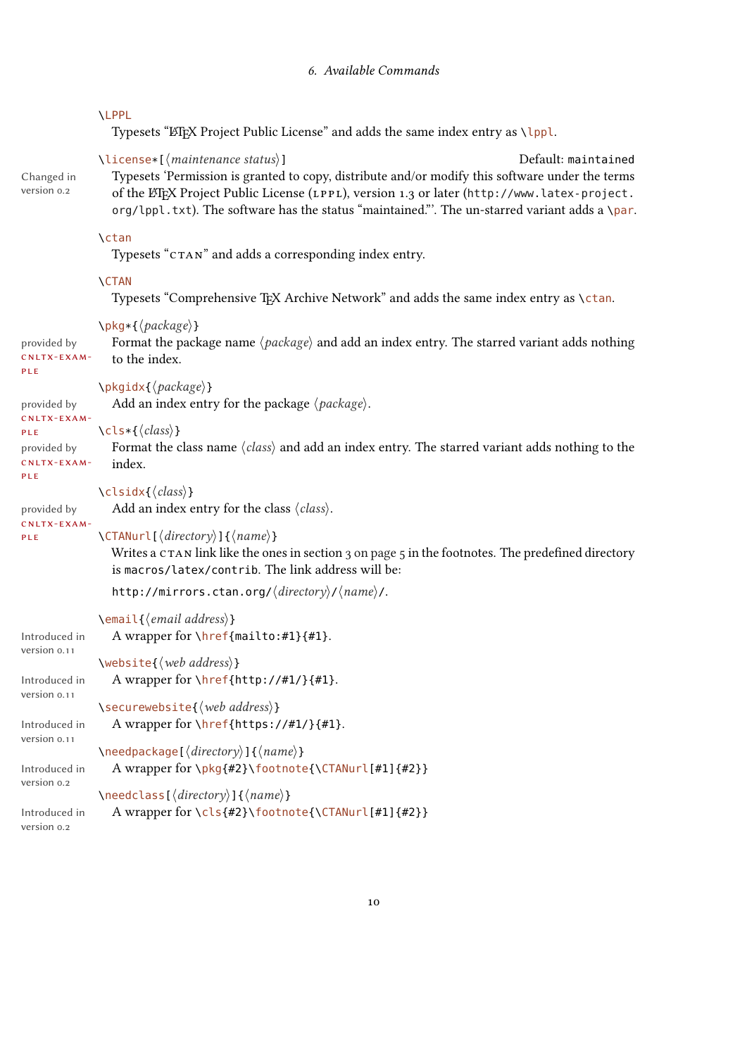`\LPPL`

Typesets “LaTeX Project Public License” and adds the same index entry as `\lppl`.

`\license*[⟨maintenance status⟩]` Default: `maintained`

Changed in version 0.2

Typesets ‘Permission is granted to copy, distribute and/or modify this software under the terms of the LaTeX Project Public License (LPPL), version 1.3 or later (`http://www.latex-project.org/lppl.txt`). The software has the status “maintained.”’. The un-starred variant adds a `\par`.

`\ctan`

Typesets “CTAN” and adds a corresponding index entry.

`\CTAN`

Typesets “Comprehensive TeX Archive Network” and adds the same index entry as `\ctan`.

`\pkg*{⟨package⟩}`

provided by CNLTX-EXAMPLE

Format the package name ⟨package⟩ and add an index entry. The starred variant adds nothing to the index.

`\pkgidx{⟨package⟩}`

provided by CNLTX-EXAMPLE

Add an index entry for the package ⟨package⟩.

`\cls*{⟨class⟩}`

provided by CNLTX-EXAMPLE

Format the class name ⟨class⟩ and add an index entry. The starred variant adds nothing to the index.

`\clsidx{⟨class⟩}`

provided by CNLTX-EXAMPLE

Add an index entry for the class ⟨class⟩.

`\CTANurl[⟨directory⟩]{⟨name⟩}`

Writes a CTAN link like the ones in section 3 on page 5 in the footnotes. The predefined directory is `macros/latex/contrib`. The link address will be:

`http://mirrors.ctan.org/⟨directory⟩/⟨name⟩/`.

`\email{⟨email address⟩}`

Introduced in version 0.11

A wrapper for `\href{mailto:#1}{#1}`.

`\website{⟨web address⟩}`

Introduced in version 0.11

A wrapper for `\href{http://#1/}{#1}`.

`\securewebsite{⟨web address⟩}`

Introduced in version 0.11

A wrapper for `\href{https://#1/}{#1}`.

`\needpackage[⟨directory⟩]{⟨name⟩}`

Introduced in version 0.2

A wrapper for `\pkg{#2}\footnote{\CTANurl[#1]{#2}}`

`\needclass[⟨directory⟩]{⟨name⟩}`

Introduced in version 0.2

A wrapper for `\cls{#2}\footnote{\CTANurl[#1]{#2}}`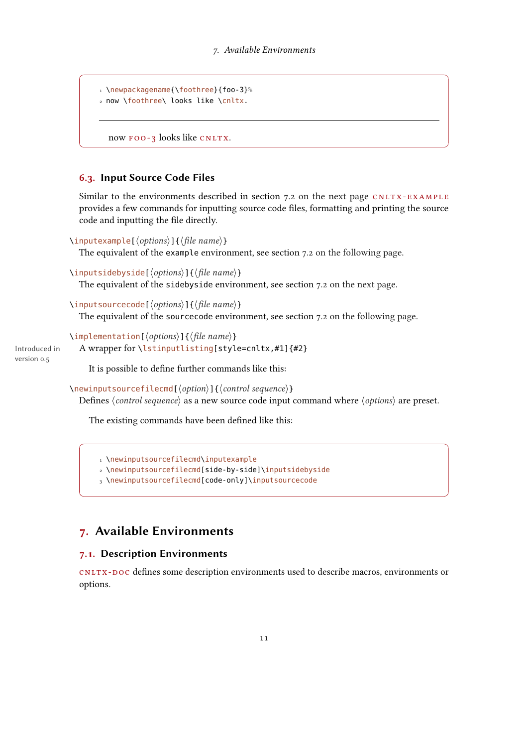```
\newpackagename{\foothree}{foo-3}%
now \foothree\ looks like \cnltx.
```

now FOO-3 looks like CNLTX.

### 6.3. Input Source Code Files

Similar to the environments described in section 7.2 on the next page CNLTX-EXAMPLE provides a few commands for inputting source code files, formatting and printing the source code and inputting the file directly.

`\inputexample[⟨options⟩]{⟨file name⟩}`
The equivalent of the `example` environment, see section 7.2 on the following page.

`\inputsidebyside[⟨options⟩]{⟨file name⟩}`
The equivalent of the `sidebyside` environment, see section 7.2 on the next page.

`\inputsourcecode[⟨options⟩]{⟨file name⟩}`
The equivalent of the `sourcecode` environment, see section 7.2 on the following page.

`\implementation[⟨options⟩]{⟨file name⟩}`
A wrapper for `\lstinputlisting[style=cnltx,#1]{#2}`

Introduced in version 0.5

It is possible to define further commands like this:

`\newinputsourcefilecmd[⟨option⟩]{⟨control sequence⟩}`
Defines ⟨*control sequence*⟩ as a new source code input command where ⟨*options*⟩ are preset.

The existing commands have been defined like this:

```
\newinputsourcefilecmd\inputexample
\newinputsourcefilecmd[side-by-side]\inputsidebyside
\newinputsourcefilecmd[code-only]\inputsourcecode
```

## 7. Available Environments

### 7.1. Description Environments

CNLTX-DOC defines some description environments used to describe macros, environments or options.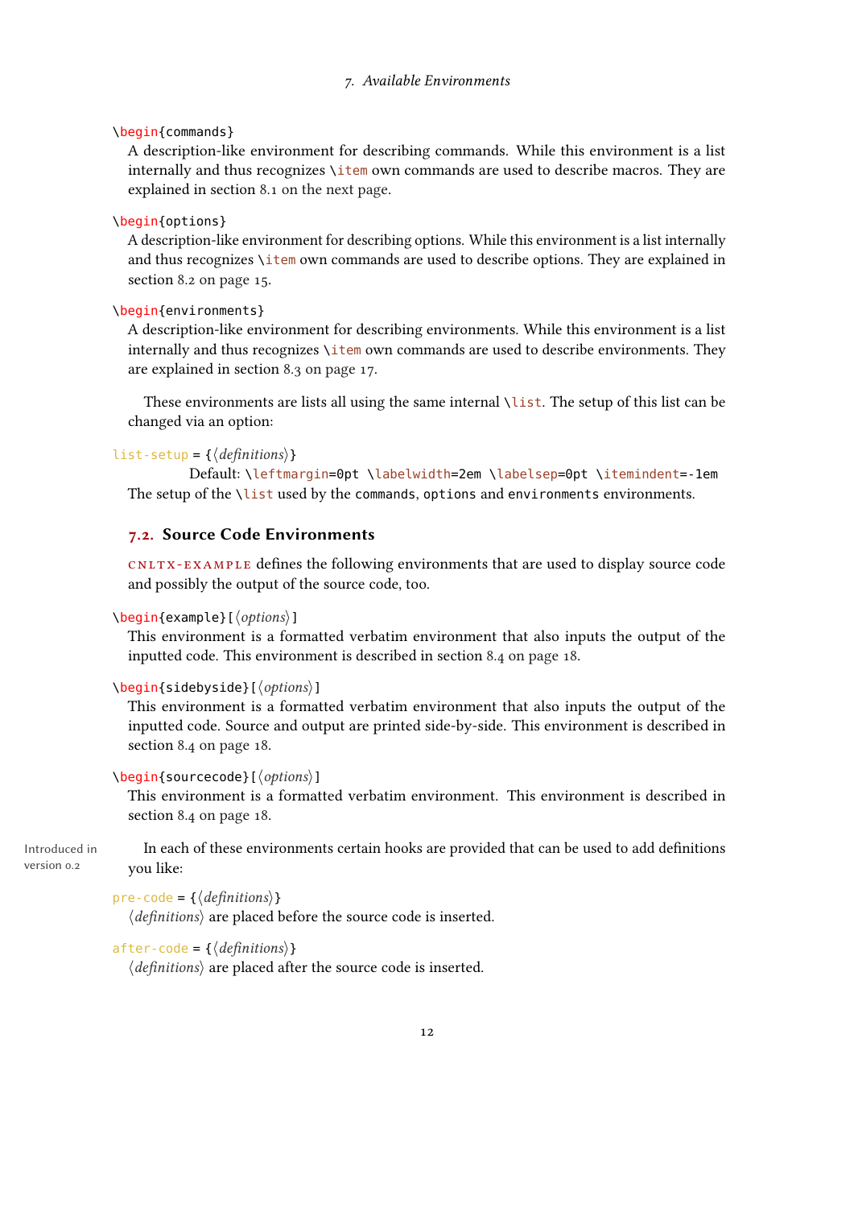`\begin{commands}`

A description-like environment for describing commands. While this environment is a list internally and thus recognizes `\item` own commands are used to describe macros. They are explained in section 8.1 on the next page.

`\begin{options}`

A description-like environment for describing options. While this environment is a list internally and thus recognizes `\item` own commands are used to describe options. They are explained in section 8.2 on page 15.

`\begin{environments}`

A description-like environment for describing environments. While this environment is a list internally and thus recognizes `\item` own commands are used to describe environments. They are explained in section 8.3 on page 17.

These environments are lists all using the same internal `\list`. The setup of this list can be changed via an option:

`list-setup = {⟨definitions⟩}`

Default: `\leftmargin=0pt \labelwidth=2em \labelsep=0pt \itemindent=-1em`

The setup of the `\list` used by the `commands`, `options` and `environments` environments.

## 7.2. Source Code Environments

CNLTX-EXAMPLE defines the following environments that are used to display source code and possibly the output of the source code, too.

`\begin{example}[⟨options⟩]`

This environment is a formatted verbatim environment that also inputs the output of the inputted code. This environment is described in section 8.4 on page 18.

`\begin{sidebyside}[⟨options⟩]`

This environment is a formatted verbatim environment that also inputs the output of the inputted code. Source and output are printed side-by-side. This environment is described in section 8.4 on page 18.

`\begin{sourcecode}[⟨options⟩]`

This environment is a formatted verbatim environment. This environment is described in section 8.4 on page 18.

Introduced in version 0.2

In each of these environments certain hooks are provided that can be used to add definitions you like:

`pre-code = {⟨definitions⟩}`

⟨*definitions*⟩ are placed before the source code is inserted.

`after-code = {⟨definitions⟩}`

⟨*definitions*⟩ are placed after the source code is inserted.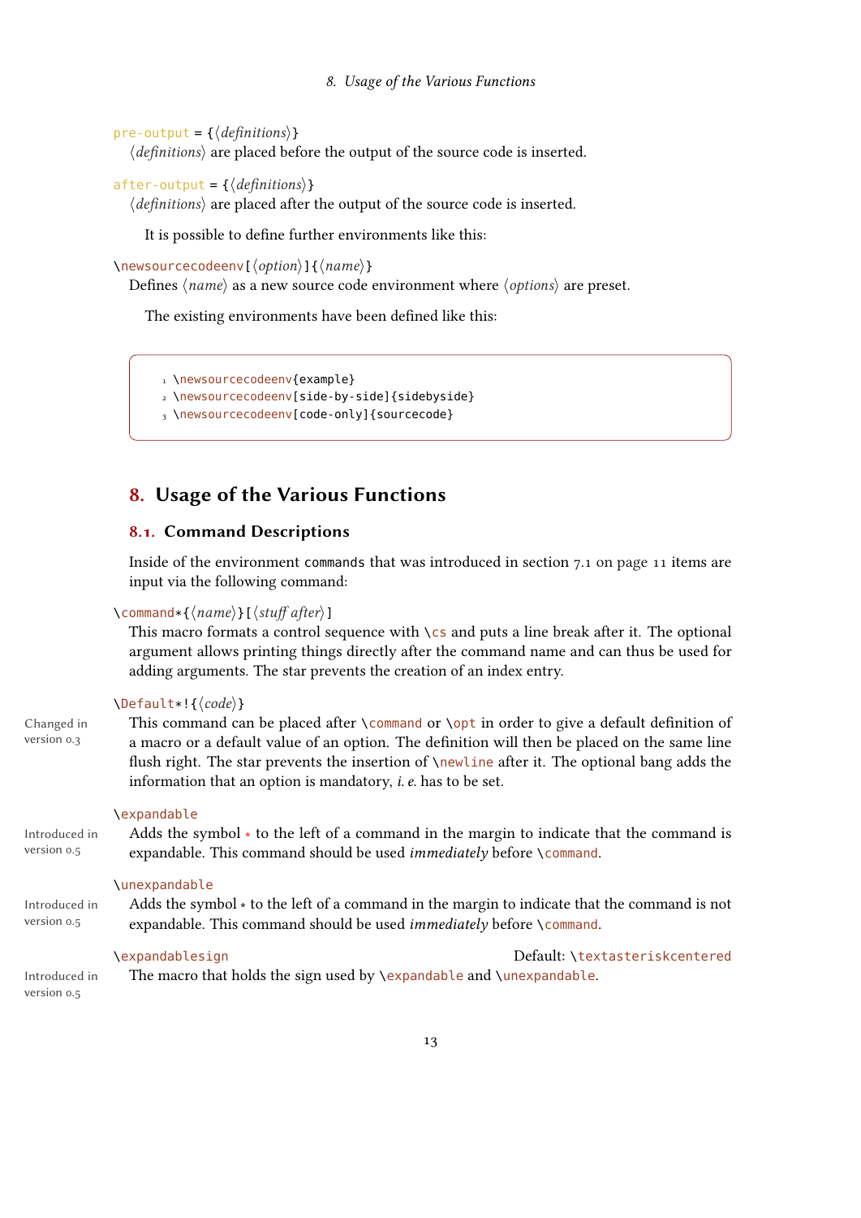`pre-output` = {⟨*definitions*⟩}
⟨*definitions*⟩ are placed before the output of the source code is inserted.

`after-output` = {⟨*definitions*⟩}
⟨*definitions*⟩ are placed after the output of the source code is inserted.

It is possible to define further environments like this:

`\newsourcecodeenv[⟨option⟩]{⟨name⟩}`
Defines ⟨*name*⟩ as a new source code environment where ⟨*options*⟩ are preset.

The existing environments have been defined like this:

```
\newsourcecodeenv{example}
\newsourcecodeenv[side-by-side]{sidebyside}
\newsourcecodeenv[code-only]{sourcecode}
```

## 8. Usage of the Various Functions

### 8.1. Command Descriptions

Inside of the environment `commands` that was introduced in section 7.1 on page 11 items are input via the following command:

`\command*{⟨name⟩}[⟨stuff after⟩]`
This macro formats a control sequence with `\cs` and puts a line break after it. The optional argument allows printing things directly after the command name and can thus be used for adding arguments. The star prevents the creation of an index entry.

`\Default*!{⟨code⟩}`
Changed in version 0.3
This command can be placed after `\command` or `\opt` in order to give a default definition of a macro or a default value of an option. The definition will then be placed on the same line flush right. The star prevents the insertion of `\newline` after it. The optional bang adds the information that an option is mandatory, *i. e.* has to be set.

`\expandable`
Introduced in version 0.5
Adds the symbol * to the left of a command in the margin to indicate that the command is expandable. This command should be used *immediately* before `\command`.

`\unexpandable`
Introduced in version 0.5
Adds the symbol * to the left of a command in the margin to indicate that the command is not expandable. This command should be used *immediately* before `\command`.

`\expandablesign` Default: `\textasteriskcentered`
Introduced in version 0.5
The macro that holds the sign used by `\expandable` and `\unexpandable`.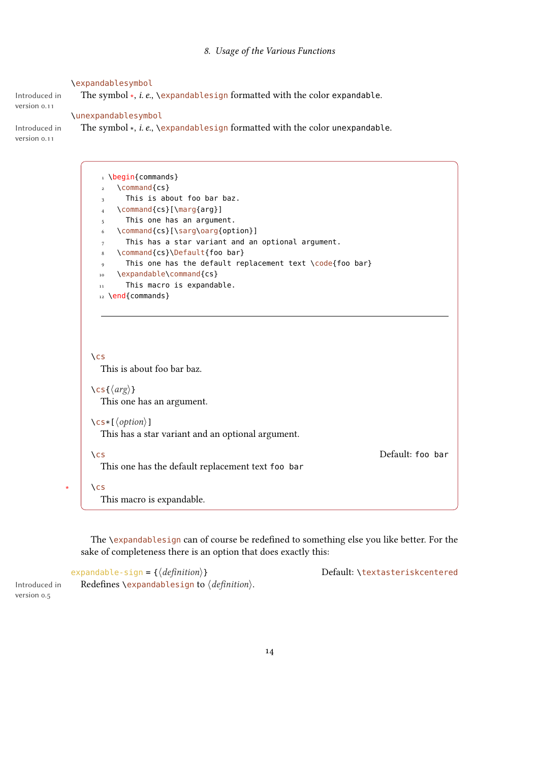`\expandablesymbol`

Introduced in version 0.11

The symbol *, *i. e.*, `\expandablesign` formatted with the color `expandable`.

`\unexpandablesymbol`

Introduced in version 0.11

The symbol *, *i. e.*, `\expandablesign` formatted with the color `unexpandable`.

```
\begin{commands}
  \command{cs}
    This is about foo bar baz.
  \command{cs}[\marg{arg}]
    This one has an argument.
  \command{cs}[\sarg\oarg{option}]
    This has a star variant and an optional argument.
  \command{cs}\Default{foo bar}
    This one has the default replacement text \code{foo bar}
  \expandable\command{cs}
    This macro is expandable.
\end{commands}
```

---

`\cs`

This is about foo bar baz.

`\cs{⟨arg⟩}`

This one has an argument.

`\cs*[⟨option⟩]`

This has a star variant and an optional argument.

`\cs` — Default: `foo bar`

This one has the default replacement text `foo bar`

\* `\cs`

This macro is expandable.

The `\expandablesign` can of course be redefined to something else you like better. For the sake of completeness there is an option that does exactly this:

`expandable-sign = {⟨definition⟩}` — Default: `\textasteriskcentered`

Introduced in version 0.5

Redefines `\expandablesign` to ⟨*definition*⟩.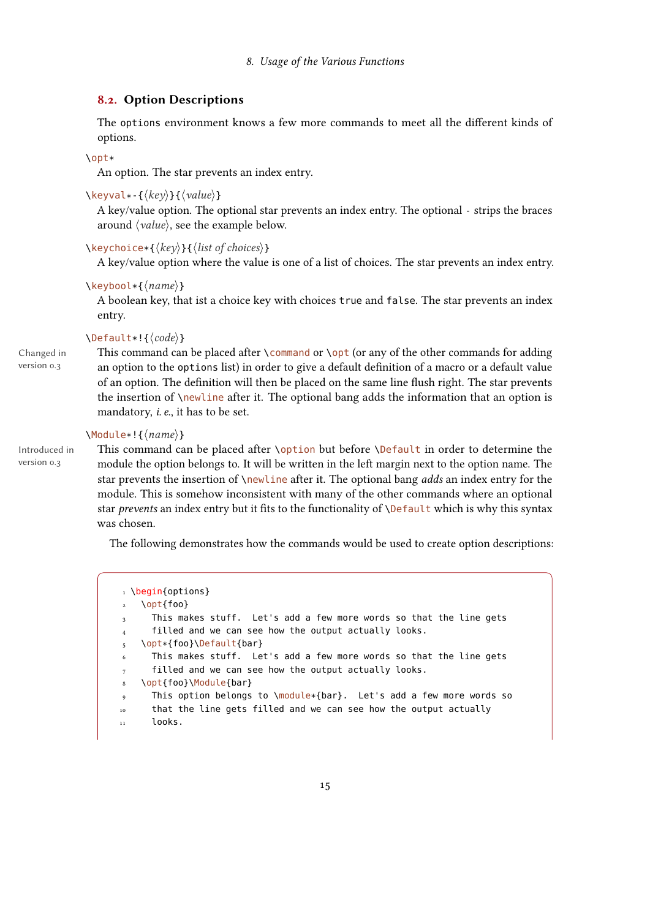## 8.2. Option Descriptions

The `options` environment knows a few more commands to meet all the different kinds of options.

`\opt*`

An option. The star prevents an index entry.

`\keyval*-{⟨key⟩}{⟨value⟩}`

A key/value option. The optional star prevents an index entry. The optional `-` strips the braces around ⟨value⟩, see the example below.

`\keychoice*{⟨key⟩}{⟨list of choices⟩}`

A key/value option where the value is one of a list of choices. The star prevents an index entry.

`\keybool*{⟨name⟩}`

A boolean key, that ist a choice key with choices `true` and `false`. The star prevents an index entry.

`\Default*!{⟨code⟩}`

Changed in version 0.3

This command can be placed after `\command` or `\opt` (or any of the other commands for adding an option to the `options` list) in order to give a default definition of a macro or a default value of an option. The definition will then be placed on the same line flush right. The star prevents the insertion of `\newline` after it. The optional bang adds the information that an option is mandatory, *i. e.*, it has to be set.

`\Module*!{⟨name⟩}`

Introduced in version 0.3

This command can be placed after `\option` but before `\Default` in order to determine the module the option belongs to. It will be written in the left margin next to the option name. The star prevents the insertion of `\newline` after it. The optional bang *adds* an index entry for the module. This is somehow inconsistent with many of the other commands where an optional star *prevents* an index entry but it fits to the functionality of `\Default` which is why this syntax was chosen.

The following demonstrates how the commands would be used to create option descriptions:

```
\begin{options}
  \opt{foo}
    This makes stuff.  Let's add a few more words so that the line gets
    filled and we can see how the output actually looks.
  \opt*{foo}\Default{bar}
    This makes stuff.  Let's add a few more words so that the line gets
    filled and we can see how the output actually looks.
  \opt{foo}\Module{bar}
    This option belongs to \module*{bar}.  Let's add a few more words so
    that the line gets filled and we can see how the output actually
    looks.
```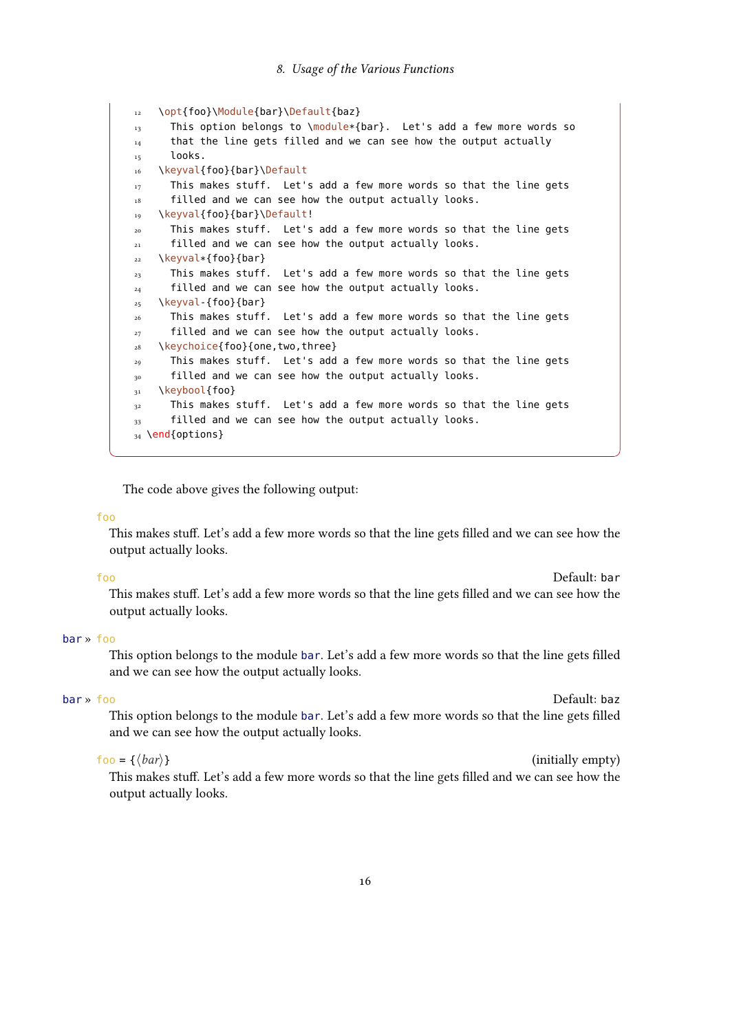```
  \opt{foo}\Module{bar}\Default{baz}
    This option belongs to \module*{bar}.  Let's add a few more words so
    that the line gets filled and we can see how the output actually
    looks.
  \keyval{foo}{bar}\Default
    This makes stuff.  Let's add a few more words so that the line gets
    filled and we can see how the output actually looks.
  \keyval{foo}{bar}\Default!
    This makes stuff.  Let's add a few more words so that the line gets
    filled and we can see how the output actually looks.
  \keyval*{foo}{bar}
    This makes stuff.  Let's add a few more words so that the line gets
    filled and we can see how the output actually looks.
  \keyval-{foo}{bar}
    This makes stuff.  Let's add a few more words so that the line gets
    filled and we can see how the output actually looks.
  \keychoice{foo}{one,two,three}
    This makes stuff.  Let's add a few more words so that the line gets
    filled and we can see how the output actually looks.
  \keybool{foo}
    This makes stuff.  Let's add a few more words so that the line gets
    filled and we can see how the output actually looks.
\end{options}
```

The code above gives the following output:

`foo`

This makes stuff. Let's add a few more words so that the line gets filled and we can see how the output actually looks.

`foo` Default: `bar`

This makes stuff. Let's add a few more words so that the line gets filled and we can see how the output actually looks.

`bar` » `foo`

This option belongs to the module `bar`. Let's add a few more words so that the line gets filled and we can see how the output actually looks.

`bar` » `foo` Default: `baz`

This option belongs to the module `bar`. Let's add a few more words so that the line gets filled and we can see how the output actually looks.

`foo = {`⟨*bar*⟩`}` (initially empty)

This makes stuff. Let's add a few more words so that the line gets filled and we can see how the output actually looks.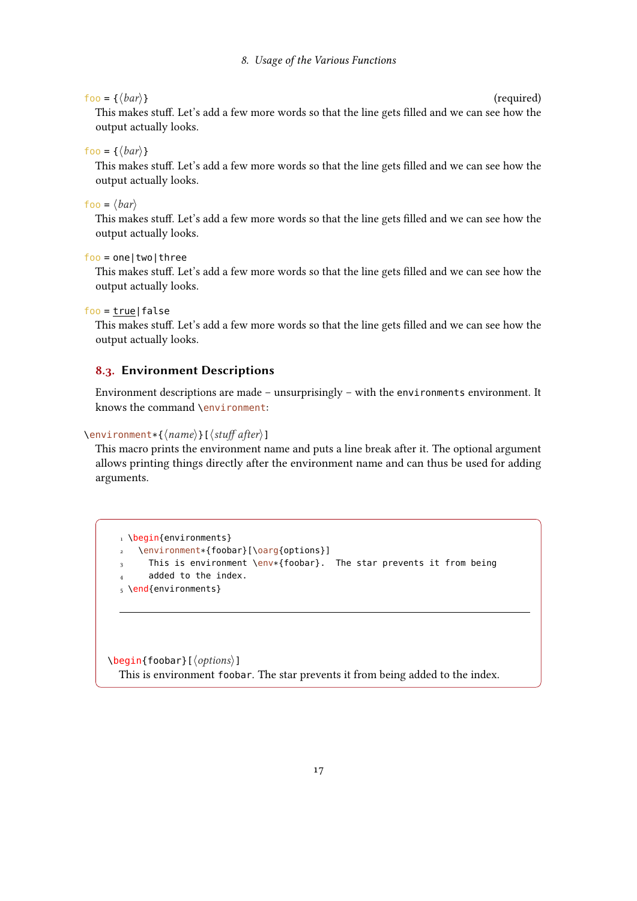foo = {⟨*bar*⟩} (required)

This makes stuff. Let's add a few more words so that the line gets filled and we can see how the output actually looks.

foo = {⟨*bar*⟩}

This makes stuff. Let's add a few more words so that the line gets filled and we can see how the output actually looks.

foo = ⟨*bar*⟩

This makes stuff. Let's add a few more words so that the line gets filled and we can see how the output actually looks.

foo = one|two|three

This makes stuff. Let's add a few more words so that the line gets filled and we can see how the output actually looks.

foo = true|false

This makes stuff. Let's add a few more words so that the line gets filled and we can see how the output actually looks.

## 8.3. Environment Descriptions

Environment descriptions are made – unsurprisingly – with the `environments` environment. It knows the command `\environment`:

`\environment*{⟨name⟩}[⟨stuff after⟩]`

This macro prints the environment name and puts a line break after it. The optional argument allows printing things directly after the environment name and can thus be used for adding arguments.

```
\begin{environments}
  \environment*{foobar}[\oarg{options}]
    This is environment \env*{foobar}.  The star prevents it from being
    added to the index.
\end{environments}
```

`\begin{foobar}[⟨options⟩]`

This is environment `foobar`. The star prevents it from being added to the index.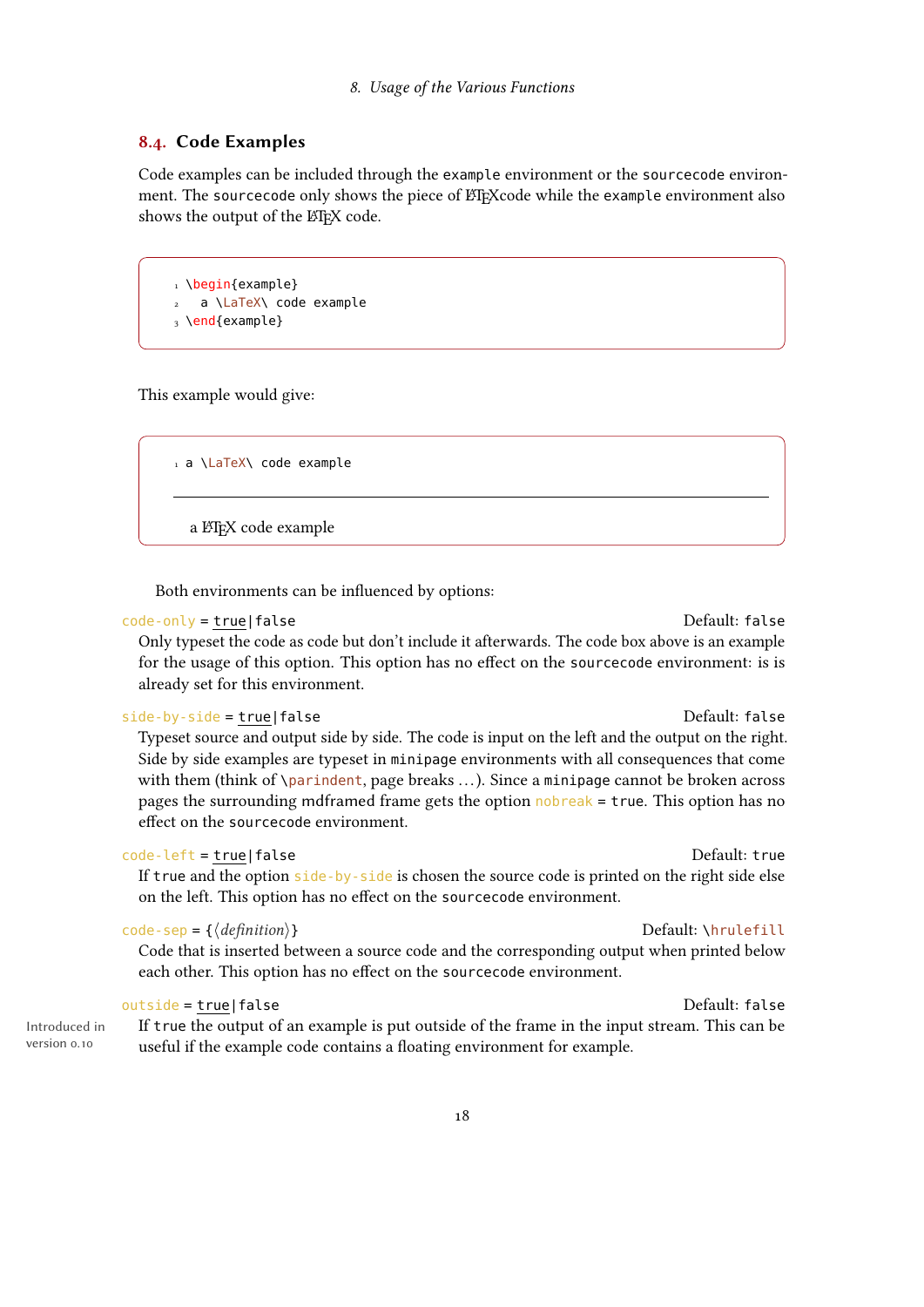### 8.4. Code Examples

Code examples can be included through the `example` environment or the `sourcecode` environment. The `sourcecode` only shows the piece of LaTeXcode while the `example` environment also shows the output of the LaTeX code.

```
\begin{example}
  a \LaTeX\ code example
\end{example}
```

This example would give:

```
a \LaTeX\ code example
```

---

a LaTeX code example

Both environments can be influenced by options:

`code-only` = `true`|`false` Default: `false`
Only typeset the code as code but don't include it afterwards. The code box above is an example for the usage of this option. This option has no effect on the `sourcecode` environment: is is already set for this environment.

`side-by-side` = `true`|`false` Default: `false`
Typeset source and output side by side. The code is input on the left and the output on the right. Side by side examples are typeset in `minipage` environments with all consequences that come with them (think of `\parindent`, page breaks ...). Since a `minipage` cannot be broken across pages the surrounding mdframed frame gets the option `nobreak` = `true`. This option has no effect on the `sourcecode` environment.

`code-left` = `true`|`false` Default: `true`
If `true` and the option `side-by-side` is chosen the source code is printed on the right side else on the left. This option has no effect on the `sourcecode` environment.

`code-sep` = `{`⟨*definition*⟩`}` Default: `\hrulefill`
Code that is inserted between a source code and the corresponding output when printed below each other. This option has no effect on the `sourcecode` environment.

`outside` = `true`|`false` Default: `false`
Introduced in version 0.10
If `true` the output of an example is put outside of the frame in the input stream. This can be useful if the example code contains a floating environment for example.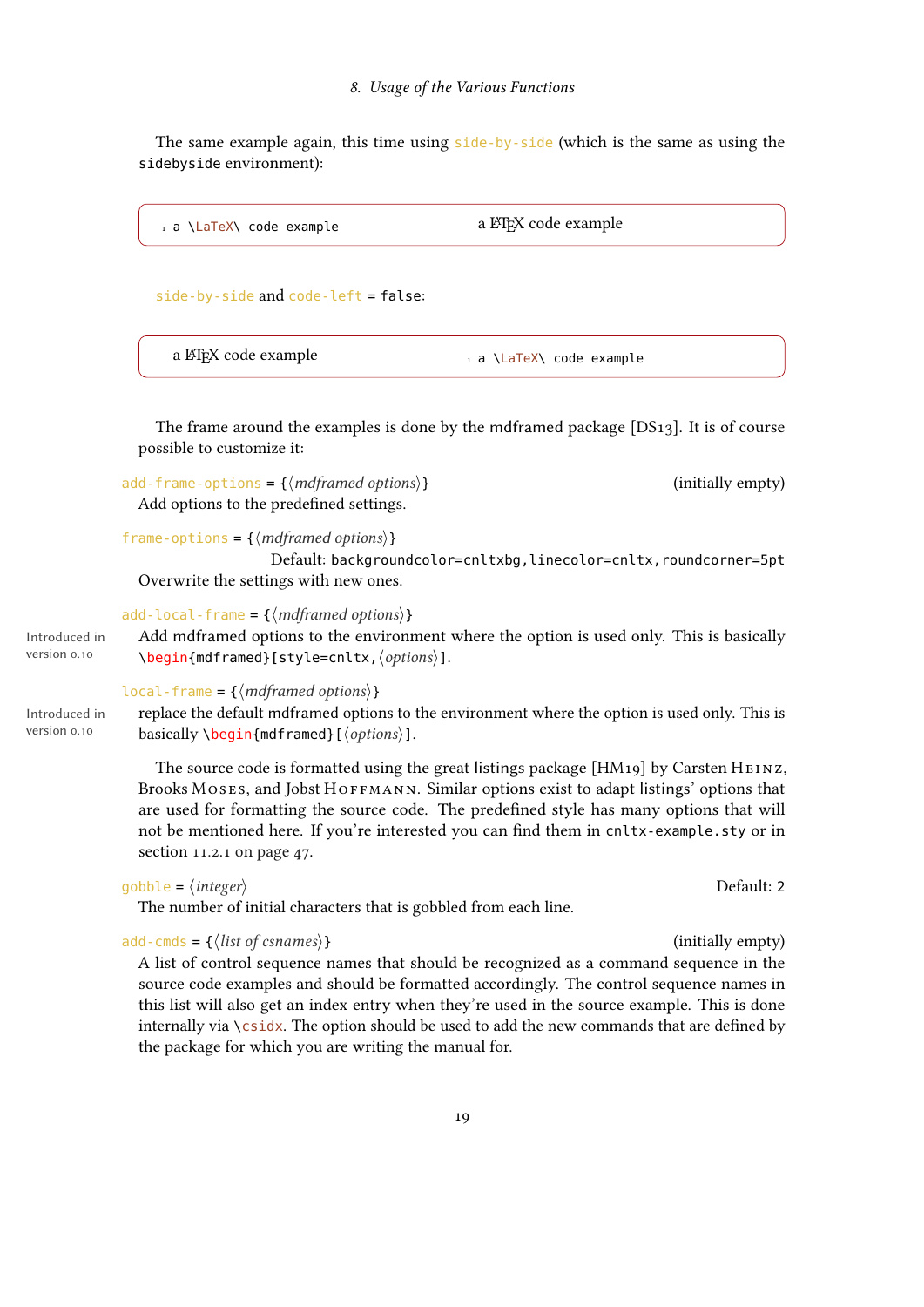The same example again, this time using `side-by-side` (which is the same as using the `sidebyside` environment):

```
1 a \LaTeX\ code example
```
a LaTeX code example

`side-by-side` and `code-left = false`:

a LaTeX code example
```
1 a \LaTeX\ code example
```

The frame around the examples is done by the mdframed package [DS13]. It is of course possible to customize it:

`add-frame-options = {⟨mdframed options⟩}` (initially empty)
Add options to the predefined settings.

`frame-options = {⟨mdframed options⟩}`
Default: `backgroundcolor=cnltxbg,linecolor=cnltx,roundcorner=5pt`
Overwrite the settings with new ones.

`add-local-frame = {⟨mdframed options⟩}`
Introduced in version 0.10
Add mdframed options to the environment where the option is used only. This is basically `\begin{mdframed}[style=cnltx,⟨options⟩]`.

`local-frame = {⟨mdframed options⟩}`
Introduced in version 0.10
replace the default mdframed options to the environment where the option is used only. This is basically `\begin{mdframed}[⟨options⟩]`.

The source code is formatted using the great listings package [HM19] by Carsten Heinz, Brooks Moses, and Jobst Hoffmann. Similar options exist to adapt listings' options that are used for formatting the source code. The predefined style has many options that will not be mentioned here. If you're interested you can find them in `cnltx-example.sty` or in section 11.2.1 on page 47.

`gobble = ⟨integer⟩` Default: 2
The number of initial characters that is gobbled from each line.

`add-cmds = {⟨list of csnames⟩}` (initially empty)
A list of control sequence names that should be recognized as a command sequence in the source code examples and should be formatted accordingly. The control sequence names in this list will also get an index entry when they're used in the source example. This is done internally via `\csidx`. The option should be used to add the new commands that are defined by the package for which you are writing the manual for.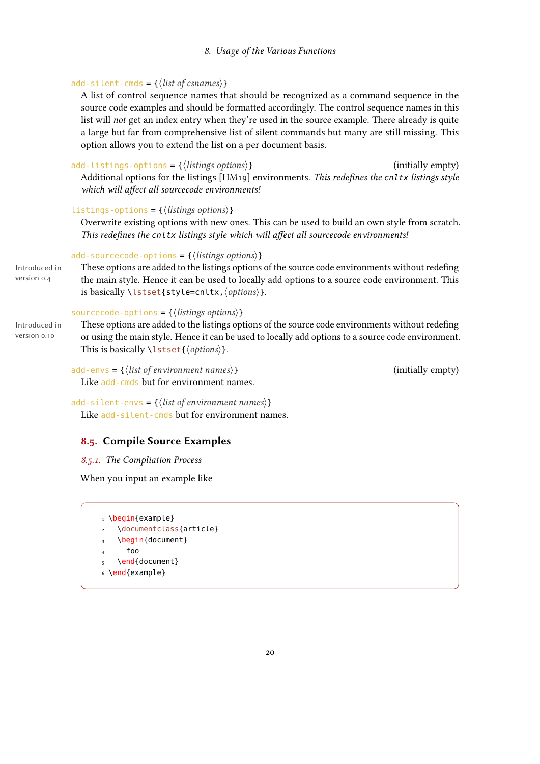`add-silent-cmds` = {⟨*list of csnames*⟩}
A list of control sequence names that should be recognized as a command sequence in the source code examples and should be formatted accordingly. The control sequence names in this list will *not* get an index entry when they're used in the source example. There already is quite a large but far from comprehensive list of silent commands but many are still missing. This option allows you to extend the list on a per document basis.

`add-listings-options` = {⟨*listings options*⟩} (initially empty)
Additional options for the listings [HM19] environments. *This redefines the* `cnltx` *listings style which will affect all sourcecode environments!*

`listings-options` = {⟨*listings options*⟩}
Overwrite existing options with new ones. This can be used to build an own style from scratch. *This redefines the* `cnltx` *listings style which will affect all sourcecode environments!*

`add-sourcecode-options` = {⟨*listings options*⟩}
Introduced in version 0.4
These options are added to the listings options of the source code environments without redefing the main style. Hence it can be used to locally add options to a source code environment. This is basically `\lstset{style=cnltx,`⟨*options*⟩`}`.

`sourcecode-options` = {⟨*listings options*⟩}
Introduced in version 0.10
These options are added to the listings options of the source code environments without redefing or using the main style. Hence it can be used to locally add options to a source code environment. This is basically `\lstset{`⟨*options*⟩`}`.

`add-envs` = {⟨*list of environment names*⟩} (initially empty)
Like `add-cmds` but for environment names.

`add-silent-envs` = {⟨*list of environment names*⟩}
Like `add-silent-cmds` but for environment names.

## 8.5. Compile Source Examples

### 8.5.1. The Compliation Process

When you input an example like

```
1 \begin{example}
2   \documentclass{article}
3   \begin{document}
4     foo
5   \end{document}
6 \end{example}
```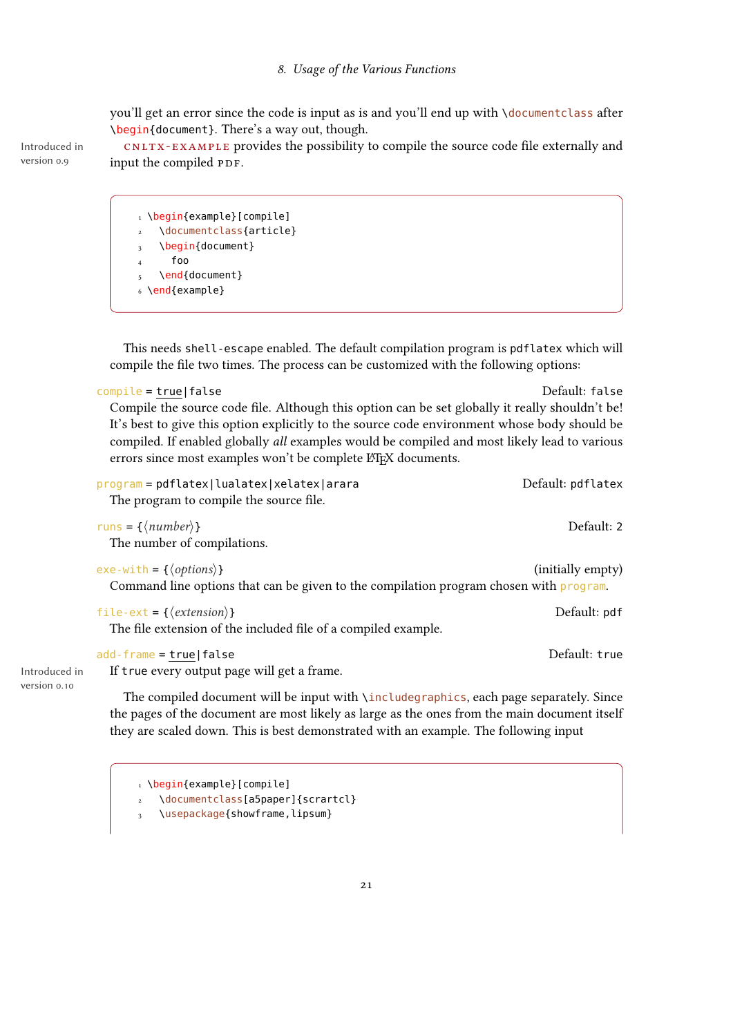you'll get an error since the code is input as is and you'll end up with \documentclass after \begin{document}. There's a way out, though.

Introduced in version 0.9

cnltx-example provides the possibility to compile the source code file externally and input the compiled PDF.

```
\begin{example}[compile]
  \documentclass{article}
  \begin{document}
    foo
  \end{document}
\end{example}
```

This needs `shell-escape` enabled. The default compilation program is `pdflatex` which will compile the file two times. The process can be customized with the following options:

`compile` = `true|false` — Default: `false`

Compile the source code file. Although this option can be set globally it really shouldn't be! It's best to give this option explicitly to the source code environment whose body should be compiled. If enabled globally *all* examples would be compiled and most likely lead to various errors since most examples won't be complete LaTeX documents.

`program` = `pdflatex|lualatex|xelatex|arara` — Default: `pdflatex`

The program to compile the source file.

`runs` = `{⟨number⟩}` — Default: `2`

The number of compilations.

`exe-with` = `{⟨options⟩}` — (initially empty)

Command line options that can be given to the compilation program chosen with `program`.

`file-ext` = `{⟨extension⟩}` — Default: `pdf`

The file extension of the included file of a compiled example.

`add-frame` = `true|false` — Default: `true`

Introduced in version 0.10

If `true` every output page will get a frame.

The compiled document will be input with \includegraphics, each page separately. Since the pages of the document are most likely as large as the ones from the main document itself they are scaled down. This is best demonstrated with an example. The following input

```
\begin{example}[compile]
  \documentclass[a5paper]{scrartcl}
  \usepackage{showframe,lipsum}
```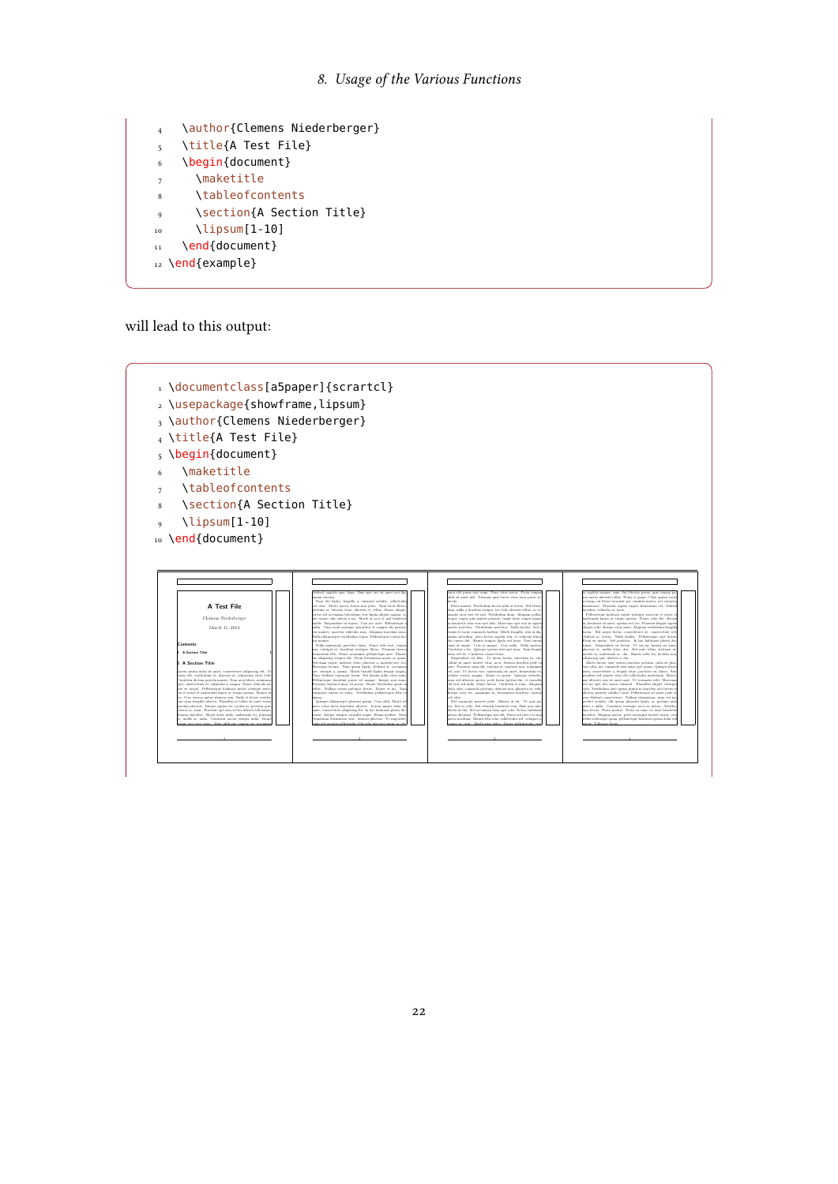```
\author{Clemens Niederberger}
\title{A Test File}
\begin{document}
  \maketitle
  \tableofcontents
  \section{A Section Title}
  \lipsum[1-10]
\end{document}
\end{example}
```

will lead to this output:

```
\documentclass[a5paper]{scrartcl}
\usepackage{showframe,lipsum}
\author{Clemens Niederberger}
\title{A Test File}
\begin{document}
  \maketitle
  \tableofcontents
  \section{A Section Title}
  \lipsum[1-10]
\end{document}
```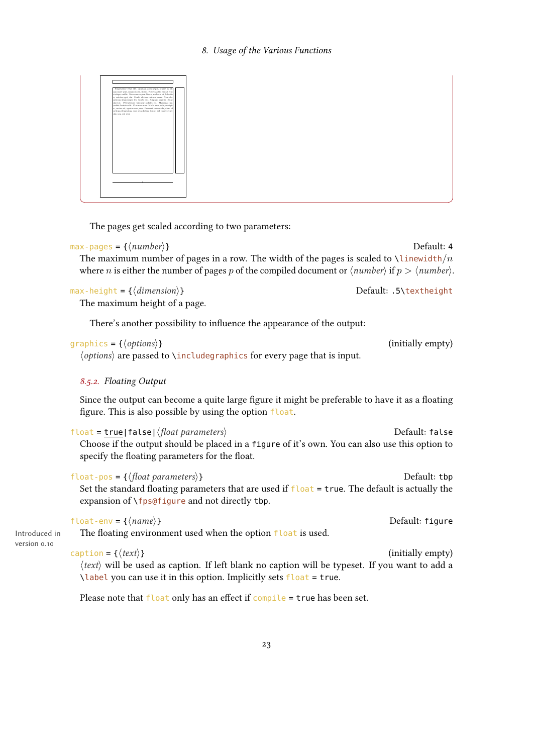The pages get scaled according to two parameters:

max-pages = {⟨number⟩} Default: 4

The maximum number of pages in a row. The width of the pages is scaled to \linewidth/$n$ where $n$ is either the number of pages $p$ of the compiled document or ⟨number⟩ if $p >$ ⟨number⟩.

max-height = {⟨dimension⟩} Default: .5\textheight

The maximum height of a page.

There's another possibility to influence the appearance of the output:

graphics = {⟨options⟩} (initially empty)

⟨options⟩ are passed to \includegraphics for every page that is input.

### 8.5.2. Floating Output

Since the output can become a quite large figure it might be preferable to have it as a floating figure. This is also possible by using the option float.

float = true|false|⟨float parameters⟩ Default: false

Choose if the output should be placed in a figure of it's own. You can also use this option to specify the floating parameters for the float.

float-pos = {⟨float parameters⟩} Default: tbp

Set the standard floating parameters that are used if float = true. The default is actually the expansion of \fps@figure and not directly tbp.

float-env = {⟨name⟩} Default: figure

Introduced in version 0.10

The floating environment used when the option float is used.

caption = {⟨text⟩} (initially empty)

⟨text⟩ will be used as caption. If left blank no caption will be typeset. If you want to add a \label you can use it in this option. Implicitly sets float = true.

Please note that float only has an effect if compile = true has been set.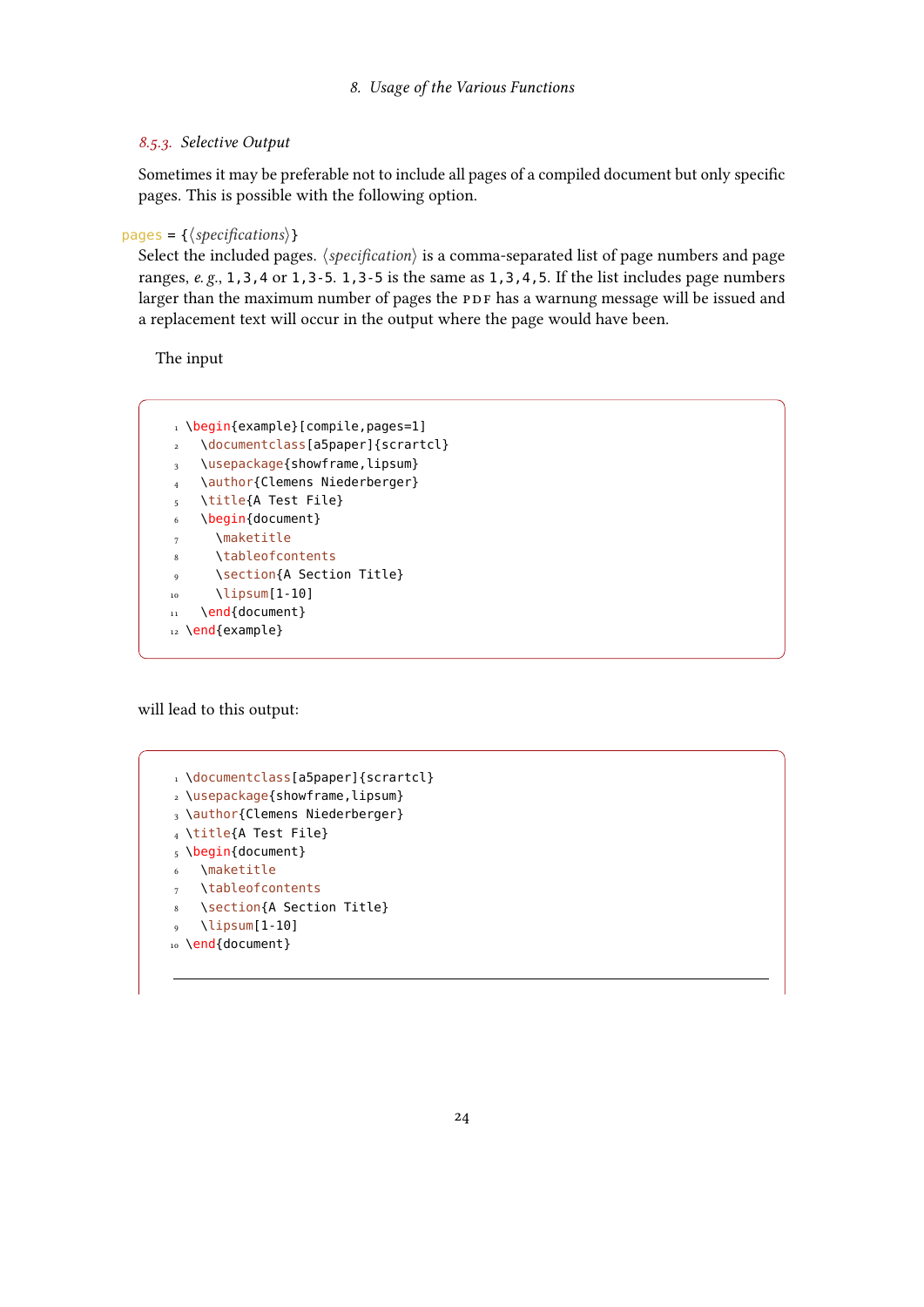### 8.5.3. Selective Output

Sometimes it may be preferable not to include all pages of a compiled document but only specific pages. This is possible with the following option.

pages = {⟨*specifications*⟩}
Select the included pages. ⟨*specification*⟩ is a comma-separated list of page numbers and page ranges, *e. g.*, `1,3,4` or `1,3-5`. `1,3-5` is the same as `1,3,4,5`. If the list includes page numbers larger than the maximum number of pages the PDF has a warnung message will be issued and a replacement text will occur in the output where the page would have been.

The input

```
\begin{example}[compile,pages=1]
  \documentclass[a5paper]{scrartcl}
  \usepackage{showframe,lipsum}
  \author{Clemens Niederberger}
  \title{A Test File}
  \begin{document}
    \maketitle
    \tableofcontents
    \section{A Section Title}
    \lipsum[1-10]
  \end{document}
\end{example}
```

will lead to this output:

```
\documentclass[a5paper]{scrartcl}
\usepackage{showframe,lipsum}
\author{Clemens Niederberger}
\title{A Test File}
\begin{document}
  \maketitle
  \tableofcontents
  \section{A Section Title}
  \lipsum[1-10]
\end{document}
```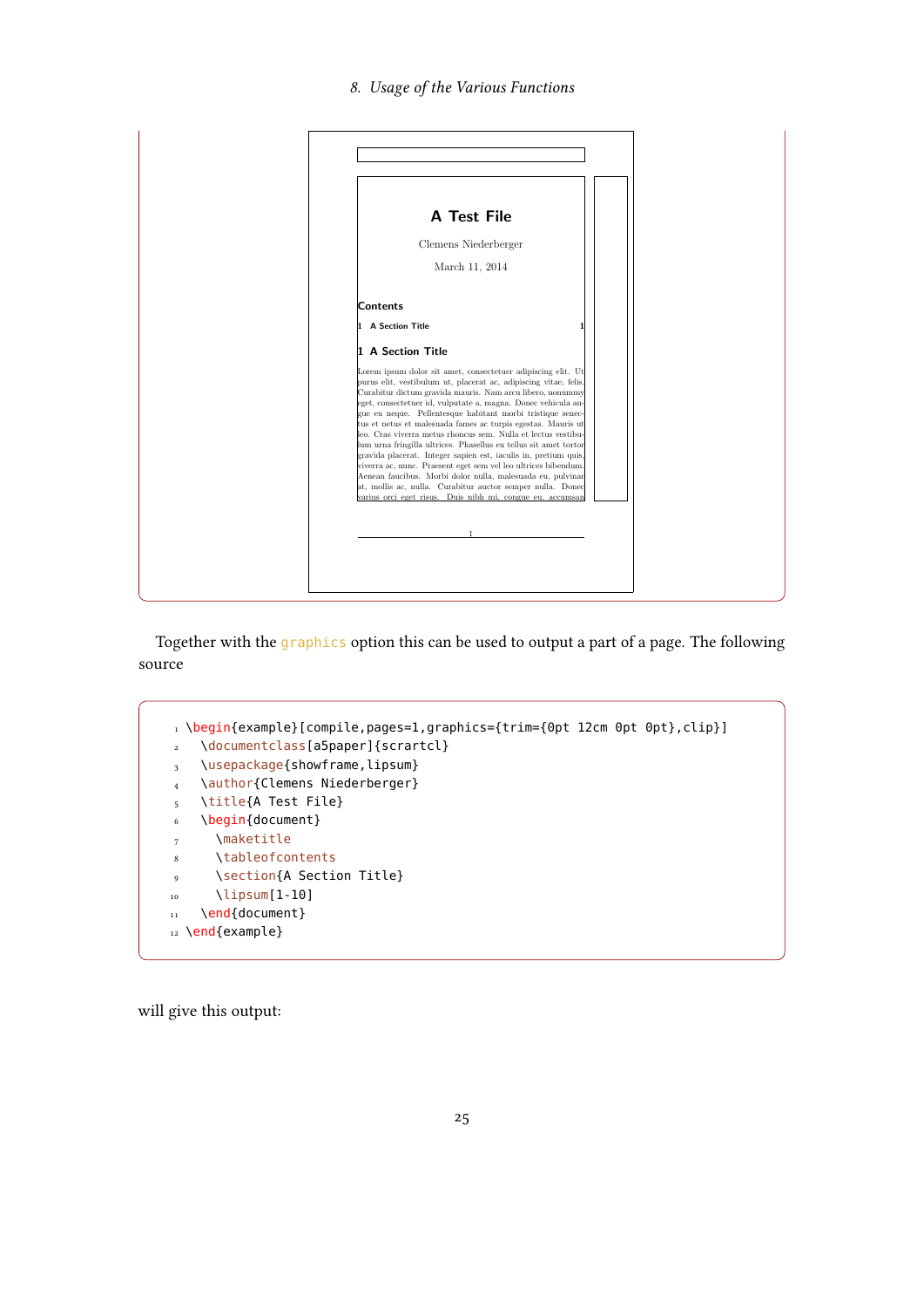A Test File

Clemens Niederberger

March 11, 2014

**Contents**

1 A Section Title 1

**1 A Section Title**

Lorem ipsum dolor sit amet, consectetuer adipiscing elit. Ut purus elit, vestibulum ut, placerat ac, adipiscing vitae, felis. Curabitur dictum gravida mauris. Nam arcu libero, nonummy eget, consectetuer id, vulputate a, magna. Donec vehicula augue eu neque. Pellentesque habitant morbi tristique senectus et netus et malesuada fames ac turpis egestas. Mauris ut leo. Cras viverra metus rhoncus sem. Nulla et lectus vestibulum urna fringilla ultrices. Phasellus eu tellus sit amet tortor gravida placerat. Integer sapien est, iaculis in, pretium quis, viverra ac, nunc. Praesent eget sem vel leo ultrices bibendum. Aenean faucibus. Morbi dolor nulla, malesuada eu, pulvinar at, mollis ac, nulla. Curabitur auctor semper nulla. Donec varius orci eget risus. Duis nibh mi, congue eu, accumsan

1

Together with the graphics option this can be used to output a part of a page. The following source

```
\begin{example}[compile,pages=1,graphics={trim={0pt 12cm 0pt 0pt},clip}]
  \documentclass[a5paper]{scrartcl}
  \usepackage{showframe,lipsum}
  \author{Clemens Niederberger}
  \title{A Test File}
  \begin{document}
    \maketitle
    \tableofcontents
    \section{A Section Title}
    \lipsum[1-10]
  \end{document}
\end{example}
```

will give this output: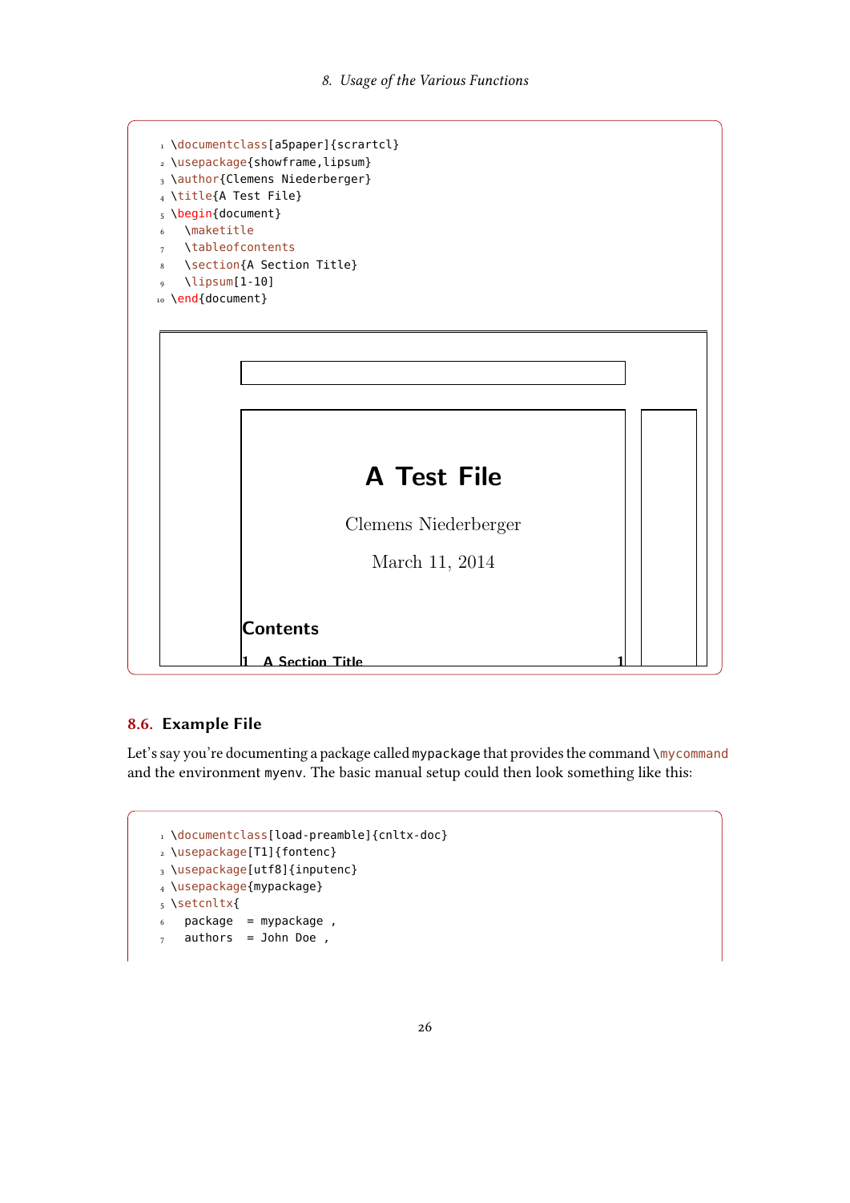```
\documentclass[a5paper]{scrartcl}
\usepackage{showframe,lipsum}
\author{Clemens Niederberger}
\title{A Test File}
\begin{document}
  \maketitle
  \tableofcontents
  \section{A Section Title}
  \lipsum[1-10]
\end{document}
```

A Test File

Clemens Niederberger

March 11, 2014

Contents

1 A Section Title 1

## 8.6. Example File

Let's say you're documenting a package called mypackage that provides the command \mycommand and the environment myenv. The basic manual setup could then look something like this:

```
\documentclass[load-preamble]{cnltx-doc}
\usepackage[T1]{fontenc}
\usepackage[utf8]{inputenc}
\usepackage{mypackage}
\setcnltx{
  package  = mypackage ,
  authors  = John Doe ,
```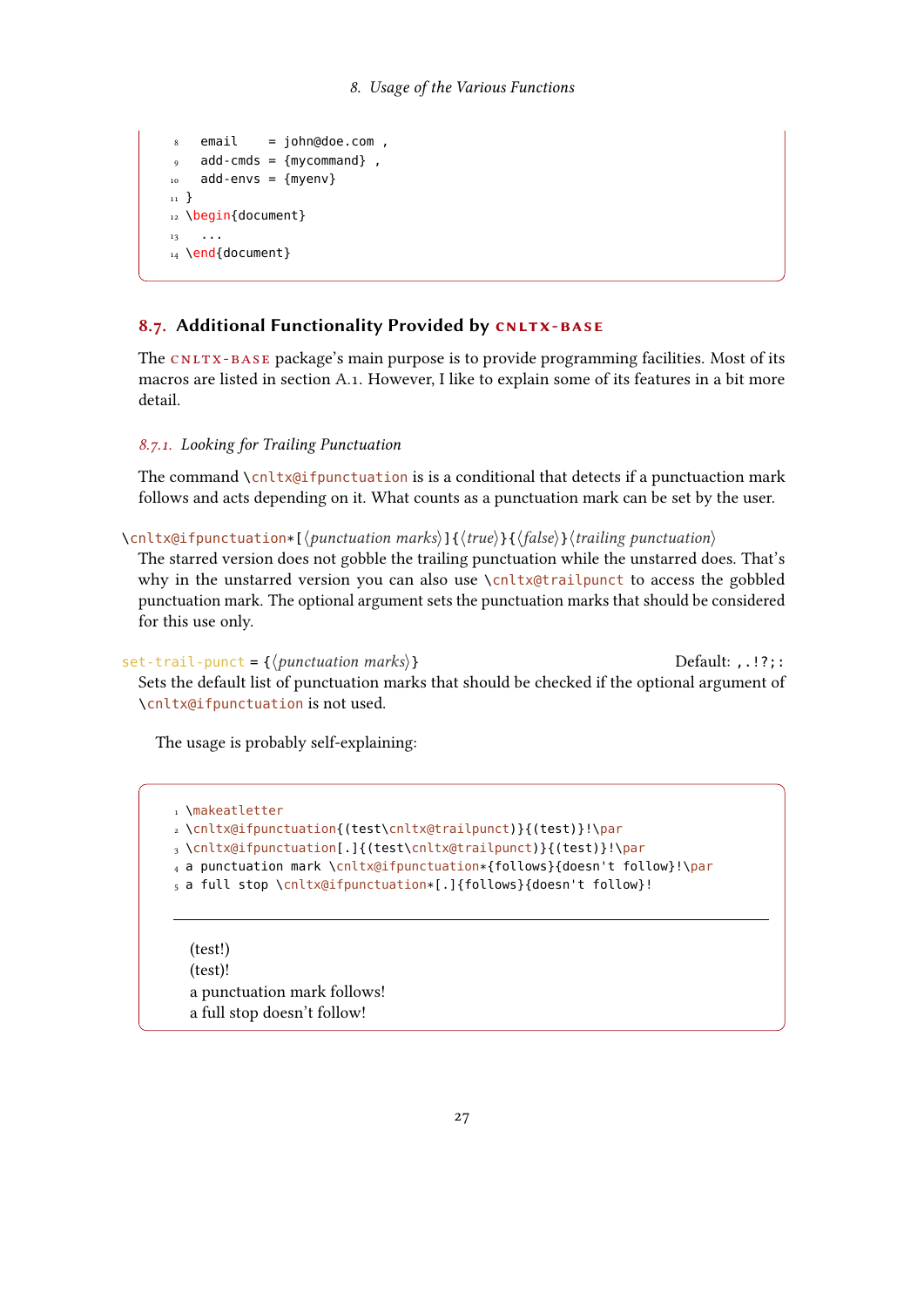```
  email    = john@doe.com ,
  add-cmds = {mycommand} ,
  add-envs = {myenv}
}
\begin{document}
  ...
\end{document}
```

## 8.7. Additional Functionality Provided by cnltx-base

The cnltx-base package's main purpose is to provide programming facilities. Most of its macros are listed in section A.1. However, I like to explain some of its features in a bit more detail.

### 8.7.1. Looking for Trailing Punctuation

The command `\cnltx@ifpunctuation` is is a conditional that detects if a punctuaction mark follows and acts depending on it. What counts as a punctuation mark can be set by the user.

`\cnltx@ifpunctuation*[⟨punctuation marks⟩]{⟨true⟩}{⟨false⟩}⟨trailing punctuation⟩`

The starred version does not gobble the trailing punctuation while the unstarred does. That's why in the unstarred version you can also use `\cnltx@trailpunct` to access the gobbled punctuation mark. The optional argument sets the punctuation marks that should be considered for this use only.

`set-trail-punct = {⟨punctuation marks⟩}` Default: `,.!?;:`

Sets the default list of punctuation marks that should be checked if the optional argument of `\cnltx@ifpunctuation` is not used.

The usage is probably self-explaining:

```
\makeatletter
\cnltx@ifpunctuation{(test\cnltx@trailpunct)}{(test)}!\par
\cnltx@ifpunctuation[.]{(test\cnltx@trailpunct)}{(test)}!\par
a punctuation mark \cnltx@ifpunctuation*{follows}{doesn't follow}!\par
a full stop \cnltx@ifpunctuation*[.]{follows}{doesn't follow}!
```

(test!)
(test)!
a punctuation mark follows!
a full stop doesn't follow!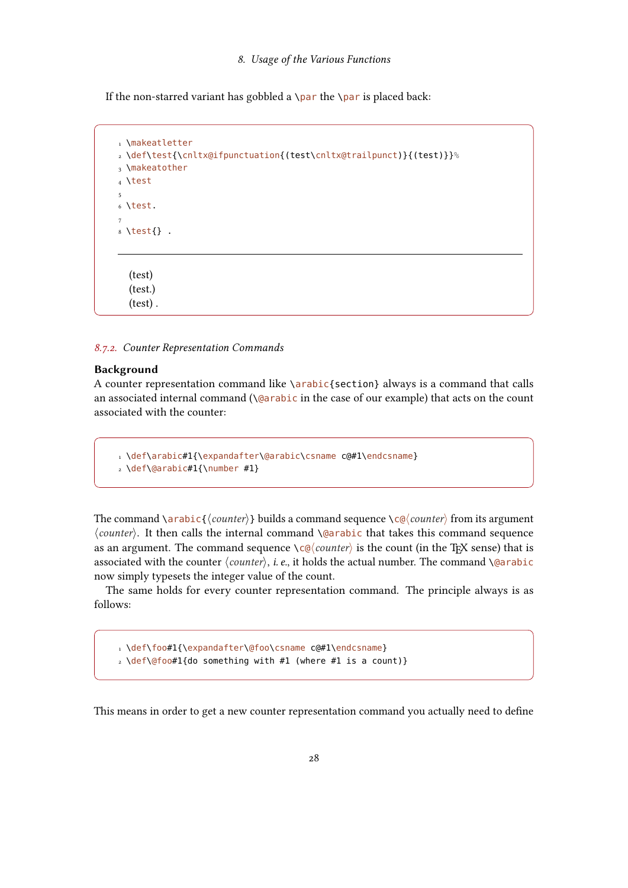If the non-starred variant has gobbled a `\par` the `\par` is placed back:

```
\makeatletter
\def\test{\cnltx@ifpunctuation{(test\cnltx@trailpunct)}{(test)}}%
\makeatother
\test

\test.

\test{} .
```

(test)
(test.)
(test) .

### 8.7.2. Counter Representation Commands

**Background**

A counter representation command like `\arabic{section}` always is a command that calls an associated internal command (`\@arabic` in the case of our example) that acts on the count associated with the counter:

```
\def\arabic#1{\expandafter\@arabic\csname c@#1\endcsname}
\def\@arabic#1{\number #1}
```

The command `\arabic{⟨counter⟩}` builds a command sequence `\c@⟨counter⟩` from its argument ⟨*counter*⟩. It then calls the internal command `\@arabic` that takes this command sequence as an argument. The command sequence `\c@⟨counter⟩` is the count (in the TeX sense) that is associated with the counter ⟨*counter*⟩, *i. e.*, it holds the actual number. The command `\@arabic` now simply typesets the integer value of the count.

The same holds for every counter representation command. The principle always is as follows:

```
\def\foo#1{\expandafter\@foo\csname c@#1\endcsname}
\def\@foo#1{do something with #1 (where #1 is a count)}
```

This means in order to get a new counter representation command you actually need to define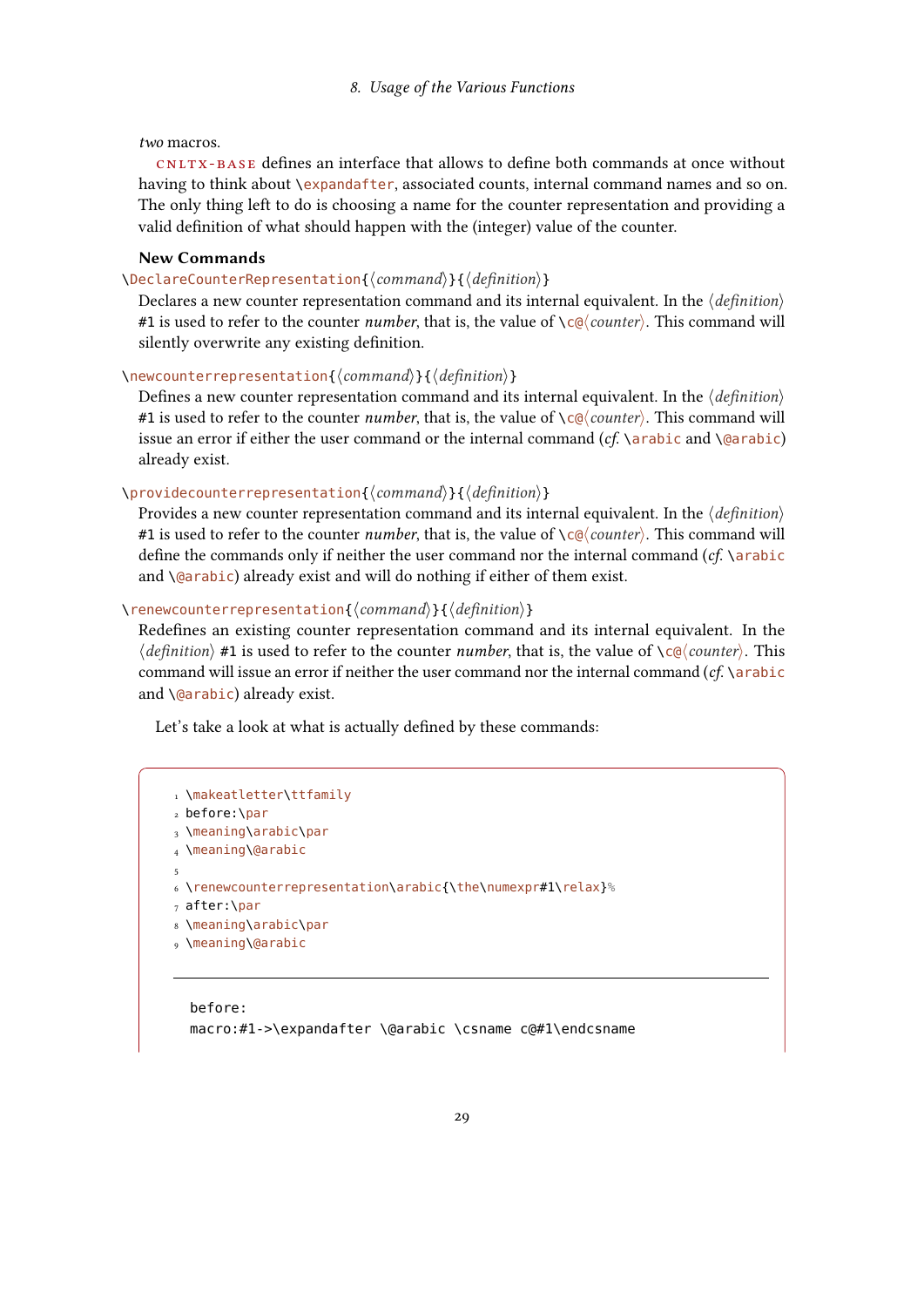*two* macros.

CNLTX-BASE defines an interface that allows to define both commands at once without having to think about `\expandafter`, associated counts, internal command names and so on. The only thing left to do is choosing a name for the counter representation and providing a valid definition of what should happen with the (integer) value of the counter.

**New Commands**

`\DeclareCounterRepresentation{⟨command⟩}{⟨definition⟩}`

Declares a new counter representation command and its internal equivalent. In the ⟨*definition*⟩ `#1` is used to refer to the counter *number*, that is, the value of `\c@⟨counter⟩`. This command will silently overwrite any existing definition.

`\newcounterrepresentation{⟨command⟩}{⟨definition⟩}`

Defines a new counter representation command and its internal equivalent. In the ⟨*definition*⟩ `#1` is used to refer to the counter *number*, that is, the value of `\c@⟨counter⟩`. This command will issue an error if either the user command or the internal command (*cf.* `\arabic` and `\@arabic`) already exist.

`\providecounterrepresentation{⟨command⟩}{⟨definition⟩}`

Provides a new counter representation command and its internal equivalent. In the ⟨*definition*⟩ `#1` is used to refer to the counter *number*, that is, the value of `\c@⟨counter⟩`. This command will define the commands only if neither the user command nor the internal command (*cf.* `\arabic` and `\@arabic`) already exist and will do nothing if either of them exist.

`\renewcounterrepresentation{⟨command⟩}{⟨definition⟩}`

Redefines an existing counter representation command and its internal equivalent. In the ⟨*definition*⟩ `#1` is used to refer to the counter *number*, that is, the value of `\c@⟨counter⟩`. This command will issue an error if neither the user command nor the internal command (*cf.* `\arabic` and `\@arabic`) already exist.

Let's take a look at what is actually defined by these commands:

```
\makeatletter\ttfamily
before:\par
\meaning\arabic\par
\meaning\@arabic

\renewcounterrepresentation\arabic{\the\numexpr#1\relax}%
after:\par
\meaning\arabic\par
\meaning\@arabic
```

```
before:
macro:#1->\expandafter \@arabic \csname c@#1\endcsname
```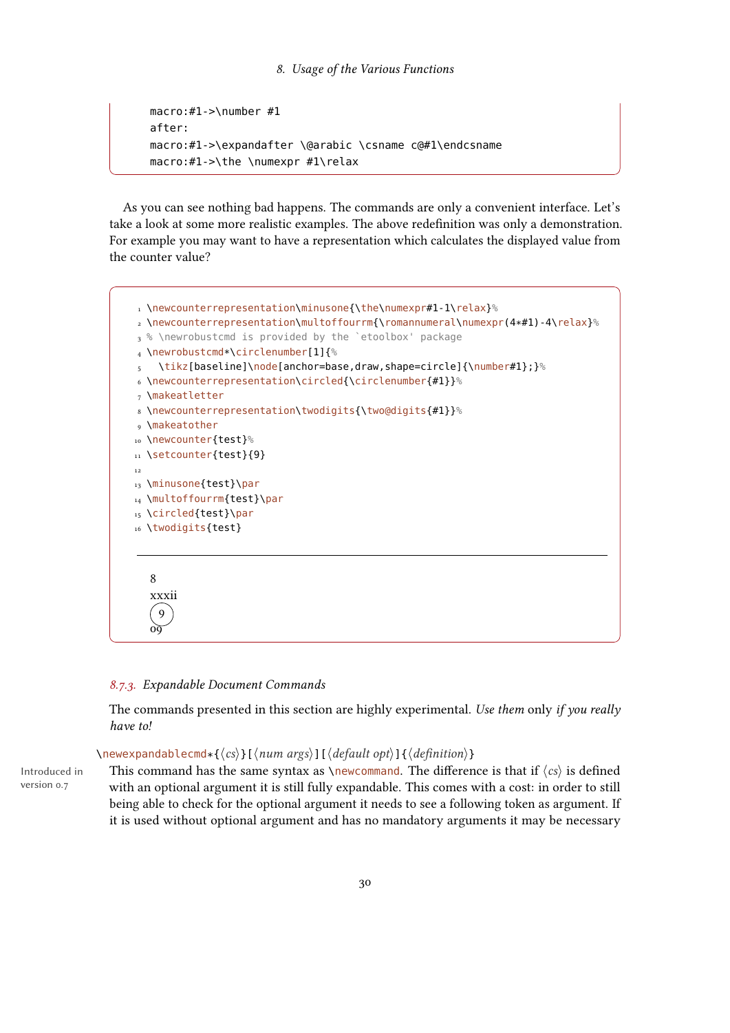```
macro:#1->\number #1
after:
macro:#1->\expandafter \@arabic \csname c@#1\endcsname
macro:#1->\the \numexpr #1\relax
```

As you can see nothing bad happens. The commands are only a convenient interface. Let's take a look at some more realistic examples. The above redefinition was only a demonstration. For example you may want to have a representation which calculates the displayed value from the counter value?

```
\newcounterrepresentation\minusone{\the\numexpr#1-1\relax}%
\newcounterrepresentation\multoffourrm{\romannumeral\numexpr(4*#1)-4\relax}%
% \newrobustcmd is provided by the `etoolbox' package
\newrobustcmd*\circlenumber[1]{%
  \tikz[baseline]\node[anchor=base,draw,shape=circle]{\number#1};}%
\newcounterrepresentation\circled{\circlenumber{#1}}%
\makeatletter
\newcounterrepresentation\twodigits{\two@digits{#1}}%
\makeatother
\newcounter{test}%
\setcounter{test}{9}

\minusone{test}\par
\multoffourrm{test}\par
\circled{test}\par
\twodigits{test}
```

8
xxxii
(9)
09

### 8.7.3. *Expandable Document Commands*

The commands presented in this section are highly experimental. *Use them* only *if you really have to!*

`\newexpandablecmd*{⟨cs⟩}[⟨num args⟩][⟨default opt⟩]{⟨definition⟩}`

Introduced in version 0.7

This command has the same syntax as `\newcommand`. The difference is that if ⟨cs⟩ is defined with an optional argument it is still fully expandable. This comes with a cost: in order to still being able to check for the optional argument it needs to see a following token as argument. If it is used without optional argument and has no mandatory arguments it may be necessary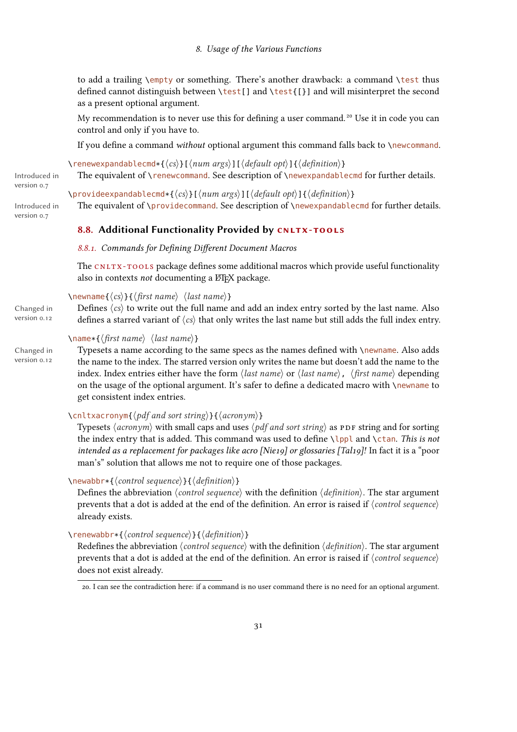to add a trailing \empty or something. There's another drawback: a command \test thus defined cannot distinguish between \test[] and \test{[]} and will misinterpret the second as a present optional argument.

My recommendation is to never use this for defining a user command.[20] Use it in code you can control and only if you have to.

If you define a command *without* optional argument this command falls back to \newcommand.

\renewexpandablecmd*{⟨*cs*⟩}[⟨*num args*⟩][⟨*default opt*⟩]{⟨*definition*⟩}

Introduced in version 0.7

The equivalent of \renewcommand. See description of \newexpandablecmd for further details.

\provideexpandablecmd*{⟨*cs*⟩}[⟨*num args*⟩][⟨*default opt*⟩]{⟨*definition*⟩}

Introduced in version 0.7

The equivalent of \providecommand. See description of \newexpandablecmd for further details.

## 8.8. Additional Functionality Provided by CNLTX-TOOLS

### *8.8.1. Commands for Defining Different Document Macros*

The CNLTX-TOOLS package defines some additional macros which provide useful functionality also in contexts *not* documenting a LaTeX package.

\newname{⟨*cs*⟩}{⟨*first name*⟩ ⟨*last name*⟩}

Changed in version 0.12

Defines ⟨*cs*⟩ to write out the full name and add an index entry sorted by the last name. Also defines a starred variant of ⟨*cs*⟩ that only writes the last name but still adds the full index entry.

\name*{⟨*first name*⟩ ⟨*last name*⟩}

Changed in version 0.12

Typesets a name according to the same specs as the names defined with \newname. Also adds the name to the index. The starred version only writes the name but doesn't add the name to the index. Index entries either have the form ⟨*last name*⟩ or ⟨*last name*⟩, ⟨*first name*⟩ depending on the usage of the optional argument. It's safer to define a dedicated macro with \newname to get consistent index entries.

\cnltxacronym{⟨*pdf and sort string*⟩}{⟨*acronym*⟩}

Typesets ⟨*acronym*⟩ with small caps and uses ⟨*pdf and sort string*⟩ as PDF string and for sorting the index entry that is added. This command was used to define \lppl and \ctan. *This is not intended as a replacement for packages like acro [Nie19] or glossaries [Tal19]!* In fact it is a "poor man's" solution that allows me not to require one of those packages.

\newabbr*{⟨*control sequence*⟩}{⟨*definition*⟩}

Defines the abbreviation ⟨*control sequence*⟩ with the definition ⟨*definition*⟩. The star argument prevents that a dot is added at the end of the definition. An error is raised if ⟨*control sequence*⟩ already exists.

\renewabbr*{⟨*control sequence*⟩}{⟨*definition*⟩}

Redefines the abbreviation ⟨*control sequence*⟩ with the definition ⟨*definition*⟩. The star argument prevents that a dot is added at the end of the definition. An error is raised if ⟨*control sequence*⟩ does not exist already.

20. I can see the contradiction here: if a command is no user command there is no need for an optional argument.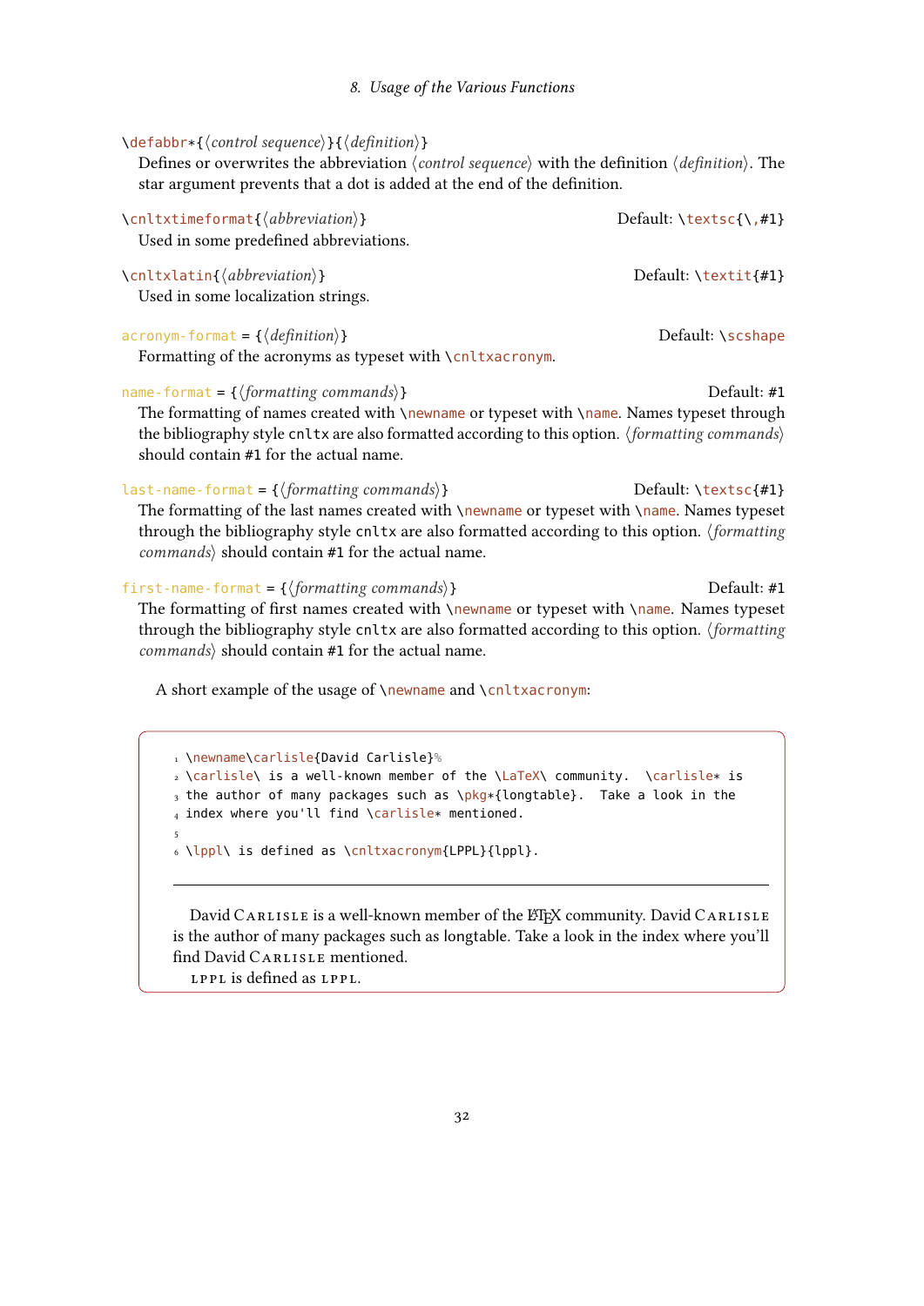`\defabbr*{⟨control sequence⟩}{⟨definition⟩}`
Defines or overwrites the abbreviation ⟨*control sequence*⟩ with the definition ⟨*definition*⟩. The star argument prevents that a dot is added at the end of the definition.

`\cnltxtimeformat{⟨abbreviation⟩}` — Default: `\textsc{\,#1}`
Used in some predefined abbreviations.

`\cnltxlatin{⟨abbreviation⟩}` — Default: `\textit{#1}`
Used in some localization strings.

`acronym-format = {⟨definition⟩}` — Default: `\scshape`
Formatting of the acronyms as typeset with `\cnltxacronym`.

`name-format = {⟨formatting commands⟩}` — Default: `#1`
The formatting of names created with `\newname` or typeset with `\name`. Names typeset through the bibliography style `cnltx` are also formatted according to this option. ⟨*formatting commands*⟩ should contain `#1` for the actual name.

`last-name-format = {⟨formatting commands⟩}` — Default: `\textsc{#1}`
The formatting of the last names created with `\newname` or typeset with `\name`. Names typeset through the bibliography style `cnltx` are also formatted according to this option. ⟨*formatting commands*⟩ should contain `#1` for the actual name.

`first-name-format = {⟨formatting commands⟩}` — Default: `#1`
The formatting of first names created with `\newname` or typeset with `\name`. Names typeset through the bibliography style `cnltx` are also formatted according to this option. ⟨*formatting commands*⟩ should contain `#1` for the actual name.

A short example of the usage of `\newname` and `\cnltxacronym`:

```
\newname\carlisle{David Carlisle}%
\carlisle\ is a well-known member of the \LaTeX\ community.  \carlisle* is
the author of many packages such as \pkg*{longtable}.  Take a look in the
index where you'll find \carlisle* mentioned.

\lppl\ is defined as \cnltxacronym{LPPL}{lppl}.
```

David Carlisle is a well-known member of the LaTeX community. David Carlisle is the author of many packages such as longtable. Take a look in the index where you'll find David Carlisle mentioned.

LPPL is defined as LPPL.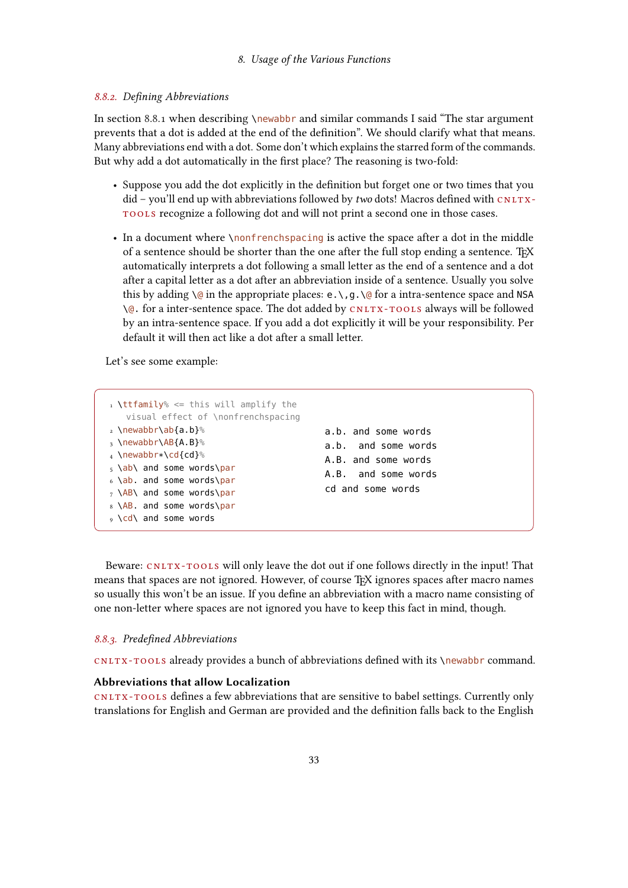### 8.8.2. Defining Abbreviations

In section 8.8.1 when describing `\newabbr` and similar commands I said "The star argument prevents that a dot is added at the end of the definition". We should clarify what that means. Many abbreviations end with a dot. Some don't which explains the starred form of the commands. But why add a dot automatically in the first place? The reasoning is two-fold:

- Suppose you add the dot explicitly in the definition but forget one or two times that you did – you'll end up with abbreviations followed by *two* dots! Macros defined with CNLTX-TOOLS recognize a following dot and will not print a second one in those cases.
- In a document where `\nonfrenchspacing` is active the space after a dot in the middle of a sentence should be shorter than the one after the full stop ending a sentence. TeX automatically interprets a dot following a small letter as the end of a sentence and a dot after a capital letter as a dot after an abbreviation inside of a sentence. Usually you solve this by adding `\@` in the appropriate places: `e.\,g.\@` for a intra-sentence space and `NSA \@.` for a inter-sentence space. The dot added by CNLTX-TOOLS always will be followed by an intra-sentence space. If you add a dot explicitly it will be your responsibility. Per default it will then act like a dot after a small letter.

Let's see some example:

```
\ttfamily% <= this will amplify the visual effect of \nonfrenchspacing
\newabbr\ab{a.b}%
\newabbr\AB{A.B}%
\newabbr*\cd{cd}%
\ab\ and some words\par
\ab. and some words\par
\AB\ and some words\par
\AB. and some words\par
\cd\ and some words
```

```
a.b. and some words
a.b.  and some words
A.B. and some words
A.B.  and some words
cd and some words
```

Beware: CNLTX-TOOLS will only leave the dot out if one follows directly in the input! That means that spaces are not ignored. However, of course TeX ignores spaces after macro names so usually this won't be an issue. If you define an abbreviation with a macro name consisting of one non-letter where spaces are not ignored you have to keep this fact in mind, though.

### 8.8.3. Predefined Abbreviations

CNLTX-TOOLS already provides a bunch of abbreviations defined with its `\newabbr` command.

**Abbreviations that allow Localization**

CNLTX-TOOLS defines a few abbreviations that are sensitive to babel settings. Currently only translations for English and German are provided and the definition falls back to the English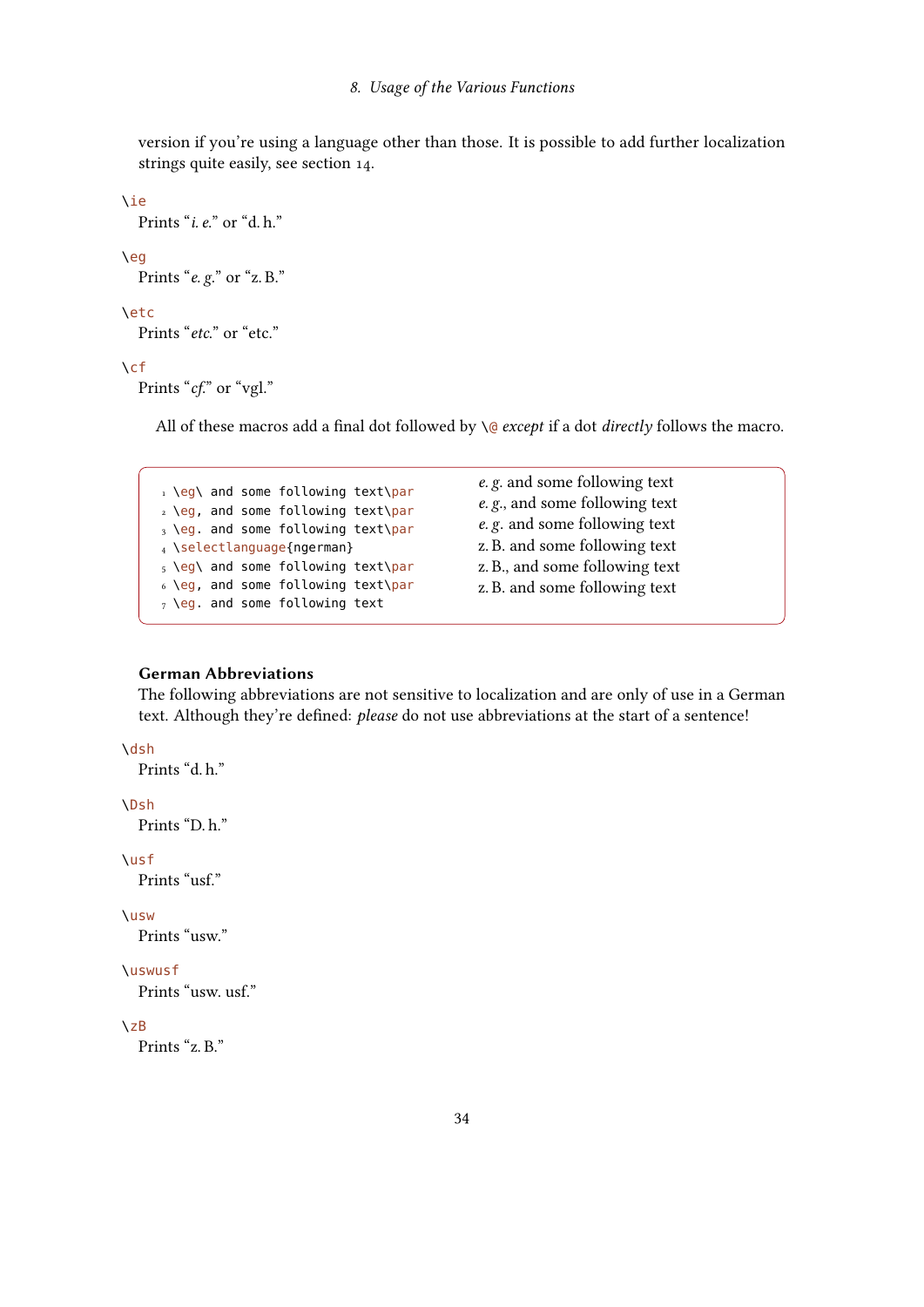version if you're using a language other than those. It is possible to add further localization strings quite easily, see section 14.

`\ie`
Prints "*i. e.*" or "d. h."

`\eg`
Prints "*e. g.*" or "z. B."

`\etc`
Prints "*etc.*" or "etc."

`\cf`
Prints "*cf.*" or "vgl."

All of these macros add a final dot followed by `\@` *except* if a dot *directly* follows the macro.

```
\eg\ and some following text\par
\eg, and some following text\par
\eg. and some following text\par
\selectlanguage{ngerman}
\eg\ and some following text\par
\eg, and some following text\par
\eg. and some following text
```

*e. g.* and some following text
*e. g.*, and some following text
*e. g.* and some following text
z. B. and some following text
z. B., and some following text
z. B. and some following text

#### German Abbreviations

The following abbreviations are not sensitive to localization and are only of use in a German text. Although they're defined: *please* do not use abbreviations at the start of a sentence!

`\dsh`
Prints "d. h."

`\Dsh`
Prints "D. h."

`\usf`
Prints "usf."

`\usw`
Prints "usw."

`\uswusf`
Prints "usw. usf."

`\zB`
Prints "z. B."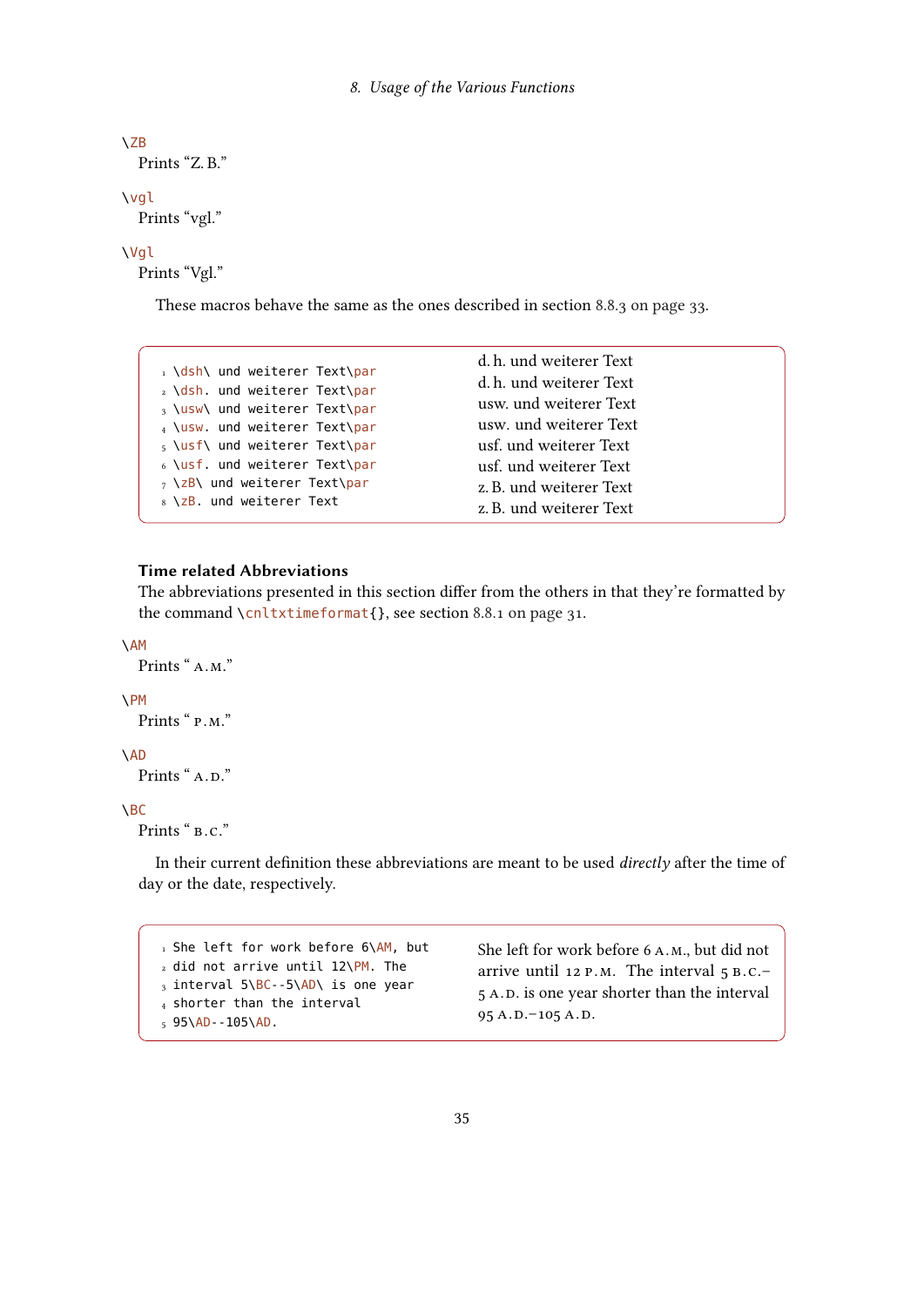`\ZB`
Prints “Z. B.”

`\vgl`
Prints “vgl.”

`\Vgl`
Prints “Vgl.”

These macros behave the same as the ones described in section 8.8.3 on page 33.

```
\dsh\ und weiterer Text\par
\dsh. und weiterer Text\par
\usw\ und weiterer Text\par
\usw. und weiterer Text\par
\usf\ und weiterer Text\par
\usf. und weiterer Text\par
\zB\ und weiterer Text\par
\zB. und weiterer Text
```

d. h. und weiterer Text
d. h. und weiterer Text
usw. und weiterer Text
usw. und weiterer Text
usf. und weiterer Text
usf. und weiterer Text
z. B. und weiterer Text
z. B. und weiterer Text

**Time related Abbreviations**

The abbreviations presented in this section differ from the others in that they’re formatted by the command `\cnltxtimeformat{}`, see section 8.8.1 on page 31.

`\AM`
Prints “ A.M.”

`\PM`
Prints “ P.M.”

`\AD`
Prints “ A.D.”

`\BC`
Prints “ B.C.”

In their current definition these abbreviations are meant to be used *directly* after the time of day or the date, respectively.

```
She left for work before 6\AM, but
did not arrive until 12\PM. The
interval 5\BC--5\AD\ is one year
shorter than the interval
95\AD--105\AD.
```

She left for work before 6 A.M., but did not arrive until 12 P.M. The interval 5 B.C.–5 A.D. is one year shorter than the interval 95 A.D.–105 A.D.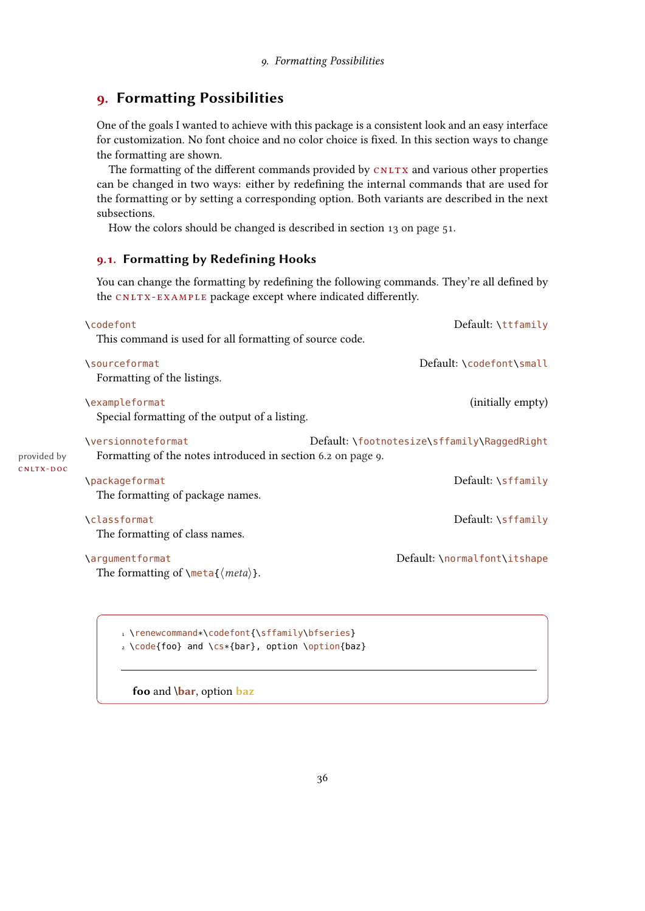# 9. Formatting Possibilities

One of the goals I wanted to achieve with this package is a consistent look and an easy interface for customization. No font choice and no color choice is fixed. In this section ways to change the formatting are shown.

The formatting of the different commands provided by CNLTX and various other properties can be changed in two ways: either by redefining the internal commands that are used for the formatting or by setting a corresponding option. Both variants are described in the next subsections.

How the colors should be changed is described in section 13 on page 51.

## 9.1. Formatting by Redefining Hooks

You can change the formatting by redefining the following commands. They're all defined by the CNLTX-EXAMPLE package except where indicated differently.

`\codefont` — Default: `\ttfamily`

This command is used for all formatting of source code.

`\sourceformat` — Default: `\codefont\small`

Formatting of the listings.

`\exampleformat` — (initially empty)

Special formatting of the output of a listing.

`\versionnoteformat` — Default: `\footnotesize\sffamily\RaggedRight` (provided by CNLTX-DOC)

Formatting of the notes introduced in section 6.2 on page 9.

`\packageformat` — Default: `\sffamily`

The formatting of package names.

`\classformat` — Default: `\sffamily`

The formatting of class names.

`\argumentformat` — Default: `\normalfont\itshape`

The formatting of `\meta{⟨meta⟩}`.

```
\renewcommand*\codefont{\sffamily\bfseries}
\code{foo} and \cs*{bar}, option \option{baz}
```

**foo** and **\bar**, option **baz**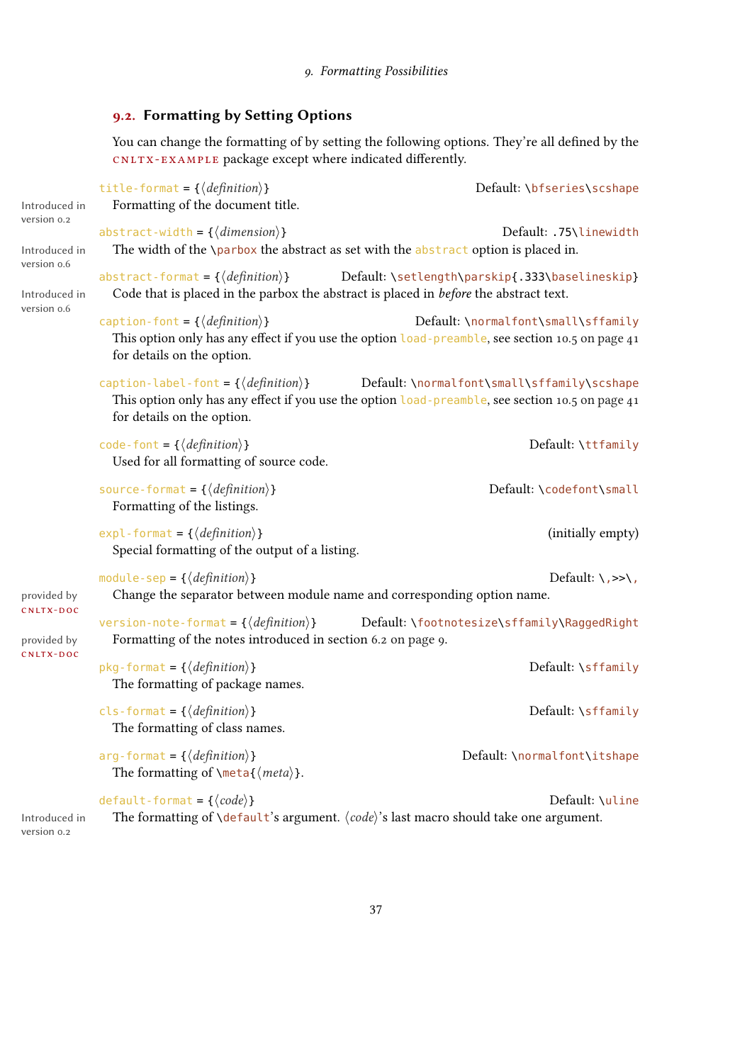## 9.2. Formatting by Setting Options

You can change the formatting of by setting the following options. They're all defined by the CNLTX-EXAMPLE package except where indicated differently.

`title-format` = {⟨*definition*⟩} Default: `\bfseries\scshape`

Introduced in version 0.2

Formatting of the document title.

`abstract-width` = {⟨*dimension*⟩} Default: `.75\linewidth`

Introduced in version 0.6

The width of the `\parbox` the abstract as set with the `abstract` option is placed in.

`abstract-format` = {⟨*definition*⟩} Default: `\setlength\parskip{.333\baselineskip}`

Introduced in version 0.6

Code that is placed in the parbox the abstract is placed in *before* the abstract text.

`caption-font` = {⟨*definition*⟩} Default: `\normalfont\small\sffamily`

This option only has any effect if you use the option `load-preamble`, see section 10.5 on page 41 for details on the option.

`caption-label-font` = {⟨*definition*⟩} Default: `\normalfont\small\sffamily\scshape`

This option only has any effect if you use the option `load-preamble`, see section 10.5 on page 41 for details on the option.

`code-font` = {⟨*definition*⟩} Default: `\ttfamily`

Used for all formatting of source code.

`source-format` = {⟨*definition*⟩} Default: `\codefont\small`

Formatting of the listings.

`expl-format` = {⟨*definition*⟩} (initially empty)

Special formatting of the output of a listing.

`module-sep` = {⟨*definition*⟩} Default: `\,>>\,`

provided by CNLTX-DOC

Change the separator between module name and corresponding option name.

`version-note-format` = {⟨*definition*⟩} Default: `\footnotesize\sffamily\RaggedRight`

provided by CNLTX-DOC

Formatting of the notes introduced in section 6.2 on page 9.

`pkg-format` = {⟨*definition*⟩} Default: `\sffamily`

The formatting of package names.

`cls-format` = {⟨*definition*⟩} Default: `\sffamily`

The formatting of class names.

`arg-format` = {⟨*definition*⟩} Default: `\normalfont\itshape`

The formatting of `\meta{⟨meta⟩}`.

`default-format` = {⟨*code*⟩} Default: `\uline`

Introduced in version 0.2

The formatting of `\default`'s argument. ⟨*code*⟩'s last macro should take one argument.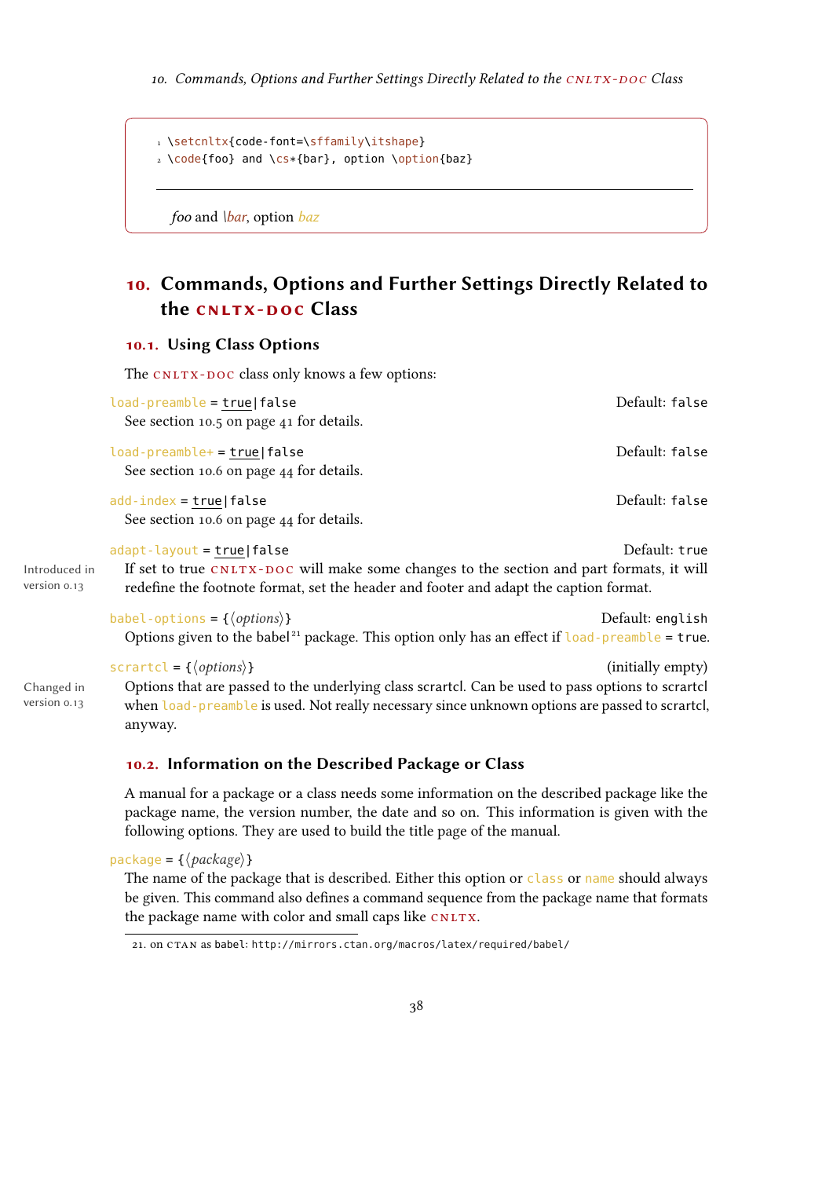```
\setcnltx{code-font=\sffamily\itshape}
\code{foo} and \cs*{bar}, option \option{baz}
```

*foo* and *\bar*, option *baz*

## 10. Commands, Options and Further Settings Directly Related to the cnltx-doc Class

### 10.1. Using Class Options

The cnltx-doc class only knows a few options:

`load-preamble` = `true`|`false` Default: `false`

See section 10.5 on page 41 for details.

`load-preamble+` = `true`|`false` Default: `false`

See section 10.6 on page 44 for details.

`add-index` = `true`|`false` Default: `false`

See section 10.6 on page 44 for details.

`adapt-layout` = `true`|`false` Default: `true`

Introduced in version 0.13

If set to true cnltx-doc will make some changes to the section and part formats, it will redefine the footnote format, set the header and footer and adapt the caption format.

`babel-options` = {⟨*options*⟩} Default: `english`

Options given to the babel[21] package. This option only has an effect if `load-preamble` = `true`.

`scrartcl` = {⟨*options*⟩} (initially empty)

Changed in version 0.13

Options that are passed to the underlying class scrartcl. Can be used to pass options to scrartcl when `load-preamble` is used. Not really necessary since unknown options are passed to scrartcl, anyway.

### 10.2. Information on the Described Package or Class

A manual for a package or a class needs some information on the described package like the package name, the version number, the date and so on. This information is given with the following options. They are used to build the title page of the manual.

`package` = {⟨*package*⟩}

The name of the package that is described. Either this option or `class` or `name` should always be given. This command also defines a command sequence from the package name that formats the package name with color and small caps like cnltx.

[21] on CTAN as babel: http://mirrors.ctan.org/macros/latex/required/babel/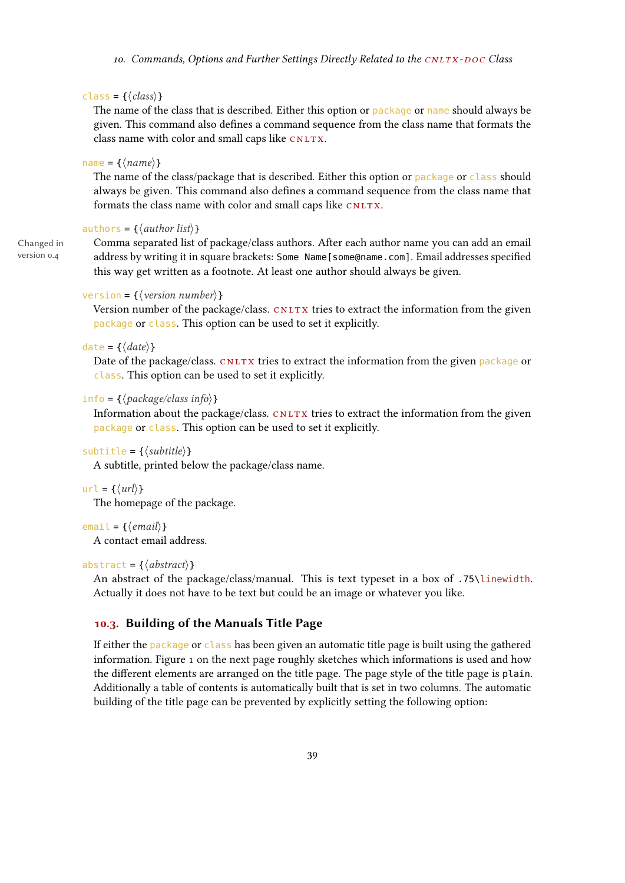`class = {⟨class⟩}`
The name of the class that is described. Either this option or `package` or `name` should always be given. This command also defines a command sequence from the class name that formats the class name with color and small caps like CNLTX.

`name = {⟨name⟩}`
The name of the class/package that is described. Either this option or `package` or `class` should always be given. This command also defines a command sequence from the class name that formats the class name with color and small caps like CNLTX.

`authors = {⟨author list⟩}`
Changed in version 0.4
Comma separated list of package/class authors. After each author name you can add an email address by writing it in square brackets: `Some Name[some@name.com]`. Email addresses specified this way get written as a footnote. At least one author should always be given.

`version = {⟨version number⟩}`
Version number of the package/class. CNLTX tries to extract the information from the given `package` or `class`. This option can be used to set it explicitly.

`date = {⟨date⟩}`
Date of the package/class. CNLTX tries to extract the information from the given `package` or `class`. This option can be used to set it explicitly.

`info = {⟨package/class info⟩}`
Information about the package/class. CNLTX tries to extract the information from the given `package` or `class`. This option can be used to set it explicitly.

`subtitle = {⟨subtitle⟩}`
A subtitle, printed below the package/class name.

`url = {⟨url⟩}`
The homepage of the package.

`email = {⟨email⟩}`
A contact email address.

`abstract = {⟨abstract⟩}`
An abstract of the package/class/manual. This is text typeset in a box of `.75\linewidth`. Actually it does not have to be text but could be an image or whatever you like.

## 10.3. Building of the Manuals Title Page

If either the `package` or `class` has been given an automatic title page is built using the gathered information. Figure 1 on the next page roughly sketches which informations is used and how the different elements are arranged on the title page. The page style of the title page is `plain`. Additionally a table of contents is automatically built that is set in two columns. The automatic building of the title page can be prevented by explicitly setting the following option: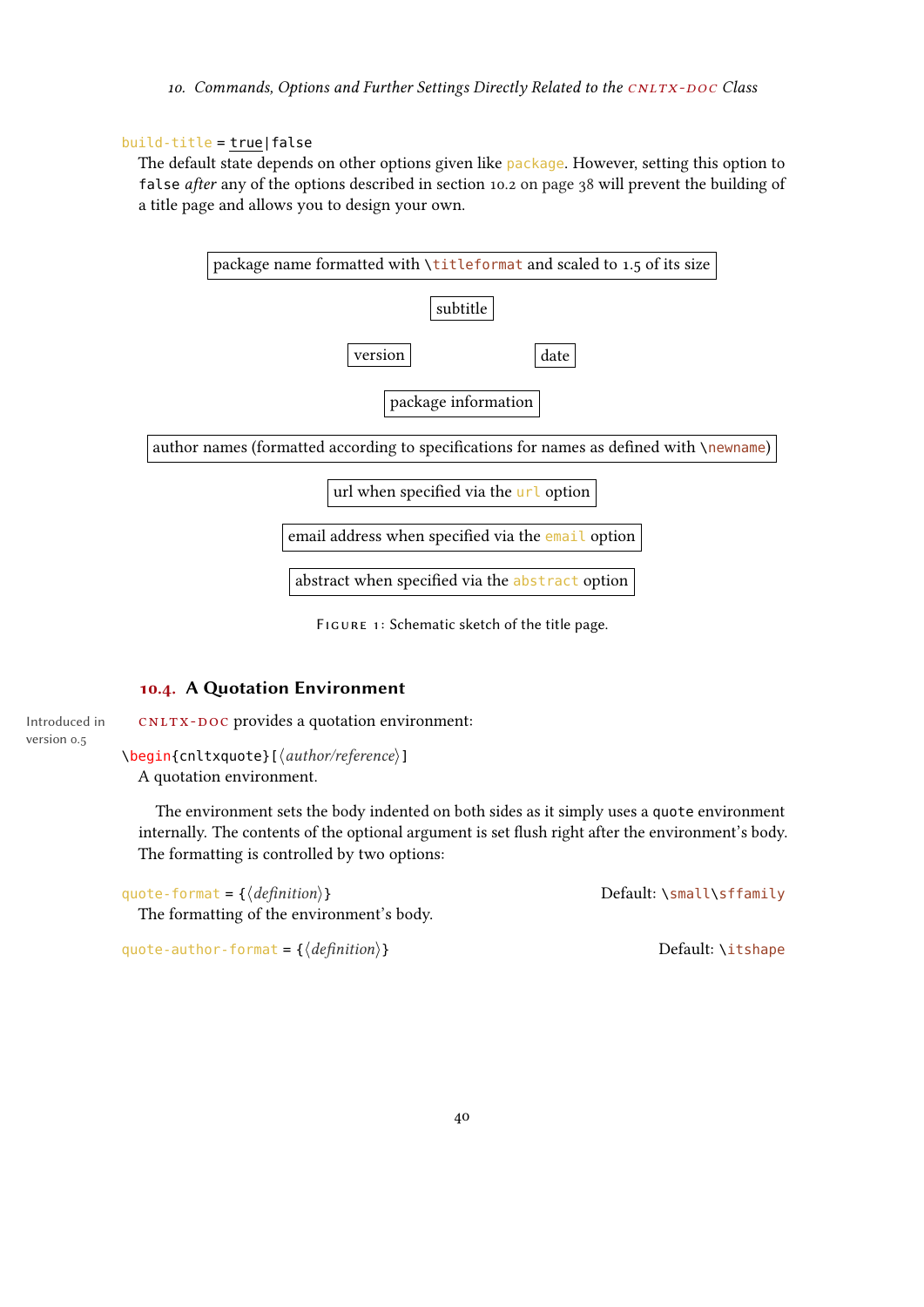`build-title` = <u>`true`</u>|`false`

The default state depends on other options given like `package`. However, setting this option to `false` *after* any of the options described in section 10.2 on page 38 will prevent the building of a title page and allows you to design your own.

| package name formatted with `\titleformat` and scaled to 1.5 of its size |
|---|

| subtitle |
|---|

| version | date |
|---|---|

| package information |
|---|

| author names (formatted according to specifications for names as defined with `\newname`) |
|---|

| url when specified via the `url` option |
|---|

| email address when specified via the `email` option |
|---|

| abstract when specified via the `abstract` option |
|---|

Figure 1: Schematic sketch of the title page.

## 10.4. A Quotation Environment

Introduced in version 0.5

cnltx-doc provides a quotation environment:

`\begin{cnltxquote}[⟨author/reference⟩]`

A quotation environment.

The environment sets the body indented on both sides as it simply uses a `quote` environment internally. The contents of the optional argument is set flush right after the environment's body. The formatting is controlled by two options:

`quote-format = {⟨definition⟩}` Default: `\small\sffamily`

The formatting of the environment's body.

`quote-author-format = {⟨definition⟩}` Default: `\itshape`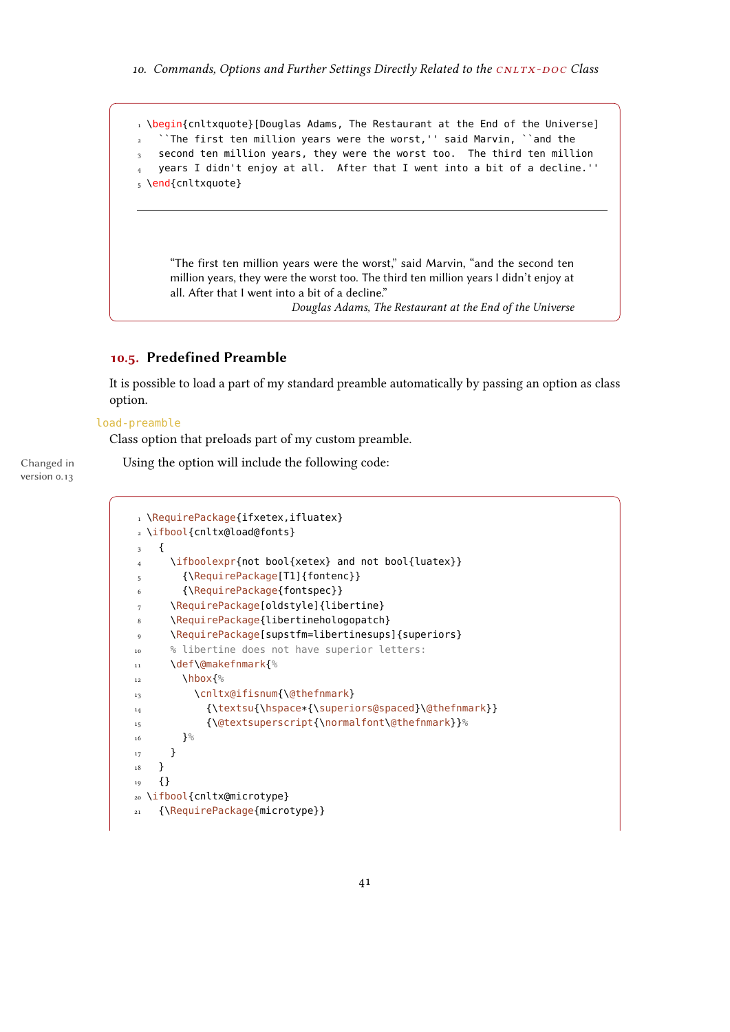```
\begin{cnltxquote}[Douglas Adams, The Restaurant at the End of the Universe]
  ``The first ten million years were the worst,'' said Marvin, ``and the
  second ten million years, they were the worst too.  The third ten million
  years I didn't enjoy at all.  After that I went into a bit of a decline.''
\end{cnltxquote}
```

> "The first ten million years were the worst," said Marvin, "and the second ten million years, they were the worst too. The third ten million years I didn't enjoy at all. After that I went into a bit of a decline."
>
> *Douglas Adams, The Restaurant at the End of the Universe*

## 10.5. Predefined Preamble

It is possible to load a part of my standard preamble automatically by passing an option as class option.

`load-preamble`

Class option that preloads part of my custom preamble.

Changed in version 0.13

Using the option will include the following code:

```
\RequirePackage{ifxetex,ifluatex}
\ifbool{cnltx@load@fonts}
  {
    \ifboolexpr{not bool{xetex} and not bool{luatex}}
      {\RequirePackage[T1]{fontenc}}
      {\RequirePackage{fontspec}}
    \RequirePackage[oldstyle]{libertine}
    \RequirePackage{libertineholopatch}
    \RequirePackage[supstfm=libertinesups]{superiors}
    % libertine does not have superior letters:
    \def\@makefnmark{%
      \hbox{%
        \cnltx@ifisnum{\@thefnmark}
          {\textsu{\hspace*{\superiors@spaced}\@thefnmark}}
          {\@textsuperscript{\normalfont\@thefnmark}}%
      }%
    }
  }
  {}
\ifbool{cnltx@microtype}
  {\RequirePackage{microtype}}
```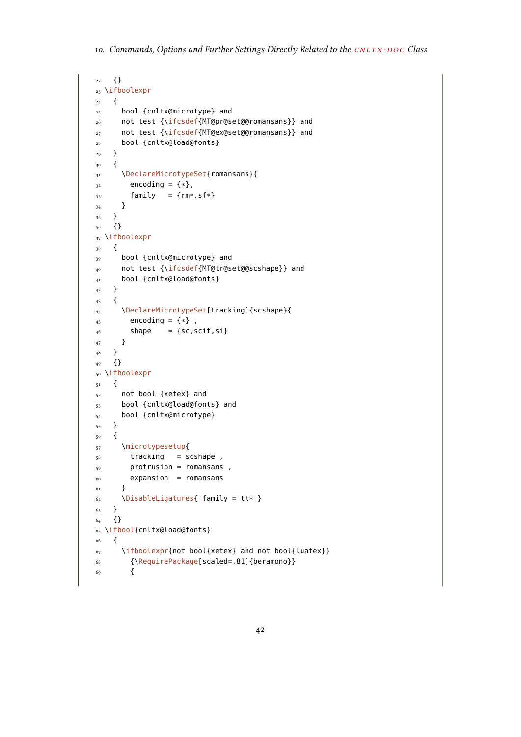```
  {}
\ifboolexpr
  {
    bool {cnltx@microtype} and
    not test {\ifcsdef{MT@pr@set@@romansans}} and
    not test {\ifcsdef{MT@ex@set@@romansans}} and
    bool {cnltx@load@fonts}
  }
  {
    \DeclareMicrotypeSet{romansans}{
      encoding = {*},
      family   = {rm*,sf*}
    }
  }
  {}
\ifboolexpr
  {
    bool {cnltx@microtype} and
    not test {\ifcsdef{MT@tr@set@@scshape}} and
    bool {cnltx@load@fonts}
  }
  {
    \DeclareMicrotypeSet[tracking]{scshape}{
      encoding = {*} ,
      shape    = {sc,scit,si}
    }
  }
  {}
\ifboolexpr
  {
    not bool {xetex} and
    bool {cnltx@load@fonts} and
    bool {cnltx@microtype}
  }
  {
    \microtypesetup{
      tracking   = scshape ,
      protrusion = romansans ,
      expansion  = romansans
    }
    \DisableLigatures{ family = tt* }
  }
  {}
\ifbool{cnltx@load@fonts}
  {
    \ifboolexpr{not bool{xetex} and not bool{luatex}}
      {\RequirePackage[scaled=.81]{beramono}}
      {
```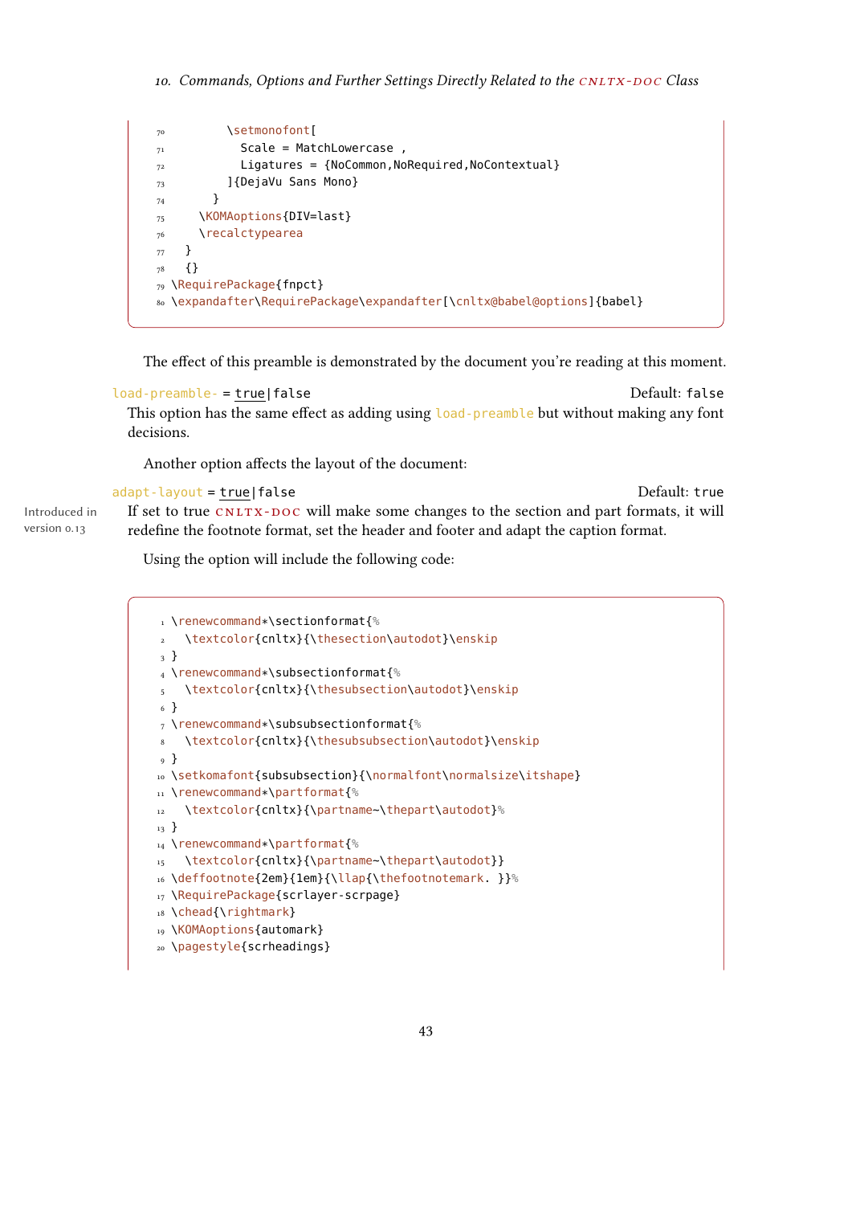```
        \setmonofont[
          Scale = MatchLowercase ,
          Ligatures = {NoCommon,NoRequired,NoContextual}
        ]{DejaVu Sans Mono}
      }
    \KOMAoptions{DIV=last}
    \recalctypearea
  }
  {}
\RequirePackage{fnpct}
\expandafter\RequirePackage\expandafter[\cnltx@babel@options]{babel}
```

The effect of this preamble is demonstrated by the document you're reading at this moment.

`load-preamble-` = `true|false` Default: `false`

This option has the same effect as adding using `load-preamble` but without making any font decisions.

Another option affects the layout of the document:

`adapt-layout` = `true|false` Default: `true`

Introduced in version 0.13

If set to true CNLTX-DOC will make some changes to the section and part formats, it will redefine the footnote format, set the header and footer and adapt the caption format.

Using the option will include the following code:

```
\renewcommand*\sectionformat{%
  \textcolor{cnltx}{\thesection\autodot}\enskip
}
\renewcommand*\subsectionformat{%
  \textcolor{cnltx}{\thesubsection\autodot}\enskip
}
\renewcommand*\subsubsectionformat{%
  \textcolor{cnltx}{\thesubsubsection\autodot}\enskip
}
\setkomafont{subsubsection}{\normalfont\normalsize\itshape}
\renewcommand*\partformat{%
  \textcolor{cnltx}{\partname~\thepart\autodot}%
}
\renewcommand*\partformat{%
  \textcolor{cnltx}{\partname~\thepart\autodot}}
\deffootnote{2em}{1em}{\llap{\thefootnotemark. }}%
\RequirePackage{scrlayer-scrpage}
\chead{\rightmark}
\KOMAoptions{automark}
\pagestyle{scrheadings}
```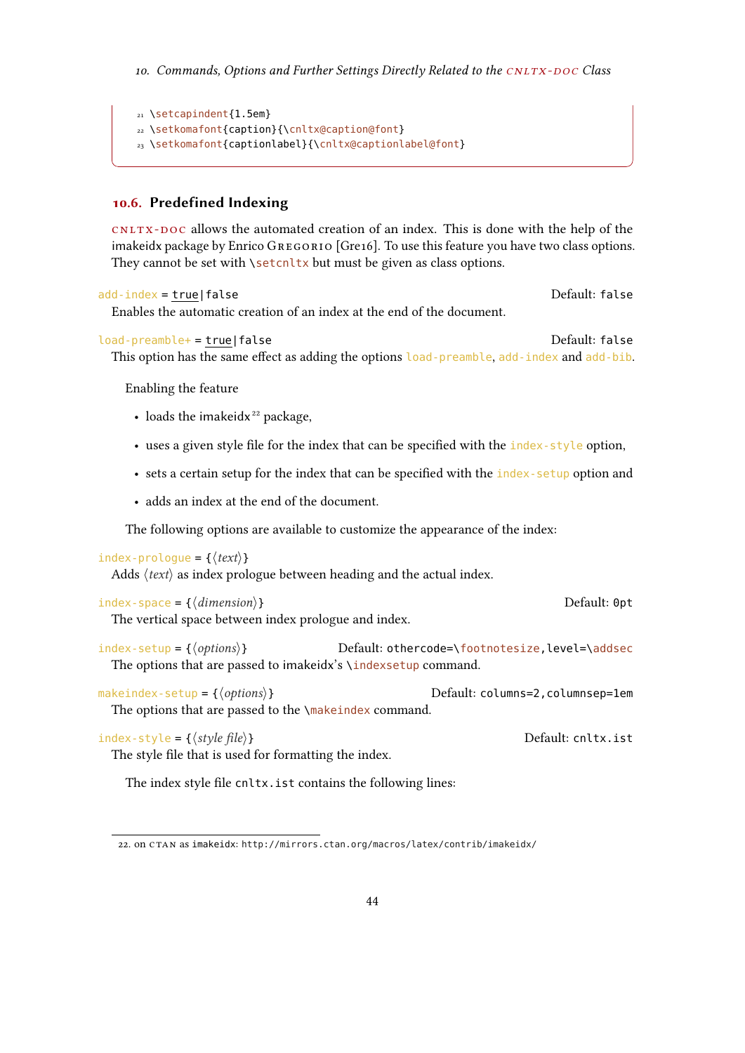```
21 \setcapindent{1.5em}
22 \setkomafont{caption}{\cnltx@caption@font}
23 \setkomafont{captionlabel}{\cnltx@captionlabel@font}
```

### 10.6. Predefined Indexing

cnltx-doc allows the automated creation of an index. This is done with the help of the imakeidx package by Enrico Gregorio [Gre16]. To use this feature you have two class options. They cannot be set with `\setcnltx` but must be given as class options.

`add-index = true|false` Default: `false`
Enables the automatic creation of an index at the end of the document.

`load-preamble+ = true|false` Default: `false`
This option has the same effect as adding the options `load-preamble`, `add-index` and `add-bib`.

Enabling the feature

- loads the imakeidx[22] package,
- uses a given style file for the index that can be specified with the `index-style` option,
- sets a certain setup for the index that can be specified with the `index-setup` option and
- adds an index at the end of the document.

The following options are available to customize the appearance of the index:

`index-prologue = {⟨text⟩}`
Adds ⟨text⟩ as index prologue between heading and the actual index.

`index-space = {⟨dimension⟩}` Default: `0pt`
The vertical space between index prologue and index.

`index-setup = {⟨options⟩}` Default: `othercode=\footnotesize,level=\addsec`
The options that are passed to imakeidx's `\indexsetup` command.

`makeindex-setup = {⟨options⟩}` Default: `columns=2,columnsep=1em`
The options that are passed to the `\makeindex` command.

`index-style = {⟨style file⟩}` Default: `cnltx.ist`
The style file that is used for formatting the index.

The index style file `cnltx.ist` contains the following lines:

22. on CTAN as imakeidx: http://mirrors.ctan.org/macros/latex/contrib/imakeidx/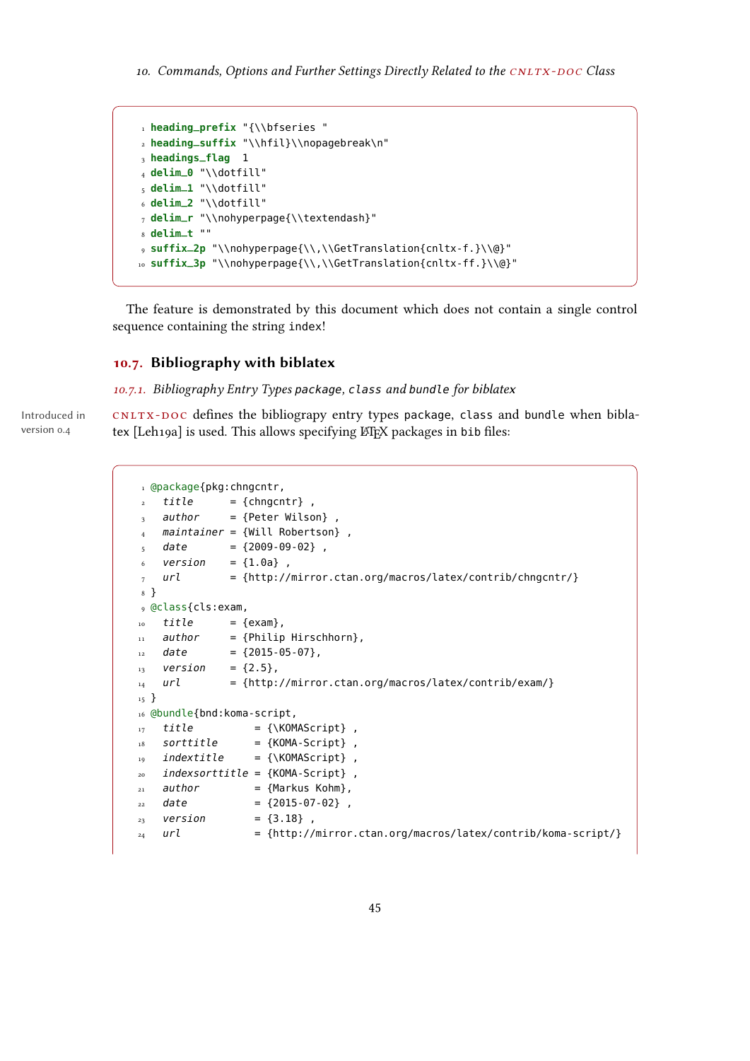```
heading_prefix "{\\bfseries "
heading_suffix "\\hfil}\\nopagebreak\n"
headings_flag  1
delim_0 "\\dotfill"
delim_1 "\\dotfill"
delim_2 "\\dotfill"
delim_r "\\nohyperpage{\\textendash}"
delim_t ""
suffix_2p "\\nohyperpage{\\,\\GetTranslation{cnltx-f.}\\@}"
suffix_3p "\\nohyperpage{\\,\\GetTranslation{cnltx-ff.}\\@}"
```

The feature is demonstrated by this document which does not contain a single control sequence containing the string `index`!

## 10.7. Bibliography with biblatex

### 10.7.1. Bibliography Entry Types `package`, `class` and `bundle` for biblatex

Introduced in version 0.4

CNLTX-DOC defines the bibliograpy entry types `package`, `class` and `bundle` when biblatex [Leh19a] is used. This allows specifying LaTeX packages in `bib` files:

```
@package{pkg:chngcntr,
  title      = {chngcntr} ,
  author     = {Peter Wilson} ,
  maintainer = {Will Robertson} ,
  date       = {2009-09-02} ,
  version    = {1.0a} ,
  url        = {http://mirror.ctan.org/macros/latex/contrib/chngcntr/}
}
@class{cls:exam,
  title      = {exam},
  author     = {Philip Hirschhorn},
  date       = {2015-05-07},
  version    = {2.5},
  url        = {http://mirror.ctan.org/macros/latex/contrib/exam/}
}
@bundle{bnd:koma-script,
  title          = {\KOMAScript} ,
  sorttitle      = {KOMA-Script} ,
  indextitle     = {\KOMAScript} ,
  indexsorttitle = {KOMA-Script} ,
  author         = {Markus Kohm},
  date           = {2015-07-02} ,
  version        = {3.18} ,
  url            = {http://mirror.ctan.org/macros/latex/contrib/koma-script/}
```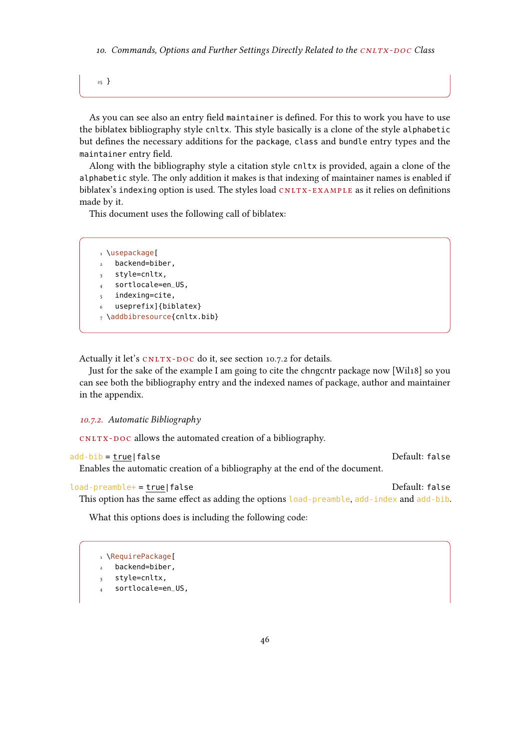```
25 }
```

As you can see also an entry field `maintainer` is defined. For this to work you have to use the biblatex bibliography style `cnltx`. This style basically is a clone of the style `alphabetic` but defines the necessary additions for the `package`, `class` and `bundle` entry types and the `maintainer` entry field.

Along with the bibliography style a citation style `cnltx` is provided, again a clone of the `alphabetic` style. The only addition it makes is that indexing of maintainer names is enabled if biblatex's `indexing` option is used. The styles load CNLTX-EXAMPLE as it relies on definitions made by it.

This document uses the following call of biblatex:

```
\usepackage[
  backend=biber,
  style=cnltx,
  sortlocale=en_US,
  indexing=cite,
  useprefix]{biblatex}
\addbibresource{cnltx.bib}
```

Actually it let's CNLTX-DOC do it, see section 10.7.2 for details.

Just for the sake of the example I am going to cite the chngcntr package now [Wil18] so you can see both the bibliography entry and the indexed names of package, author and maintainer in the appendix.

#### 10.7.2. Automatic Bibliography

CNLTX-DOC allows the automated creation of a bibliography.

`add-bib` = true|false — Default: `false`

Enables the automatic creation of a bibliography at the end of the document.

`load-preamble+` = true|false — Default: `false`

This option has the same effect as adding the options `load-preamble`, `add-index` and `add-bib`.

What this options does is including the following code:

```
\RequirePackage[
  backend=biber,
  style=cnltx,
  sortlocale=en_US,
```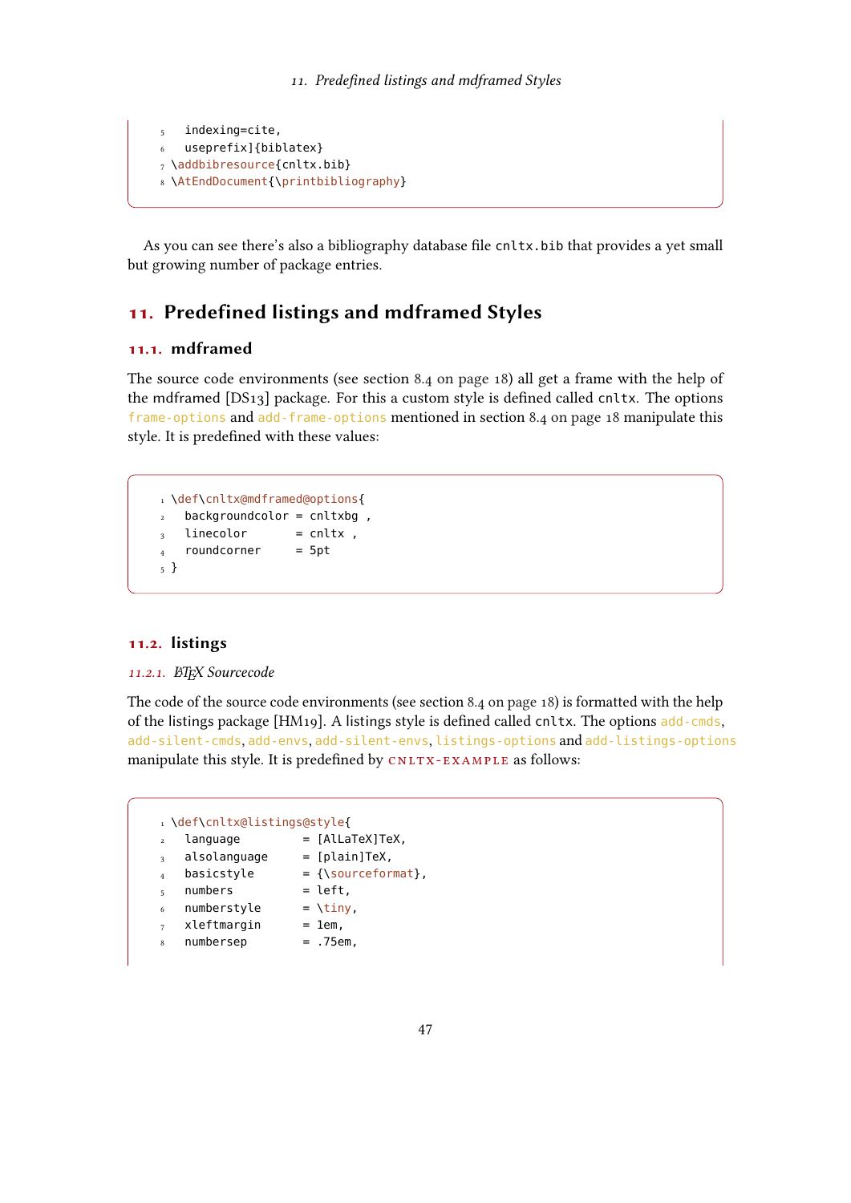```
  indexing=cite,
  useprefix]{biblatex}
\addbibresource{cnltx.bib}
\AtEndDocument{\printbibliography}
```

As you can see there's also a bibliography database file cnltx.bib that provides a yet small but growing number of package entries.

## 11. Predefined listings and mdframed Styles

### 11.1. mdframed

The source code environments (see section 8.4 on page 18) all get a frame with the help of the mdframed [DS13] package. For this a custom style is defined called cnltx. The options frame-options and add-frame-options mentioned in section 8.4 on page 18 manipulate this style. It is predefined with these values:

```
\def\cnltx@mdframed@options{
  backgroundcolor = cnltxbg ,
  linecolor       = cnltx ,
  roundcorner     = 5pt
}
```

### 11.2. listings

#### 11.2.1. LaTeX Sourcecode

The code of the source code environments (see section 8.4 on page 18) is formatted with the help of the listings package [HM19]. A listings style is defined called cnltx. The options add-cmds, add-silent-cmds, add-envs, add-silent-envs, listings-options and add-listings-options manipulate this style. It is predefined by CNLTX-EXAMPLE as follows:

```
\def\cnltx@listings@style{
  language        = [AlLaTeX]TeX,
  alsolanguage    = [plain]TeX,
  basicstyle      = {\sourceformat},
  numbers         = left,
  numberstyle     = \tiny,
  xleftmargin     = 1em,
  numbersep       = .75em,
```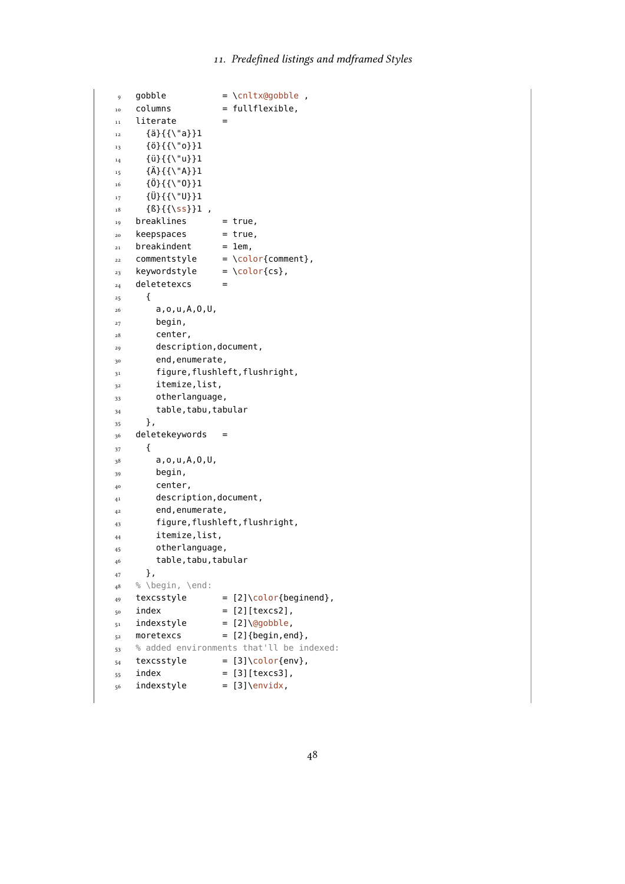```
gobble           = \cnltx@gobble ,
columns          = fullflexible,
literate         =
  {ä}{{\"a}}1
  {ö}{{\"o}}1
  {ü}{{\"u}}1
  {Ä}{{\"A}}1
  {Ö}{{\"O}}1
  {Ü}{{\"U}}1
  {ß}{{\ss}}1 ,
breaklines       = true,
keepspaces       = true,
breakindent      = 1em,
commentstyle     = \color{comment},
keywordstyle     = \color{cs},
deletetexcs      =
  {
    a,o,u,A,O,U,
    begin,
    center,
    description,document,
    end,enumerate,
    figure,flushleft,flushright,
    itemize,list,
    otherlanguage,
    table,tabu,tabular
  },
deletekeywords   =
  {
    a,o,u,A,O,U,
    begin,
    center,
    description,document,
    end,enumerate,
    figure,flushleft,flushright,
    itemize,list,
    otherlanguage,
    table,tabu,tabular
  },
% \begin, \end:
texcsstyle       = [2]\color{beginend},
index            = [2][texcs2],
indexstyle       = [2]\@gobble,
moretexcs        = [2]{begin,end},
% added environments that'll be indexed:
texcsstyle       = [3]\color{env},
index            = [3][texcs3],
indexstyle       = [3]\envidx,
```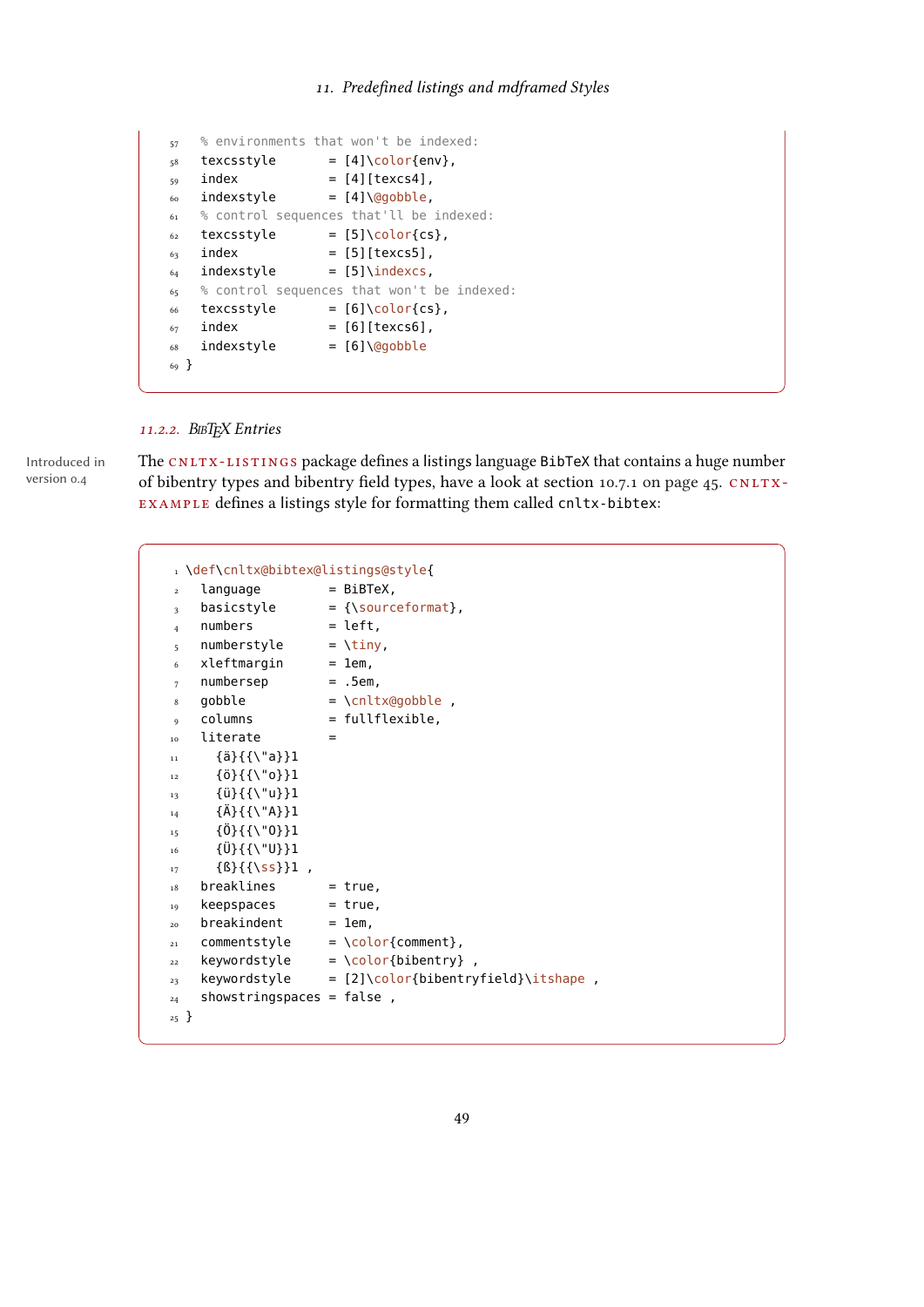```
  % environments that won't be indexed:
  texcsstyle       = [4]\color{env},
  index            = [4][texcs4],
  indexstyle       = [4]\@gobble,
  % control sequences that'll be indexed:
  texcsstyle       = [5]\color{cs},
  index            = [5][texcs5],
  indexstyle       = [5]\indexcs,
  % control sequences that won't be indexed:
  texcsstyle       = [6]\color{cs},
  index            = [6][texcs6],
  indexstyle       = [6]\@gobble
}
```

### 11.2.2. BibTeX Entries

Introduced in version 0.4

The CNLTX-LISTINGS package defines a listings language BibTeX that contains a huge number of bibentry types and bibentry field types, have a look at section 10.7.1 on page 45. CNLTX-EXAMPLE defines a listings style for formatting them called cnltx-bibtex:

```
\def\cnltx@bibtex@listings@style{
  language         = BiBTeX,
  basicstyle       = {\sourceformat},
  numbers          = left,
  numberstyle      = \tiny,
  xleftmargin      = 1em,
  numbersep        = .5em,
  gobble           = \cnltx@gobble ,
  columns          = fullflexible,
  literate         =
    {ä}{{\"a}}1
    {ö}{{\"o}}1
    {ü}{{\"u}}1
    {Ä}{{\"A}}1
    {Ö}{{\"O}}1
    {Ü}{{\"U}}1
    {ß}{{\ss}}1 ,
  breaklines       = true,
  keepspaces       = true,
  breakindent      = 1em,
  commentstyle     = \color{comment},
  keywordstyle     = \color{bibentry} ,
  keywordstyle     = [2]\color{bibentryfield}\itshape ,
  showstringspaces = false ,
}
```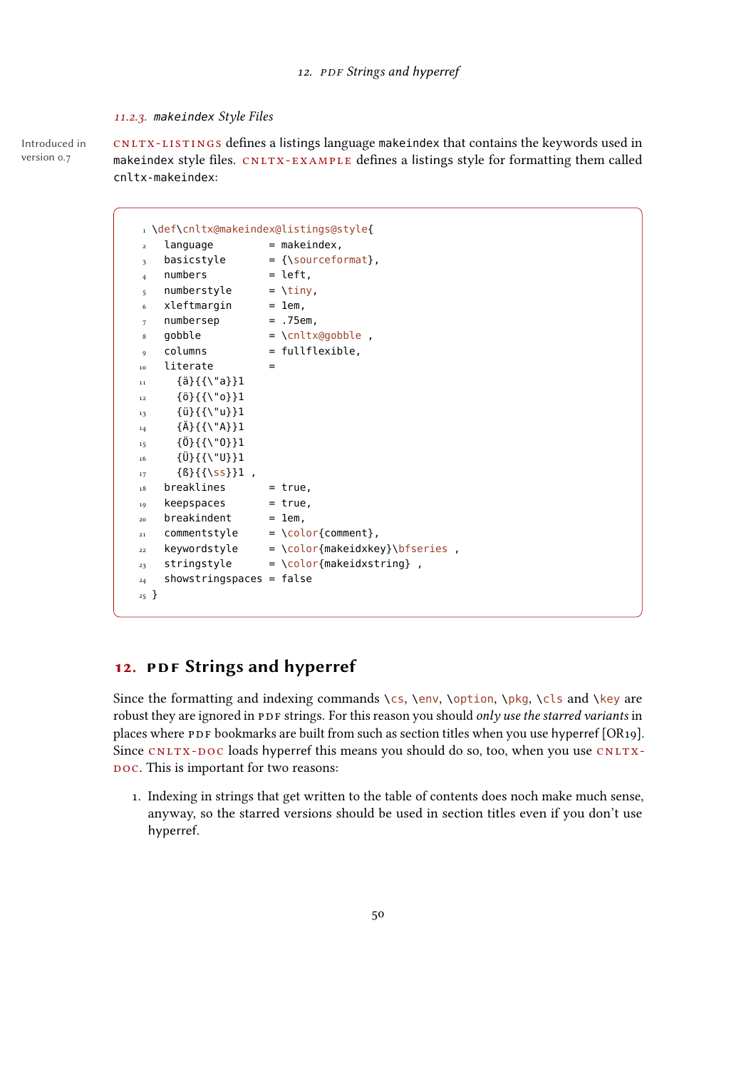#### 11.2.3. makeindex Style Files

Introduced in version 0.7

CNLTX-LISTINGS defines a listings language makeindex that contains the keywords used in makeindex style files. CNLTX-EXAMPLE defines a listings style for formatting them called cnltx-makeindex:

```
\def\cnltx@makeindex@listings@style{
  language         = makeindex,
  basicstyle       = {\sourceformat},
  numbers          = left,
  numberstyle      = \tiny,
  xleftmargin      = 1em,
  numbersep        = .75em,
  gobble           = \cnltx@gobble ,
  columns          = fullflexible,
  literate         =
    {ä}{{\"a}}1
    {ö}{{\"o}}1
    {ü}{{\"u}}1
    {Ä}{{\"A}}1
    {Ö}{{\"O}}1
    {Ü}{{\"U}}1
    {ß}{{\ss}}1 ,
  breaklines       = true,
  keepspaces       = true,
  breakindent      = 1em,
  commentstyle     = \color{comment},
  keywordstyle     = \color{makeidxkey}\bfseries ,
  stringstyle      = \color{makeidxstring} ,
  showstringspaces = false
}
```

## 12. PDF Strings and hyperref

Since the formatting and indexing commands \cs, \env, \option, \pkg, \cls and \key are robust they are ignored in PDF strings. For this reason you should *only use the starred variants* in places where PDF bookmarks are built from such as section titles when you use hyperref [OR19]. Since CNLTX-DOC loads hyperref this means you should do so, too, when you use CNLTX-DOC. This is important for two reasons:

1. Indexing in strings that get written to the table of contents does noch make much sense, anyway, so the starred versions should be used in section titles even if you don't use hyperref.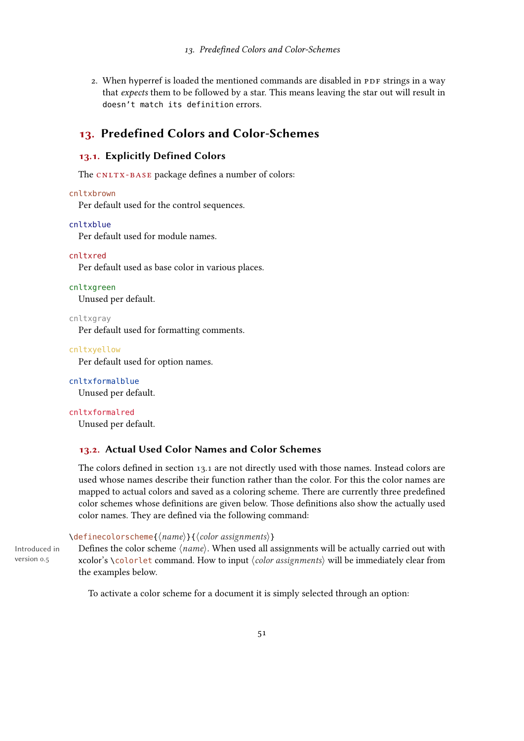2. When hyperref is loaded the mentioned commands are disabled in PDF strings in a way that *expects* them to be followed by a star. This means leaving the star out will result in `doesn't match its definition` errors.

## 13. Predefined Colors and Color-Schemes

### 13.1. Explicitly Defined Colors

The CNLTX-BASE package defines a number of colors:

`cnltxbrown`
: Per default used for the control sequences.

`cnltxblue`
: Per default used for module names.

`cnltxred`
: Per default used as base color in various places.

`cnltxgreen`
: Unused per default.

`cnltxgray`
: Per default used for formatting comments.

`cnltxyellow`
: Per default used for option names.

`cnltxformalblue`
: Unused per default.

`cnltxformalred`
: Unused per default.

### 13.2. Actual Used Color Names and Color Schemes

The colors defined in section 13.1 are not directly used with those names. Instead colors are used whose names describe their function rather than the color. For this the color names are mapped to actual colors and saved as a coloring scheme. There are currently three predefined color schemes whose definitions are given below. Those definitions also show the actually used color names. They are defined via the following command:

`\definecolorscheme{⟨name⟩}{⟨color assignments⟩}`

Introduced in version 0.5

Defines the color scheme ⟨*name*⟩. When used all assignments will be actually carried out with xcolor's `\colorlet` command. How to input ⟨*color assignments*⟩ will be immediately clear from the examples below.

To activate a color scheme for a document it is simply selected through an option: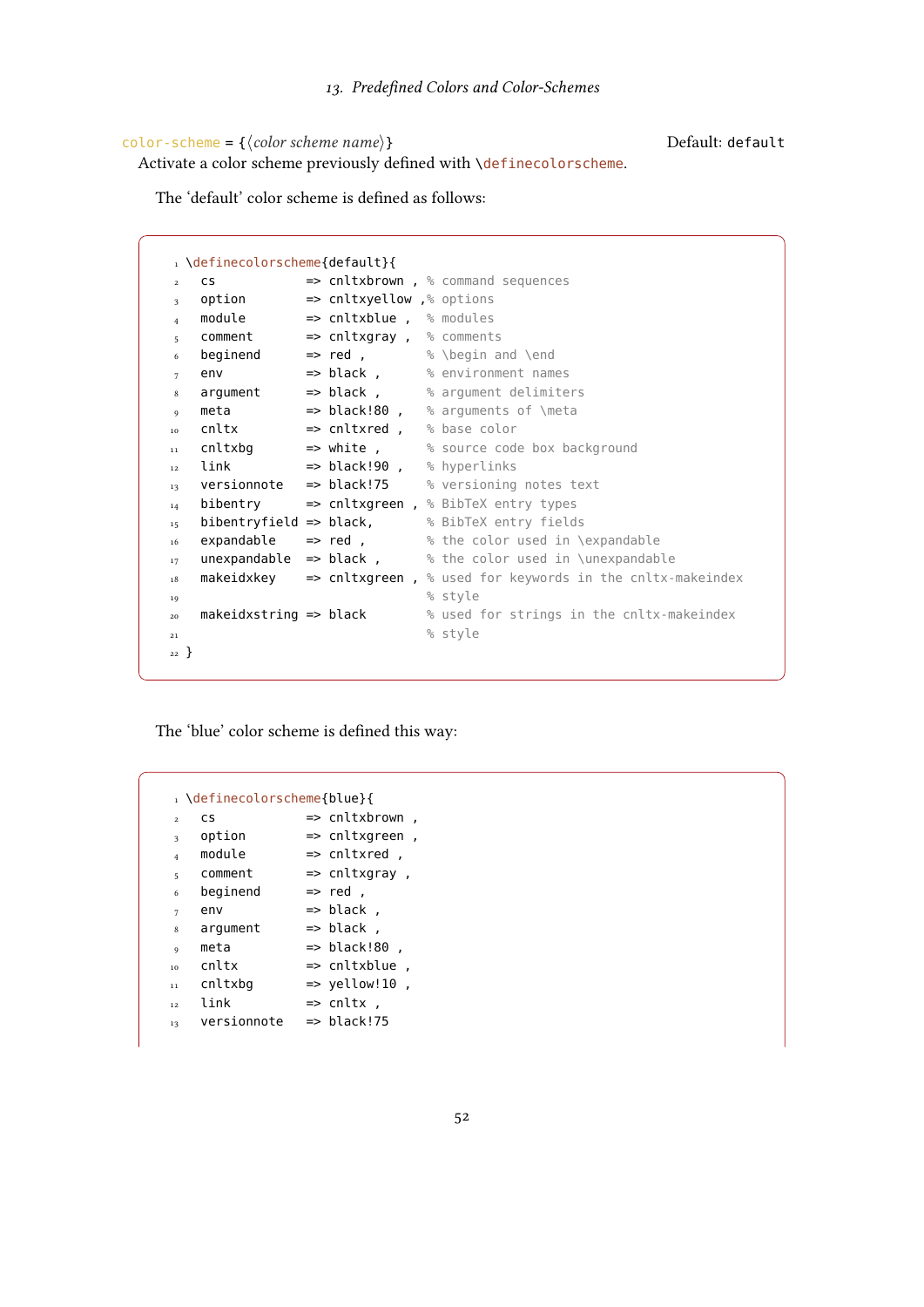color-scheme = {⟨*color scheme name*⟩} Default: `default`

Activate a color scheme previously defined with `\definecolorscheme`.

The 'default' color scheme is defined as follows:

```
\definecolorscheme{default}{
  cs            => cnltxbrown , % command sequences
  option        => cnltxyellow ,% options
  module        => cnltxblue ,  % modules
  comment       => cnltxgray ,  % comments
  beginend      => red ,        % \begin and \end
  env           => black ,      % environment names
  argument      => black ,      % argument delimiters
  meta          => black!80 ,   % arguments of \meta
  cnltx         => cnltxred ,   % base color
  cnltxbg       => white ,      % source code box background
  link          => black!90 ,   % hyperlinks
  versionnote   => black!75     % versioning notes text
  bibentry      => cnltxgreen , % BibTeX entry types
  bibentryfield => black,       % BibTeX entry fields
  expandable    => red ,        % the color used in \expandable
  unexpandable  => black ,      % the color used in \unexpandable
  makeidxkey    => cnltxgreen , % used for keywords in the cnltx-makeindex
                                % style
  makeidxstring => black        % used for strings in the cnltx-makeindex
                                % style
}
```

The 'blue' color scheme is defined this way:

```
\definecolorscheme{blue}{
  cs            => cnltxbrown ,
  option        => cnltxgreen ,
  module        => cnltxred ,
  comment       => cnltxgray ,
  beginend      => red ,
  env           => black ,
  argument      => black ,
  meta          => black!80 ,
  cnltx         => cnltxblue ,
  cnltxbg       => yellow!10 ,
  link          => cnltx ,
  versionnote   => black!75
```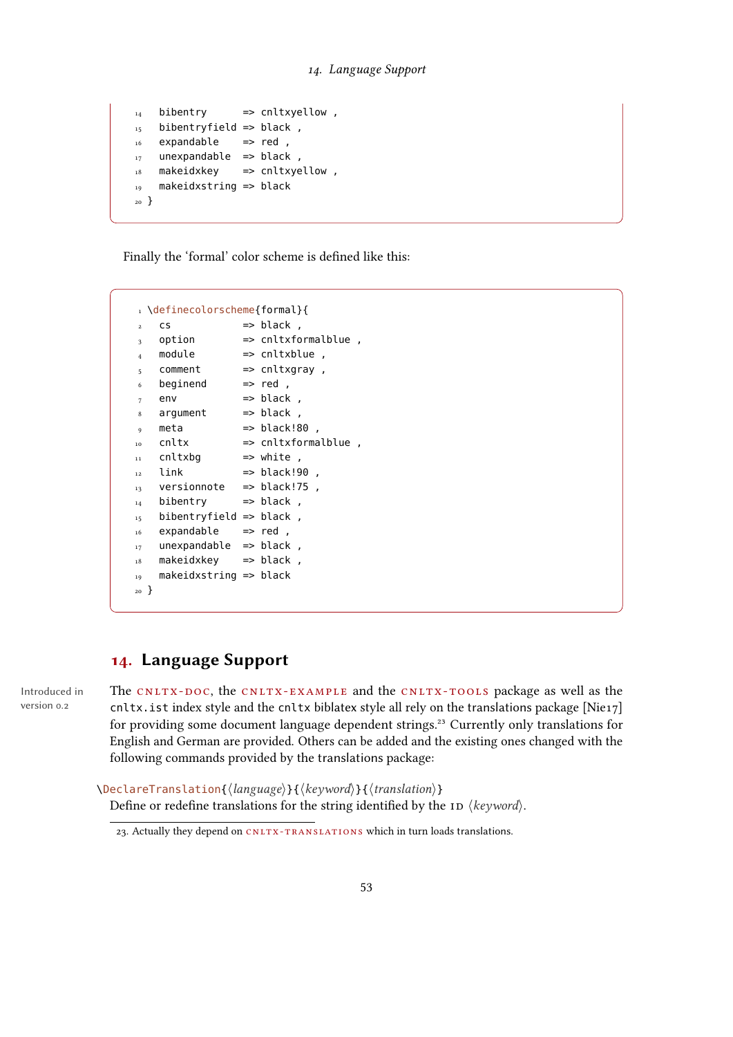```
bibentry      => cnltxyellow ,
bibentryfield => black ,
expandable    => red ,
unexpandable  => black ,
makeidxkey    => cnltxyellow ,
makeidxstring => black
}
```

Finally the 'formal' color scheme is defined like this:

```
\definecolorscheme{formal}{
  cs            => black ,
  option        => cnltxformalblue ,
  module        => cnltxblue ,
  comment       => cnltxgray ,
  beginend      => red ,
  env           => black ,
  argument      => black ,
  meta          => black!80 ,
  cnltx         => cnltxformalblue ,
  cnltxbg       => white ,
  link          => black!90 ,
  versionnote   => black!75 ,
  bibentry      => black ,
  bibentryfield => black ,
  expandable    => red ,
  unexpandable  => black ,
  makeidxkey    => black ,
  makeidxstring => black
}
```

## 14. Language Support

Introduced in version 0.2

The CNLTX-DOC, the CNLTX-EXAMPLE and the CNLTX-TOOLS package as well as the cnltx.ist index style and the cnltx biblatex style all rely on the translations package [Nie17] for providing some document language dependent strings.[23] Currently only translations for English and German are provided. Others can be added and the existing ones changed with the following commands provided by the translations package:

`\DeclareTranslation{⟨language⟩}{⟨keyword⟩}{⟨translation⟩}`
Define or redefine translations for the string identified by the ID ⟨*keyword*⟩.

23. Actually they depend on CNLTX-TRANSLATIONS which in turn loads translations.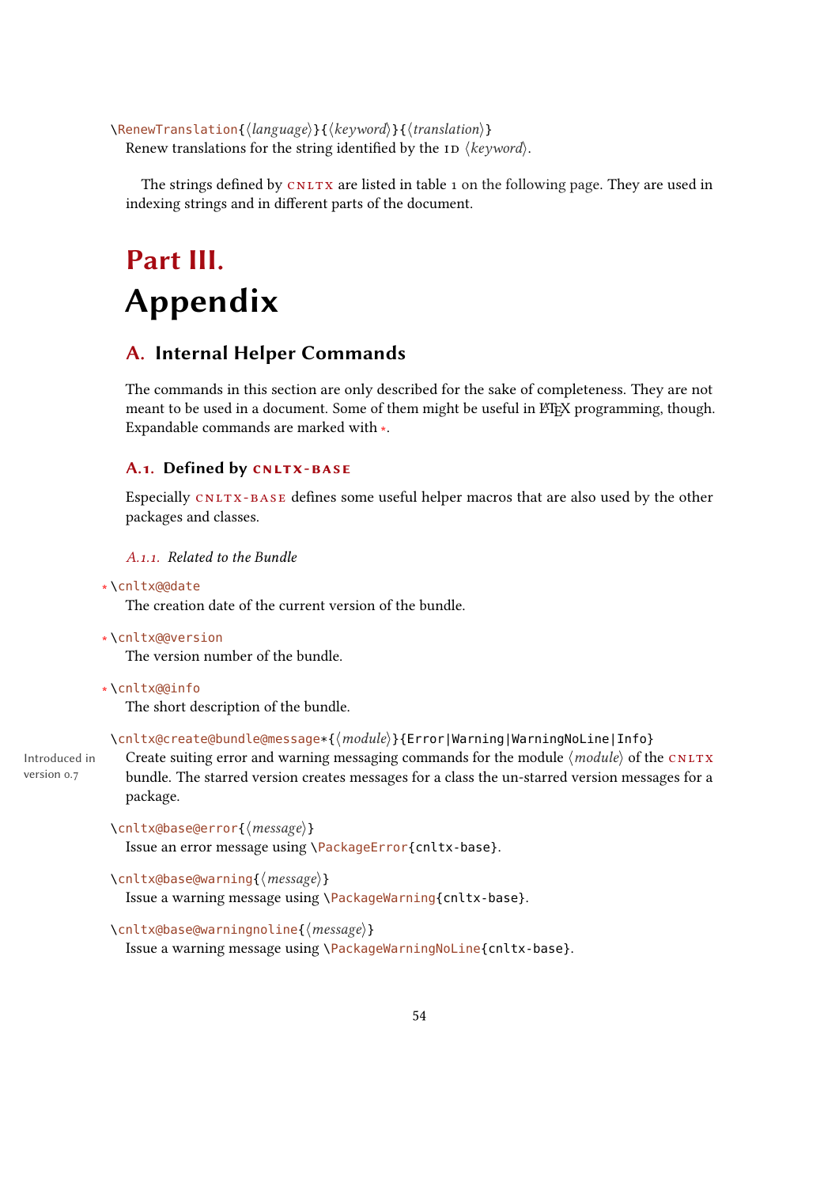\RenewTranslation{⟨language⟩}{⟨keyword⟩}{⟨translation⟩}
Renew translations for the string identified by the ID ⟨keyword⟩.

The strings defined by CNLTX are listed in table 1 on the following page. They are used in indexing strings and in different parts of the document.

# Part III. Appendix

## A. Internal Helper Commands

The commands in this section are only described for the sake of completeness. They are not meant to be used in a document. Some of them might be useful in LaTeX programming, though. Expandable commands are marked with *.

### A.1. Defined by CNLTX-BASE

Especially CNLTX-BASE defines some useful helper macros that are also used by the other packages and classes.

#### A.1.1. Related to the Bundle

* \cnltx@@date
The creation date of the current version of the bundle.

* \cnltx@@version
The version number of the bundle.

* \cnltx@@info
The short description of the bundle.

\cnltx@create@bundle@message*{⟨module⟩}{Error|Warning|WarningNoLine|Info}
Create suiting error and warning messaging commands for the module ⟨module⟩ of the CNLTX bundle. The starred version creates messages for a class the un-starred version messages for a package.
Introduced in version 0.7

\cnltx@base@error{⟨message⟩}
Issue an error message using \PackageError{cnltx-base}.

\cnltx@base@warning{⟨message⟩}
Issue a warning message using \PackageWarning{cnltx-base}.

\cnltx@base@warningnoline{⟨message⟩}
Issue a warning message using \PackageWarningNoLine{cnltx-base}.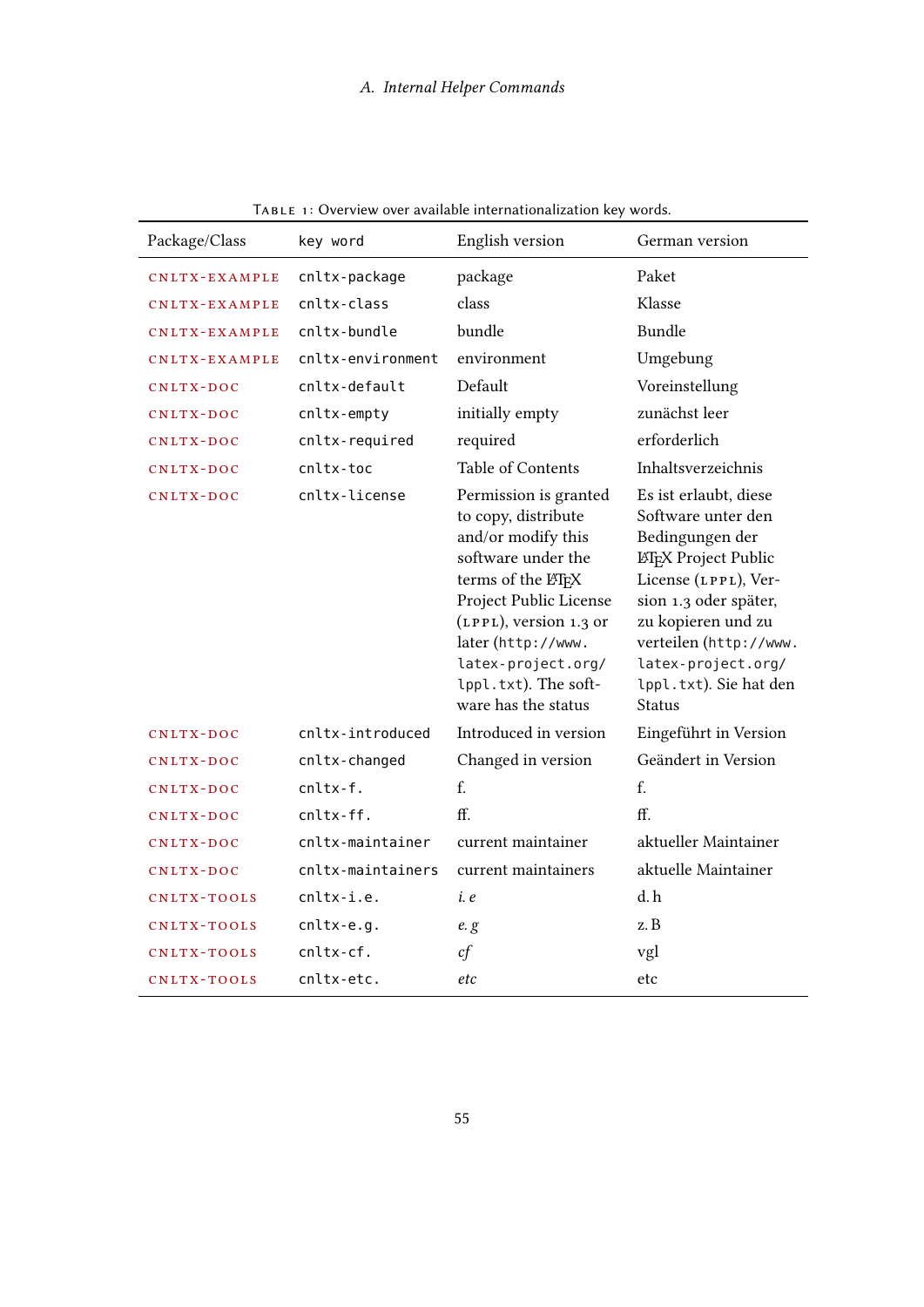Table 1: Overview over available internationalization key words.

| Package/Class | key word | English version | German version |
|---|---|---|---|
| CNLTX-EXAMPLE | `cnltx-package` | package | Paket |
| CNLTX-EXAMPLE | `cnltx-class` | class | Klasse |
| CNLTX-EXAMPLE | `cnltx-bundle` | bundle | Bundle |
| CNLTX-EXAMPLE | `cnltx-environment` | environment | Umgebung |
| CNLTX-DOC | `cnltx-default` | Default | Voreinstellung |
| CNLTX-DOC | `cnltx-empty` | initially empty | zunächst leer |
| CNLTX-DOC | `cnltx-required` | required | erforderlich |
| CNLTX-DOC | `cnltx-toc` | Table of Contents | Inhaltsverzeichnis |
| CNLTX-DOC | `cnltx-license` | Permission is granted to copy, distribute and/or modify this software under the terms of the LaTeX Project Public License (LPPL), version 1.3 or later (`http://www.latex-project.org/lppl.txt`). The software has the status | Es ist erlaubt, diese Software unter den Bedingungen der LaTeX Project Public License (LPPL), Version 1.3 oder später, zu kopieren und zu verteilen (`http://www.latex-project.org/lppl.txt`). Sie hat den Status |
| CNLTX-DOC | `cnltx-introduced` | Introduced in version | Eingeführt in Version |
| CNLTX-DOC | `cnltx-changed` | Changed in version | Geändert in Version |
| CNLTX-DOC | `cnltx-f.` | f. | f. |
| CNLTX-DOC | `cnltx-ff.` | ff. | ff. |
| CNLTX-DOC | `cnltx-maintainer` | current maintainer | aktueller Maintainer |
| CNLTX-DOC | `cnltx-maintainers` | current maintainers | aktuelle Maintainer |
| CNLTX-TOOLS | `cnltx-i.e.` | *i. e* | d. h |
| CNLTX-TOOLS | `cnltx-e.g.` | *e. g* | z. B |
| CNLTX-TOOLS | `cnltx-cf.` | *cf* | vgl |
| CNLTX-TOOLS | `cnltx-etc.` | *etc* | etc |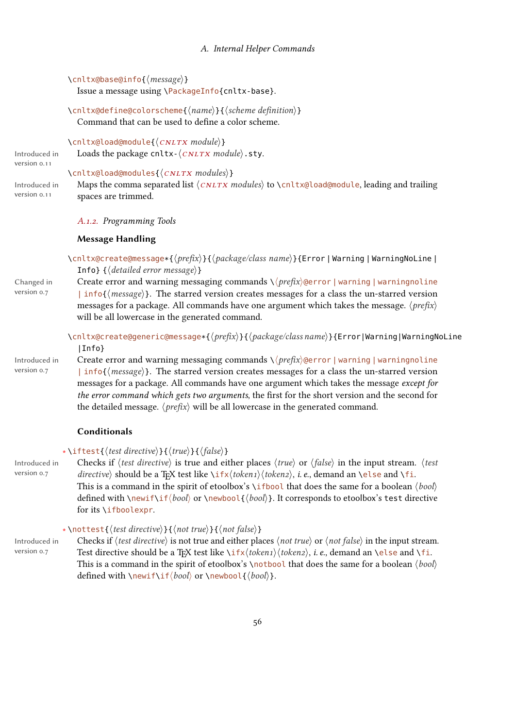`\cnltx@base@info{⟨message⟩}`
Issue a message using `\PackageInfo{cnltx-base}`.

`\cnltx@define@colorscheme{⟨name⟩}{⟨scheme definition⟩}`
Command that can be used to define a color scheme.

`\cnltx@load@module{⟨CNLTX module⟩}`
Introduced in version 0.11
Loads the package `cnltx-⟨CNLTX module⟩.sty`.

`\cnltx@load@modules{⟨CNLTX modules⟩}`
Introduced in version 0.11
Maps the comma separated list ⟨CNLTX modules⟩ to `\cnltx@load@module`, leading and trailing spaces are trimmed.

### A.1.2. Programming Tools

#### Message Handling

`\cnltx@create@message*{⟨prefix⟩}{⟨package/class name⟩}{Error | Warning | WarningNoLine | Info} {⟨detailed error message⟩}`
Changed in version 0.7
Create error and warning messaging commands `\⟨prefix⟩@error | warning | warningnoline | info{⟨message⟩}`. The starred version creates messages for a class the un-starred version messages for a package. All commands have one argument which takes the message. ⟨prefix⟩ will be all lowercase in the generated command.

`\cnltx@create@generic@message*{⟨prefix⟩}{⟨package/class name⟩}{Error|Warning|WarningNoLine |Info}`
Introduced in version 0.7
Create error and warning messaging commands `\⟨prefix⟩@error | warning | warningnoline | info{⟨message⟩}`. The starred version creates messages for a class the un-starred version messages for a package. All commands have one argument which takes the message *except for the error command which gets two arguments*, the first for the short version and the second for the detailed message. ⟨prefix⟩ will be all lowercase in the generated command.

#### Conditionals

* `\iftest{⟨test directive⟩}{⟨true⟩}{⟨false⟩}`
Introduced in version 0.7
Checks if ⟨test directive⟩ is true and either places ⟨true⟩ or ⟨false⟩ in the input stream. ⟨test directive⟩ should be a TeX test like `\ifx⟨token1⟩⟨token2⟩`, *i. e.*, demand an `\else` and `\fi`. This is a command in the spirit of etoolbox's `\ifbool` that does the same for a boolean ⟨bool⟩ defined with `\newif\if⟨bool⟩` or `\newbool{⟨bool⟩}`. It corresponds to etoolbox's `test` directive for its `\ifboolexpr`.

* `\nottest{⟨test directive⟩}{⟨not true⟩}{⟨not false⟩}`
Introduced in version 0.7
Checks if ⟨test directive⟩ is not true and either places ⟨not true⟩ or ⟨not false⟩ in the input stream. Test directive should be a TeX test like `\ifx⟨token1⟩⟨token2⟩`, *i. e.*, demand an `\else` and `\fi`. This is a command in the spirit of etoolbox's `\notbool` that does the same for a boolean ⟨bool⟩ defined with `\newif\if⟨bool⟩` or `\newbool{⟨bool⟩}`.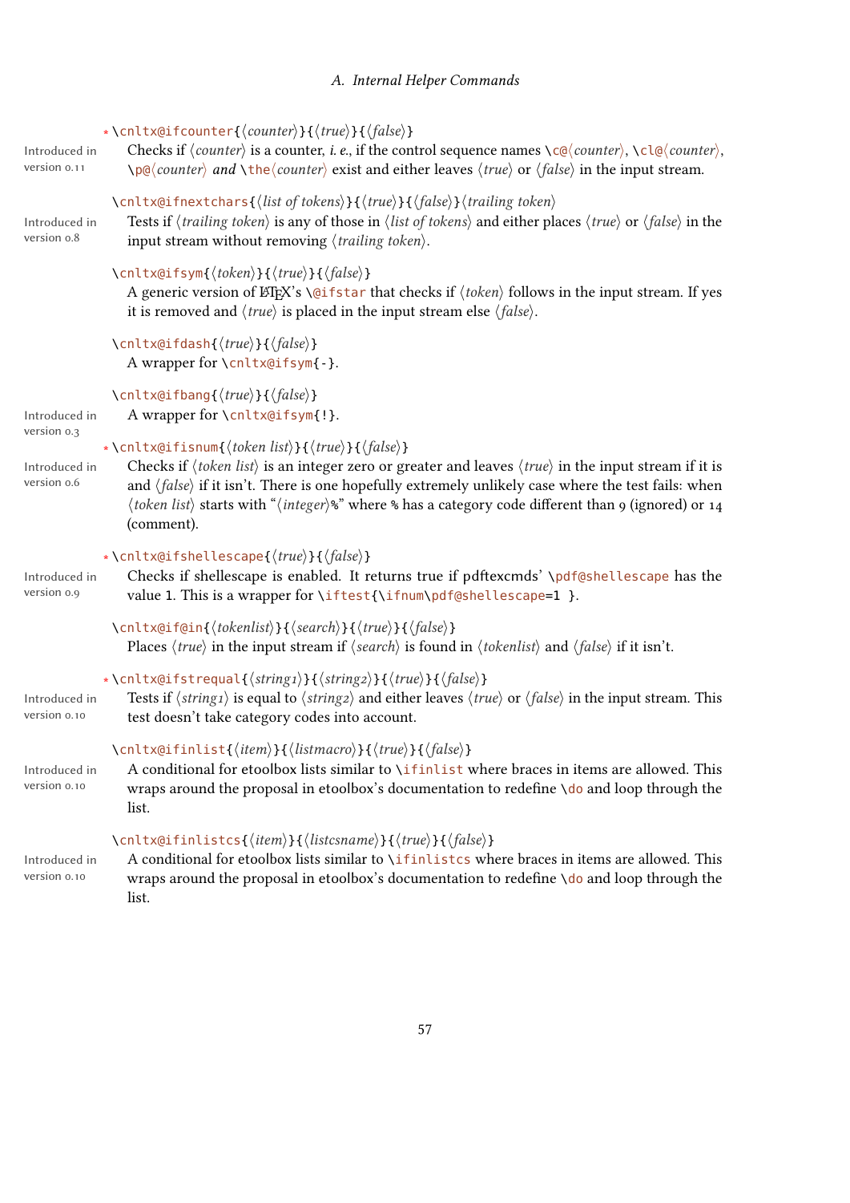⋆ `\cnltx@ifcounter{⟨counter⟩}{⟨true⟩}{⟨false⟩}`

Introduced in version 0.11

Checks if ⟨counter⟩ is a counter, *i. e.*, if the control sequence names `\c@⟨counter⟩`, `\cl@⟨counter⟩`, `\p@⟨counter⟩` *and* `\the⟨counter⟩` exist and either leaves ⟨true⟩ or ⟨false⟩ in the input stream.

`\cnltx@ifnextchars{⟨list of tokens⟩}{⟨true⟩}{⟨false⟩}⟨trailing token⟩`

Introduced in version 0.8

Tests if ⟨trailing token⟩ is any of those in ⟨list of tokens⟩ and either places ⟨true⟩ or ⟨false⟩ in the input stream without removing ⟨trailing token⟩.

`\cnltx@ifsym{⟨token⟩}{⟨true⟩}{⟨false⟩}`

A generic version of LaTeX's `\@ifstar` that checks if ⟨token⟩ follows in the input stream. If yes it is removed and ⟨true⟩ is placed in the input stream else ⟨false⟩.

`\cnltx@ifdash{⟨true⟩}{⟨false⟩}`

A wrapper for `\cnltx@ifsym{-}`.

`\cnltx@ifbang{⟨true⟩}{⟨false⟩}`

Introduced in version 0.3

A wrapper for `\cnltx@ifsym{!}`.

⋆ `\cnltx@ifisnum{⟨token list⟩}{⟨true⟩}{⟨false⟩}`

Introduced in version 0.6

Checks if ⟨token list⟩ is an integer zero or greater and leaves ⟨true⟩ in the input stream if it is and ⟨false⟩ if it isn't. There is one hopefully extremely unlikely case where the test fails: when ⟨token list⟩ starts with "⟨integer⟩%" where % has a category code different than 9 (ignored) or 14 (comment).

⋆ `\cnltx@ifshellescape{⟨true⟩}{⟨false⟩}`

Introduced in version 0.9

Checks if shellescape is enabled. It returns true if pdftexcmds' `\pdf@shellescape` has the value 1. This is a wrapper for `\iftest{\ifnum\pdf@shellescape=1 }`.

`\cnltx@if@in{⟨tokenlist⟩}{⟨search⟩}{⟨true⟩}{⟨false⟩}`

Places ⟨true⟩ in the input stream if ⟨search⟩ is found in ⟨tokenlist⟩ and ⟨false⟩ if it isn't.

⋆ `\cnltx@ifstrequal{⟨string1⟩}{⟨string2⟩}{⟨true⟩}{⟨false⟩}`

Introduced in version 0.10

Tests if ⟨string1⟩ is equal to ⟨string2⟩ and either leaves ⟨true⟩ or ⟨false⟩ in the input stream. This test doesn't take category codes into account.

`\cnltx@ifinlist{⟨item⟩}{⟨listmacro⟩}{⟨true⟩}{⟨false⟩}`

Introduced in version 0.10

A conditional for etoolbox lists similar to `\ifinlist` where braces in items are allowed. This wraps around the proposal in etoolbox's documentation to redefine `\do` and loop through the list.

`\cnltx@ifinlistcs{⟨item⟩}{⟨listcsname⟩}{⟨true⟩}{⟨false⟩}`

Introduced in version 0.10

A conditional for etoolbox lists similar to `\ifinlistcs` where braces in items are allowed. This wraps around the proposal in etoolbox's documentation to redefine `\do` and loop through the list.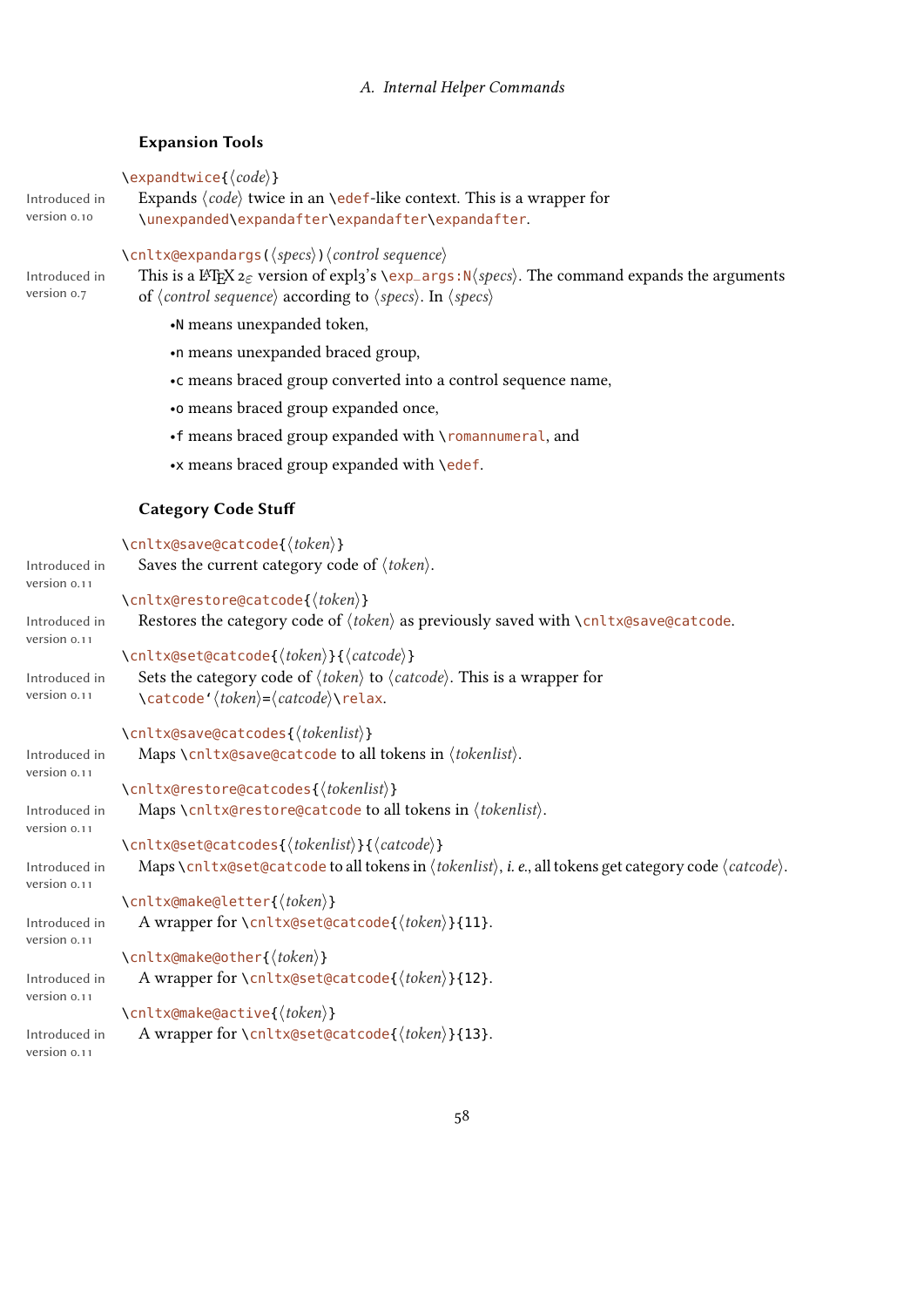### Expansion Tools

`\expandtwice{⟨code⟩}`

Introduced in version 0.10

Expands ⟨*code*⟩ twice in an `\edef`-like context. This is a wrapper for `\unexpanded\expandafter\expandafter\expandafter`.

`\cnltx@expandargs(⟨specs⟩)⟨control sequence⟩`

Introduced in version 0.7

This is a LaTeX 2$_\varepsilon$ version of expl3's `\exp_args:N⟨specs⟩`. The command expands the arguments of ⟨*control sequence*⟩ according to ⟨*specs*⟩. In ⟨*specs*⟩

- `N` means unexpanded token,
- `n` means unexpanded braced group,
- `c` means braced group converted into a control sequence name,
- `o` means braced group expanded once,
- `f` means braced group expanded with `\romannumeral`, and
- `x` means braced group expanded with `\edef`.

### Category Code Stuff

`\cnltx@save@catcode{⟨token⟩}`

Introduced in version 0.11

Saves the current category code of ⟨*token*⟩.

`\cnltx@restore@catcode{⟨token⟩}`

Introduced in version 0.11

Restores the category code of ⟨*token*⟩ as previously saved with `\cnltx@save@catcode`.

`\cnltx@set@catcode{⟨token⟩}{⟨catcode⟩}`

Introduced in version 0.11

Sets the category code of ⟨*token*⟩ to ⟨*catcode*⟩. This is a wrapper for `\catcode`⟨token⟩=⟨catcode⟩\relax`.

`\cnltx@save@catcodes{⟨tokenlist⟩}`

Introduced in version 0.11

Maps `\cnltx@save@catcode` to all tokens in ⟨*tokenlist*⟩.

`\cnltx@restore@catcodes{⟨tokenlist⟩}`

Introduced in version 0.11

Maps `\cnltx@restore@catcode` to all tokens in ⟨*tokenlist*⟩.

`\cnltx@set@catcodes{⟨tokenlist⟩}{⟨catcode⟩}`

Introduced in version 0.11

Maps `\cnltx@set@catcode` to all tokens in ⟨*tokenlist*⟩, *i. e.*, all tokens get category code ⟨*catcode*⟩.

`\cnltx@make@letter{⟨token⟩}`

Introduced in version 0.11

A wrapper for `\cnltx@set@catcode{⟨token⟩}{11}`.

`\cnltx@make@other{⟨token⟩}`

Introduced in version 0.11

A wrapper for `\cnltx@set@catcode{⟨token⟩}{12}`.

`\cnltx@make@active{⟨token⟩}`

Introduced in version 0.11

A wrapper for `\cnltx@set@catcode{⟨token⟩}{13}`.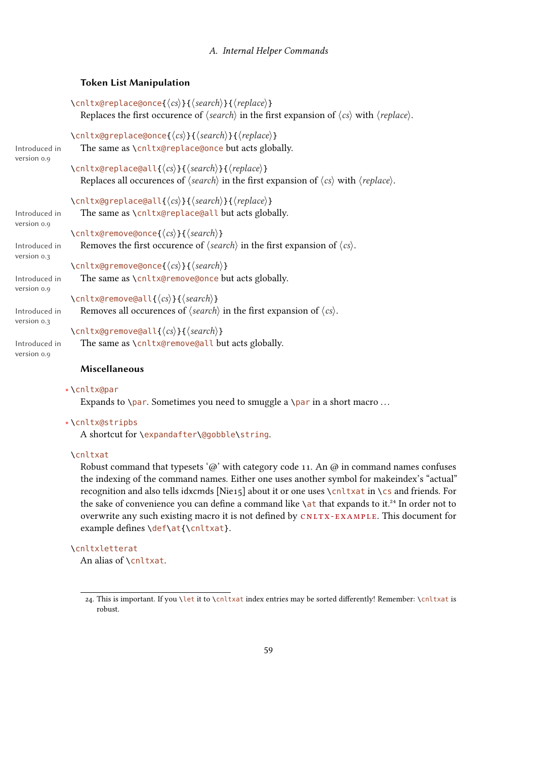### Token List Manipulation

`\cnltx@replace@once{⟨cs⟩}{⟨search⟩}{⟨replace⟩}`
Replaces the first occurence of ⟨*search*⟩ in the first expansion of ⟨*cs*⟩ with ⟨*replace*⟩.

`\cnltx@greplace@once{⟨cs⟩}{⟨search⟩}{⟨replace⟩}`
Introduced in version 0.9
The same as `\cnltx@replace@once` but acts globally.

`\cnltx@replace@all{⟨cs⟩}{⟨search⟩}{⟨replace⟩}`
Replaces all occurences of ⟨*search*⟩ in the first expansion of ⟨*cs*⟩ with ⟨*replace*⟩.

`\cnltx@greplace@all{⟨cs⟩}{⟨search⟩}{⟨replace⟩}`
Introduced in version 0.9
The same as `\cnltx@replace@all` but acts globally.

`\cnltx@remove@once{⟨cs⟩}{⟨search⟩}`
Introduced in version 0.3
Removes the first occurence of ⟨*search*⟩ in the first expansion of ⟨*cs*⟩.

`\cnltx@gremove@once{⟨cs⟩}{⟨search⟩}`
Introduced in version 0.9
The same as `\cnltx@remove@once` but acts globally.

`\cnltx@remove@all{⟨cs⟩}{⟨search⟩}`
Introduced in version 0.3
Removes all occurences of ⟨*search*⟩ in the first expansion of ⟨*cs*⟩.

`\cnltx@gremove@all{⟨cs⟩}{⟨search⟩}`
Introduced in version 0.9
The same as `\cnltx@remove@all` but acts globally.

### Miscellaneous

* `\cnltx@par`
Expands to `\par`. Sometimes you need to smuggle a `\par` in a short macro ...

* `\cnltx@stripbs`
A shortcut for `\expandafter\@gobble\string`.

`\cnltxat`
Robust command that typesets '@' with category code 11. An @ in command names confuses the indexing of the command names. Either one uses another symbol for makeindex's "actual" recognition and also tells idxcmds [Nie15] about it or one uses `\cnltxat` in `\cs` and friends. For the sake of convenience you can define a command like `\at` that expands to it.[24] In order not to overwrite any such existing macro it is not defined by CNLTX-EXAMPLE. This document for example defines `\def\at{\cnltxat}`.

`\cnltxletterat`
An alias of `\cnltxat`.

---

24. This is important. If you `\let` it to `\cnltxat` index entries may be sorted differently! Remember: `\cnltxat` is robust.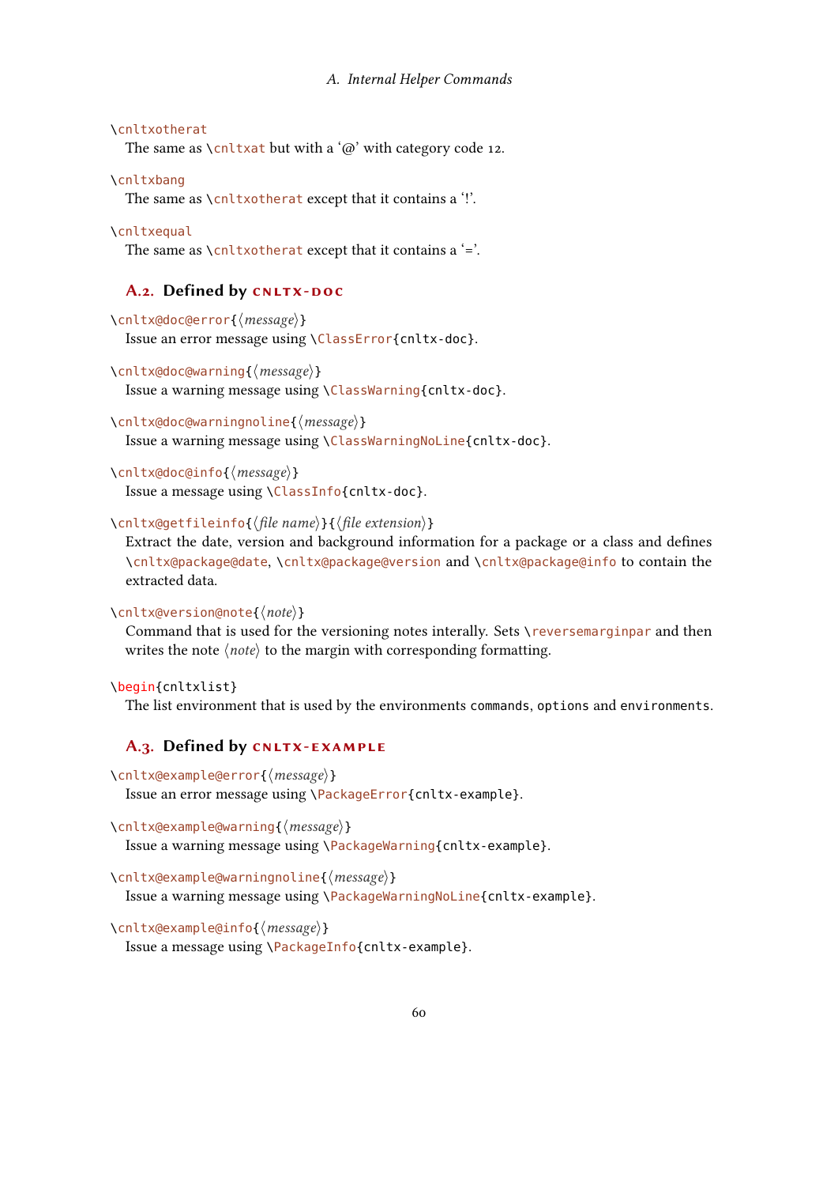`\cnltxotherat`
The same as `\cnltxat` but with a '@' with category code 12.

`\cnltxbang`
The same as `\cnltxotherat` except that it contains a '!'.

`\cnltxequal`
The same as `\cnltxotherat` except that it contains a '='.

## A.2. Defined by cnltx-doc

`\cnltx@doc@error{⟨message⟩}`
Issue an error message using `\ClassError{cnltx-doc}`.

`\cnltx@doc@warning{⟨message⟩}`
Issue a warning message using `\ClassWarning{cnltx-doc}`.

`\cnltx@doc@warningnoline{⟨message⟩}`
Issue a warning message using `\ClassWarningNoLine{cnltx-doc}`.

`\cnltx@doc@info{⟨message⟩}`
Issue a message using `\ClassInfo{cnltx-doc}`.

`\cnltx@getfileinfo{⟨file name⟩}{⟨file extension⟩}`
Extract the date, version and background information for a package or a class and defines `\cnltx@package@date`, `\cnltx@package@version` and `\cnltx@package@info` to contain the extracted data.

`\cnltx@version@note{⟨note⟩}`
Command that is used for the versioning notes interally. Sets `\reversemarginpar` and then writes the note ⟨*note*⟩ to the margin with corresponding formatting.

`\begin{cnltxlist}`
The list environment that is used by the environments `commands`, `options` and `environments`.

## A.3. Defined by cnltx-example

`\cnltx@example@error{⟨message⟩}`
Issue an error message using `\PackageError{cnltx-example}`.

`\cnltx@example@warning{⟨message⟩}`
Issue a warning message using `\PackageWarning{cnltx-example}`.

`\cnltx@example@warningnoline{⟨message⟩}`
Issue a warning message using `\PackageWarningNoLine{cnltx-example}`.

`\cnltx@example@info{⟨message⟩}`
Issue a message using `\PackageInfo{cnltx-example}`.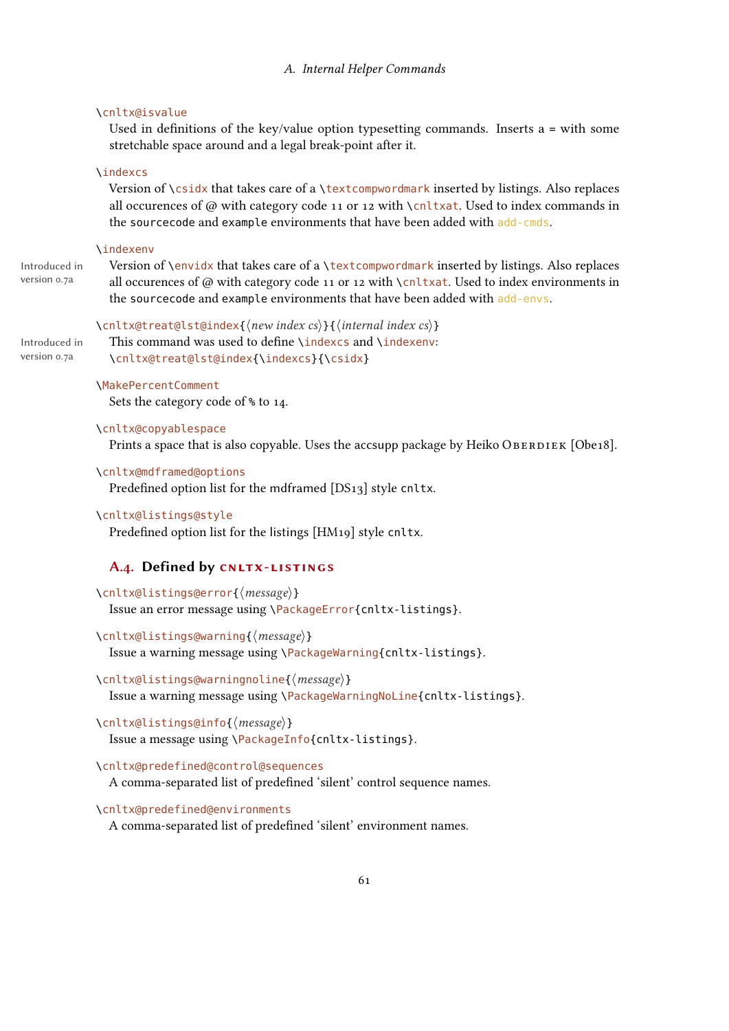`\cnltx@isvalue`
Used in definitions of the key/value option typesetting commands. Inserts a = with some stretchable space around and a legal break-point after it.

`\indexcs`
Version of `\csidx` that takes care of a `\textcompwordmark` inserted by listings. Also replaces all occurences of @ with category code 11 or 12 with `\cnltxat`. Used to index commands in the `sourcecode` and `example` environments that have been added with `add-cmds`.

`\indexenv`
Introduced in version 0.7a
Version of `\envidx` that takes care of a `\textcompwordmark` inserted by listings. Also replaces all occurences of @ with category code 11 or 12 with `\cnltxat`. Used to index environments in the `sourcecode` and `example` environments that have been added with `add-envs`.

`\cnltx@treat@lst@index{⟨new index cs⟩}{⟨internal index cs⟩}`
Introduced in version 0.7a
This command was used to define `\indexcs` and `\indexenv`:
`\cnltx@treat@lst@index{\indexcs}{\csidx}`

`\MakePercentComment`
Sets the category code of `%` to 14.

`\cnltx@copyablespace`
Prints a space that is also copyable. Uses the accsupp package by Heiko Oberdiek [Obe18].

`\cnltx@mdframed@options`
Predefined option list for the mdframed [DS13] style `cnltx`.

`\cnltx@listings@style`
Predefined option list for the listings [HM19] style `cnltx`.

## A.4. Defined by cnltx-listings

`\cnltx@listings@error{⟨message⟩}`
Issue an error message using `\PackageError{cnltx-listings}`.

`\cnltx@listings@warning{⟨message⟩}`
Issue a warning message using `\PackageWarning{cnltx-listings}`.

`\cnltx@listings@warningnoline{⟨message⟩}`
Issue a warning message using `\PackageWarningNoLine{cnltx-listings}`.

`\cnltx@listings@info{⟨message⟩}`
Issue a message using `\PackageInfo{cnltx-listings}`.

`\cnltx@predefined@control@sequences`
A comma-separated list of predefined 'silent' control sequence names.

`\cnltx@predefined@environments`
A comma-separated list of predefined 'silent' environment names.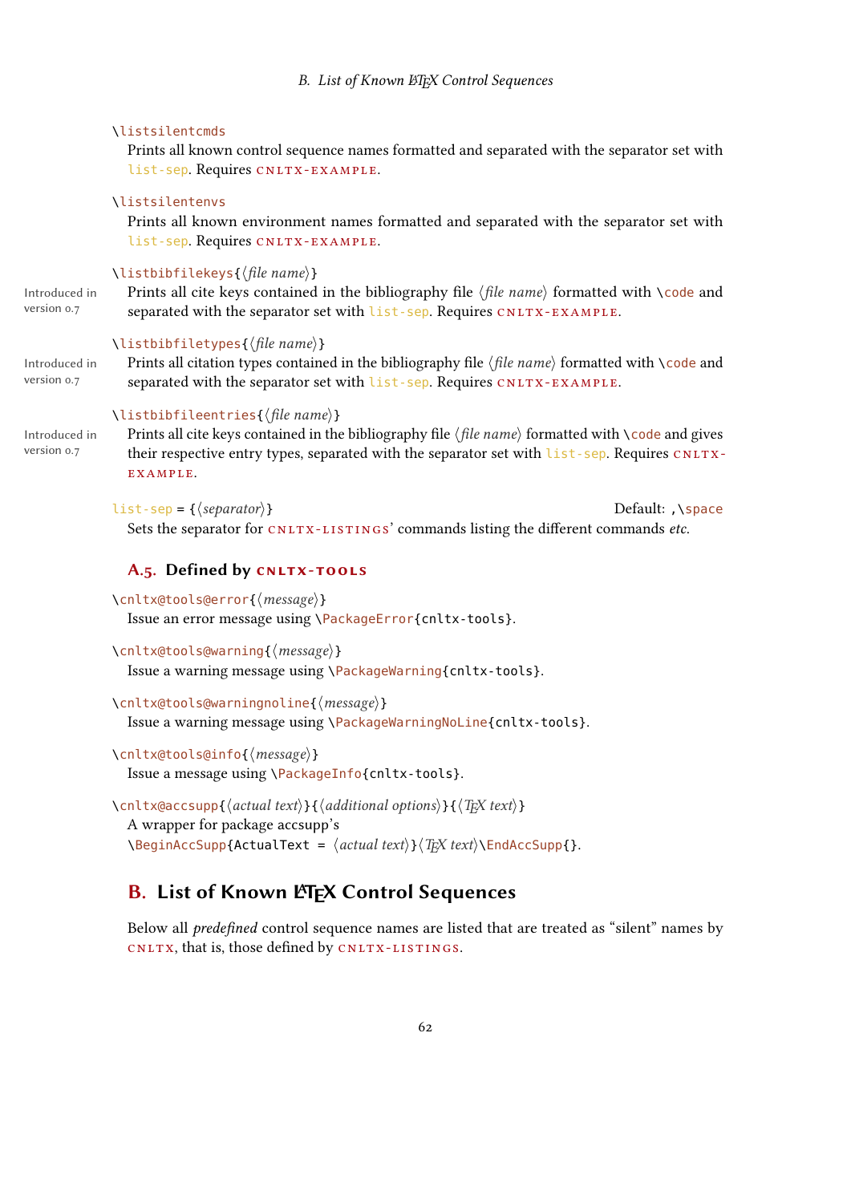`\listsilentcmds`
Prints all known control sequence names formatted and separated with the separator set with `list-sep`. Requires CNLTX-EXAMPLE.

`\listsilentenvs`
Prints all known environment names formatted and separated with the separator set with `list-sep`. Requires CNLTX-EXAMPLE.

`\listbibfilekeys{⟨file name⟩}`
Introduced in version 0.7
Prints all cite keys contained in the bibliography file ⟨*file name*⟩ formatted with `\code` and separated with the separator set with `list-sep`. Requires CNLTX-EXAMPLE.

`\listbibfiletypes{⟨file name⟩}`
Introduced in version 0.7
Prints all citation types contained in the bibliography file ⟨*file name*⟩ formatted with `\code` and separated with the separator set with `list-sep`. Requires CNLTX-EXAMPLE.

`\listbibfileentries{⟨file name⟩}`
Introduced in version 0.7
Prints all cite keys contained in the bibliography file ⟨*file name*⟩ formatted with `\code` and gives their respective entry types, separated with the separator set with `list-sep`. Requires CNLTX-EXAMPLE.

`list-sep = {⟨separator⟩}` Default: `,\space`
Sets the separator for CNLTX-LISTINGS' commands listing the different commands *etc.*

### A.5. Defined by CNLTX-TOOLS

`\cnltx@tools@error{⟨message⟩}`
Issue an error message using `\PackageError{cnltx-tools}`.

`\cnltx@tools@warning{⟨message⟩}`
Issue a warning message using `\PackageWarning{cnltx-tools}`.

`\cnltx@tools@warningnoline{⟨message⟩}`
Issue a warning message using `\PackageWarningNoLine{cnltx-tools}`.

`\cnltx@tools@info{⟨message⟩}`
Issue a message using `\PackageInfo{cnltx-tools}`.

`\cnltx@accsupp{⟨actual text⟩}{⟨additional options⟩}{⟨TeX text⟩}`
A wrapper for package accsupp's
`\BeginAccSupp{ActualText = ⟨actual text⟩}⟨TeX text⟩\EndAccSupp{}`.

## B. List of Known LaTeX Control Sequences

Below all *predefined* control sequence names are listed that are treated as "silent" names by CNLTX, that is, those defined by CNLTX-LISTINGS.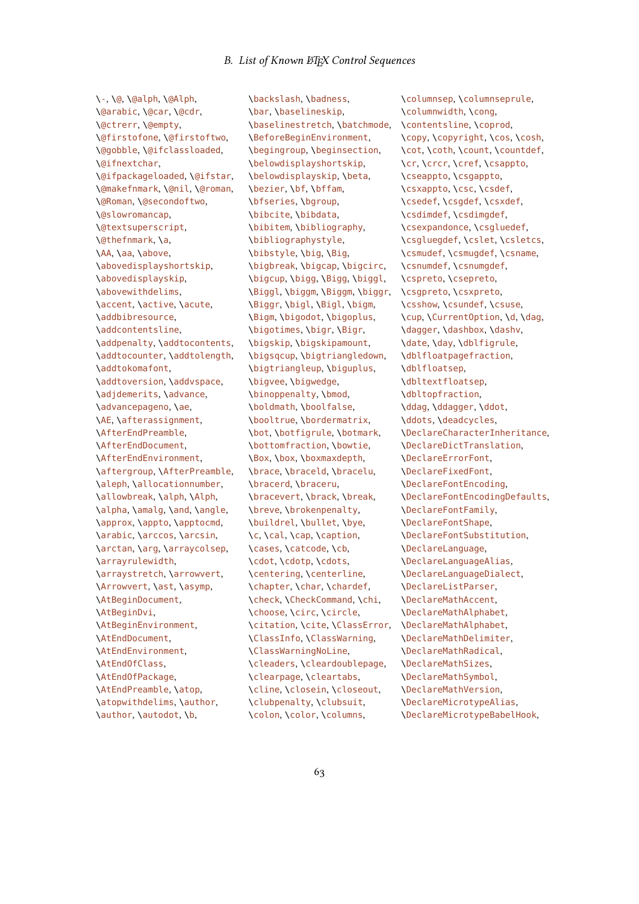\-, \@, \@alph, \@Alph, \@arabic, \@car, \@cdr, \@ctrerr, \@empty, \@firstofone, \@firstoftwo, \@gobble, \@ifclassloaded, \@ifnextchar, \@ifpackageloaded, \@ifstar, \@makefnmark, \@nil, \@roman, \@Roman, \@secondoftwo, \@slowromancap, \@textsuperscript, \@thefnmark, \a, \AA, \aa, \above, \abovedisplayshortskip, \abovedisplayskip, \abovewithdelims, \accent, \active, \acute, \addbibresource, \addcontentsline, \addpenalty, \addtocontents, \addtocounter, \addtolength, \addtokomafont, \addtoversion, \addvspace, \adjdemerits, \advance, \advancepageno, \ae, \AE, \afterassignment, \AfterEndPreamble, \AfterEndDocument, \AfterEndEnvironment, \aftergroup, \AfterPreamble, \aleph, \allocationnumber, \allowbreak, \alph, \Alph, \alpha, \amalg, \and, \angle, \approx, \appto, \apptocmd, \arabic, \arccos, \arcsin, \arctan, \arg, \arraycolsep, \arrayrulewidth, \arraystretch, \arrowvert, \Arrowvert, \ast, \asymp, \AtBeginDocument, \AtBeginDvi, \AtBeginEnvironment, \AtEndDocument, \AtEndEnvironment, \AtEndOfClass, \AtEndOfPackage, \AtEndPreamble, \atop, \atopwithdelims, \author, \author, \autodot, \b, \backslash, \badness, \bar, \baselineskip, \baselinestretch, \batchmode, \BeforeBeginEnvironment, \begingroup, \beginsection, \belowdisplayshortskip, \belowdisplayskip, \beta, \bezier, \bf, \bffam, \bfseries, \bgroup, \bibcite, \bibdata, \bibitem, \bibliography, \bibliographystyle, \bibstyle, \big, \Big, \bigbreak, \bigcap, \bigcirc, \bigcup, \bigg, \Bigg, \biggl, \Biggl, \biggm, \Biggm, \biggr, \Biggr, \bigl, \Bigl, \bigm, \Bigm, \bigodot, \bigoplus, \bigotimes, \bigr, \Bigr, \bigskip, \bigskipamount, \bigsqcup, \bigtriangledown, \bigtriangleup, \biguplus, \bigvee, \bigwedge, \binoppenalty, \bmod, \boldmath, \boolfalse, \booltrue, \bordermatrix, \bot, \botfigrule, \botmark, \bottomfraction, \bowtie, \Box, \box, \boxmaxdepth, \brace, \braceld, \bracelu, \bracerd, \braceru, \bracevert, \brack, \break, \breve, \brokenpenalty, \buildrel, \bullet, \bye, \c, \cal, \cap, \caption, \cases, \catcode, \cb, \cdot, \cdotp, \cdots, \centering, \centerline, \chapter, \char, \chardef, \check, \CheckCommand, \chi, \choose, \circ, \circle, \citation, \cite, \ClassError, \ClassInfo, \ClassWarning, \ClassWarningNoLine, \cleaders, \cleardoublepage, \clearpage, \cleartabs, \cline, \closein, \closeout, \clubpenalty, \clubsuit, \colon, \color, \columns, \columnsep, \columnseprule, \columnwidth, \cong, \contentsline, \coprod, \copy, \copyright, \cos, \cosh, \cot, \coth, \count, \countdef, \cr, \crcr, \cref, \csappto, \cseappto, \csgappto, \csxappto, \csc, \csdef, \csedef, \csgdef, \csxdef, \csdimdef, \csdimgdef, \csexpandonce, \csgluedef, \csgluegdef, \cslet, \csletcs, \csmudef, \csmugdef, \csname, \csnumdef, \csnumgdef, \cspreto, \csepreto, \csgpreto, \csxpreto, \csshow, \csundef, \csuse, \cup, \CurrentOption, \d, \dag, \dagger, \dashbox, \dashv, \date, \day, \dblfigrule, \dblfloatpagefraction, \dblfloatsep, \dbltextfloatsep, \dbltopfraction, \ddag, \ddagger, \ddot, \ddots, \deadcycles, \DeclareCharacterInheritance, \DeclareDictTranslation, \DeclareErrorFont, \DeclareFixedFont, \DeclareFontEncoding, \DeclareFontEncodingDefaults, \DeclareFontFamily, \DeclareFontShape, \DeclareFontSubstitution, \DeclareLanguage, \DeclareLanguageAlias, \DeclareLanguageDialect, \DeclareListParser, \DeclareMathAccent, \DeclareMathAlphabet, \DeclareMathAlphabet, \DeclareMathDelimiter, \DeclareMathRadical, \DeclareMathSizes, \DeclareMathSymbol, \DeclareMathVersion, \DeclareMicrotypeAlias, \DeclareMicrotypeBabelHook,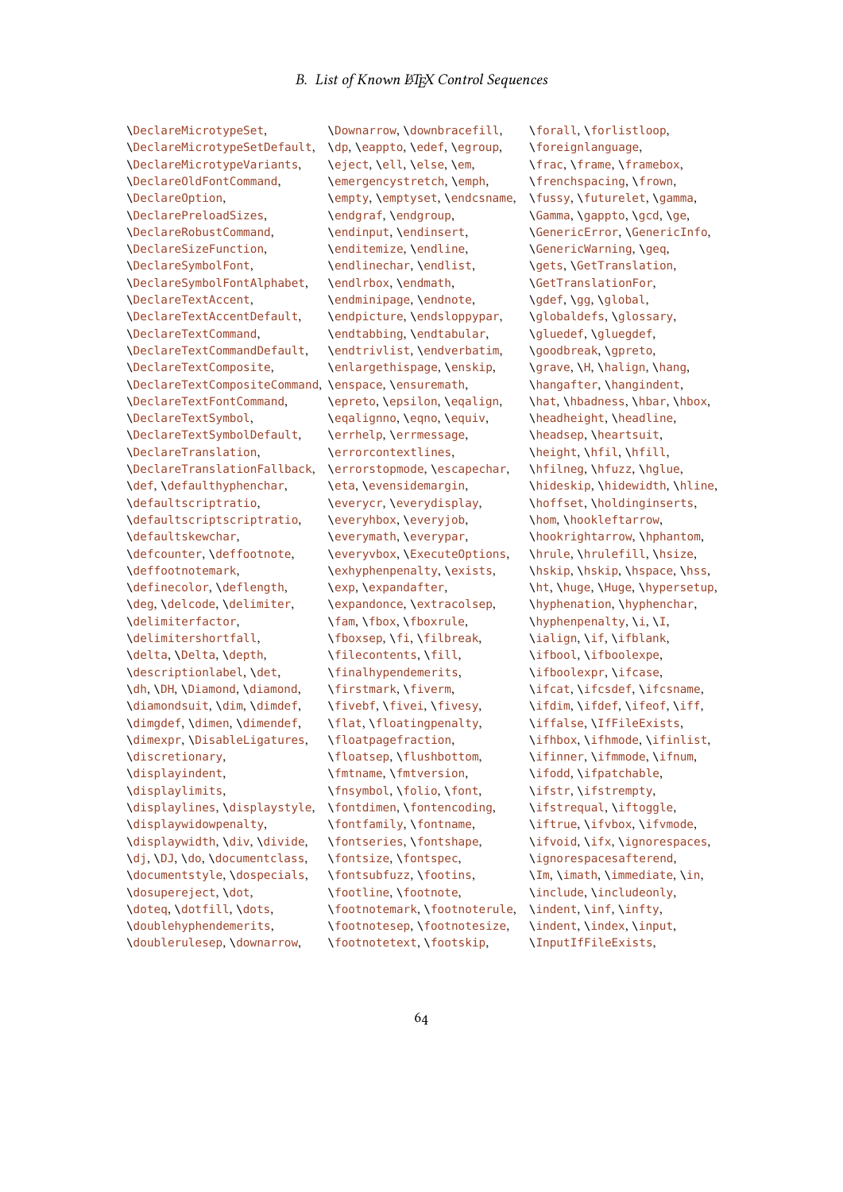\DeclareMicrotypeSet, \DeclareMicrotypeSetDefault, \DeclareMicrotypeVariants, \DeclareOldFontCommand, \DeclareOption, \DeclarePreloadSizes, \DeclareRobustCommand, \DeclareSizeFunction, \DeclareSymbolFont, \DeclareSymbolFontAlphabet, \DeclareTextAccent, \DeclareTextAccentDefault, \DeclareTextCommand, \DeclareTextCommandDefault, \DeclareTextComposite, \DeclareTextCompositeCommand, \DeclareTextFontCommand, \DeclareTextSymbol, \DeclareTextSymbolDefault, \DeclareTranslation, \DeclareTranslationFallback, \def, \defaulthyphenchar, \defaultscriptratio, \defaultscriptscriptratio, \defaultskewchar, \defcounter, \deffootnote, \deffootnotemark, \definecolor, \deflength, \deg, \delcode, \delimiter, \delimiterfactor, \delimitershortfall, \delta, \Delta, \depth, \descriptionlabel, \det, \dh, \DH, \Diamond, \diamond, \diamondsuit, \dim, \dimdef, \dimgdef, \dimen, \dimendef, \dimexpr, \DisableLigatures, \discretionary, \displayindent, \displaylimits, \displaylines, \displaystyle, \displaywidowpenalty, \displaywidth, \div, \divide, \dj, \DJ, \do, \documentclass, \documentstyle, \dospecials, \dosupereject, \dot, \doteq, \dotfill, \dots, \doublehyphendemerits, \doublerulesep, \downarrow, \Downarrow, \downbracefill, \dp, \eappto, \edef, \egroup, \eject, \ell, \else, \em, \emergencystretch, \emph, \empty, \emptyset, \endcsname, \endgraf, \endgroup, \endinput, \endinsert, \enditemize, \endline, \endlinechar, \endlist, \endlrbox, \endmath, \endminipage, \endnote, \endpicture, \endsloppypar, \endtabbing, \endtabular, \endtrivlist, \endverbatim, \enlargethispage, \enskip, \enspace, \ensuremath, \epreto, \epsilon, \eqalign, \eqalignno, \eqno, \equiv, \errhelp, \errmessage, \errorcontextlines, \errorstopmode, \escapechar, \eta, \evensidemargin, \everycr, \everydisplay, \everyhbox, \everyjob, \everymath, \everypar, \everyvbox, \ExecuteOptions, \exhyphenpenalty, \exists, \exp, \expandafter, \expandonce, \extracolsep, \fam, \fbox, \fboxrule, \fboxsep, \fi, \filbreak, \filecontents, \fill, \finalhyphendemerits, \firstmark, \fiverm, \fivebf, \fivei, \fivesy, \flat, \floatingpenalty, \floatpagefraction, \floatsep, \flushbottom, \fmtname, \fmtversion, \fnsymbol, \folio, \font, \fontdimen, \fontencoding, \fontfamily, \fontname, \fontseries, \fontshape, \fontsize, \fontspec, \fontsubfuzz, \footins, \footline, \footnote, \footnotemark, \footnoterule, \footnotesep, \footnotesize, \footnotetext, \footskip, \forall, \forlistloop, \foreignlanguage, \frac, \frame, \framebox, \frenchspacing, \frown, \fussy, \futurelet, \gamma, \Gamma, \gappto, \gcd, \ge, \GenericError, \GenericInfo, \GenericWarning, \geq, \gets, \GetTranslation, \GetTranslationFor, \gdef, \gg, \global, \globaldefs, \glossary, \gluedef, \gluegdef, \goodbreak, \gpreto, \grave, \H, \halign, \hang, \hangafter, \hangindent, \hat, \hbadness, \hbar, \hbox, \headheight, \headline, \headsep, \heartsuit, \height, \hfil, \hfill, \hfilneg, \hfuzz, \hglue, \hideskip, \hidewidth, \hline, \hoffset, \holdinginserts, \hom, \hookleftarrow, \hookrightarrow, \hphantom, \hrule, \hrulefill, \hsize, \hskip, \hskip, \hspace, \hss, \ht, \huge, \Huge, \hypersetup, \hyphenation, \hyphenchar, \hyphenpenalty, \i, \I, \ialign, \if, \ifblank, \ifbool, \ifboolexpe, \ifboolexpr, \ifcase, \ifcat, \ifcsdef, \ifcsname, \ifdim, \ifdef, \ifeof, \iff, \iffalse, \IfFileExists, \ifhbox, \ifhmode, \ifinlist, \ifinner, \ifmmode, \ifnum, \ifodd, \ifpatchable, \ifstr, \ifstrempty, \ifstrequal, \iftoggle, \iftrue, \ifvbox, \ifvmode, \ifvoid, \ifx, \ignorespaces, \ignorespacesafterend, \Im, \imath, \immediate, \in, \include, \includeonly, \indent, \inf, \infty, \indent, \index, \input, \InputIfFileExists,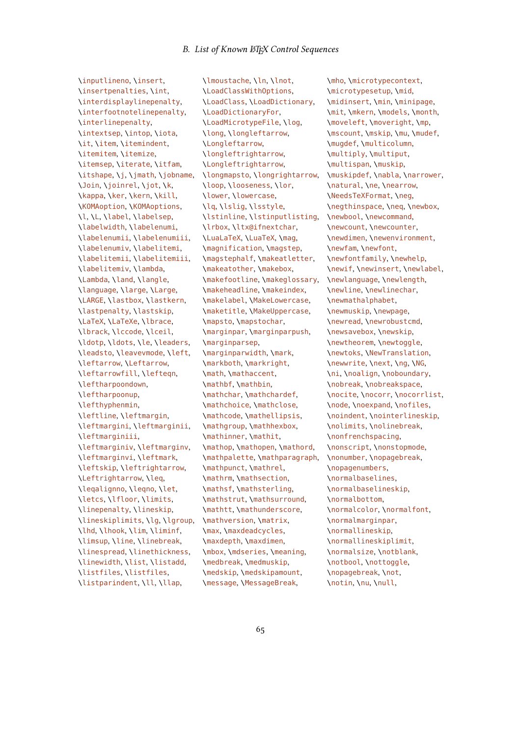\inputlineno, \insert, \insertpenalties, \int, \interdisplaylinepenalty, \interfootnotelinepenalty, \interlinepenalty, \intextsep, \intop, \iota, \it, \item, \itemindent, \itemitem, \itemize, \itemsep, \iterate, \itfam, \itshape, \j, \jmath, \jobname, \Join, \joinrel, \jot, \k, \kappa, \ker, \kern, \kill, \KOMAoption, \KOMAoptions, \l, \L, \label, \labelsep, \labelwidth, \labelenumi, \labelenumii, \labelenumiii, \labelenumiv, \labelitemi, \labelitemii, \labelitemiii, \labelitemiv, \lambda, \Lambda, \land, \langle, \language, \large, \Large, \LARGE, \lastbox, \lastkern, \lastpenalty, \lastskip, \LaTeX, \LaTeXe, \lbrace, \lbrack, \lccode, \lceil, \ldotp, \ldots, \le, \leaders, \leadsto, \leavevmode, \left, \leftarrow, \Leftarrow, \leftarrowfill, \lefteqn, \leftharpoondown, \leftharpoonup, \lefthyphenmin, \leftline, \leftmargin, \leftmargini, \leftmarginii, \leftmarginiii, \leftmarginiv, \leftmarginv, \leftmarginvi, \leftmark, \leftskip, \leftrightarrow, \Leftrightarrow, \leq, \leqalignno, \leqno, \let, \letcs, \lfloor, \limits, \linepenalty, \lineskip, \lineskiplimits, \lg, \lgroup, \lhd, \lhook, \lim, \liminf, \limsup, \line, \linebreak, \linespread, \linethickness, \linewidth, \list, \listadd, \listfiles, \listfiles, \listparindent, \ll, \llap, \lmoustache, \ln, \lnot, \LoadClassWithOptions, \LoadClass, \LoadDictionary, \LoadDictionaryFor, \LoadMicrotypeFile, \log, \long, \longleftarrow, \Longleftarrow, \longleftrightarrow, \Longleftrightarrow, \longmapsto, \longrightarrow, \loop, \looseness, \lor, \lower, \lowercase, \lq, \lslig, \lsstyle, \lstinline, \lstinputlisting, \lrbox, \ltx@ifnextchar, \LuaLaTeX, \LuaTeX, \mag, \magnification, \magstep, \magstephalf, \makeatletter, \makeatother, \makebox, \makefootline, \makeglossary, \makeheadline, \makeindex, \makelabel, \MakeLowercase, \maketitle, \MakeUppercase, \mapsto, \mapstochar, \marginpar, \marginparpush, \marginparsep, \marginparwidth, \mark, \markboth, \markright, \math, \mathaccent, \mathbf, \mathbin, \mathchar, \mathchardef, \mathchoice, \mathclose, \mathcode, \mathellipsis, \mathgroup, \mathhexbox, \mathinner, \mathit, \mathop, \mathopen, \mathord, \mathpalette, \mathparagraph, \mathpunct, \mathrel, \mathrm, \mathsection, \mathsf, \mathsterling, \mathstrut, \mathsurround, \mathtt, \mathunderscore, \mathversion, \matrix, \max, \maxdeadcycles, \maxdepth, \maxdimen, \mbox, \mdseries, \meaning, \medbreak, \medmuskip, \medskip, \medskipamount, \message, \MessageBreak, \mho, \microtypecontext, \microtypesetup, \mid, \midinsert, \min, \minipage, \mit, \mkern, \models, \month, \moveleft, \moveright, \mp, \mscount, \mskip, \mu, \mudef, \mugdef, \multicolumn, \multiply, \multiput, \multispan, \muskip, \muskipdef, \nabla, \narrower, \natural, \ne, \nearrow, \NeedsTeXFormat, \neg, \negthinspace, \neq, \newbox, \newbool, \newcommand, \newcount, \newcounter, \newdimen, \newenvironment, \newfam, \newfont, \newfontfamily, \newhelp, \newif, \newinsert, \newlabel, \newlanguage, \newlength, \newline, \newlinechar, \newmathalphabet, \newmuskip, \newpage, \newread, \newrobustcmd, \newsavebox, \newskip, \newtheorem, \newtoggle, \newtoks, \NewTranslation, \newwrite, \next, \ng, \NG, \ni, \noalign, \noboundary, \nobreak, \nobreakspace, \nocite, \nocorr, \nocorrlist, \node, \noexpand, \nofiles, \noindent, \nointerlineskip, \nolimits, \nolinebreak, \nonfrenchspacing, \nonscript, \nonstopmode, \nonumber, \nopagebreak, \nopagenumbers, \normalbaselines, \normalbaselineskip, \normalbottom, \normalcolor, \normalfont, \normalmarginpar, \normallineskip, \normallineskiplimit, \normalsize, \notblank, \notbool, \nottoggle, \nopagebreak, \not, \notin, \nu, \null,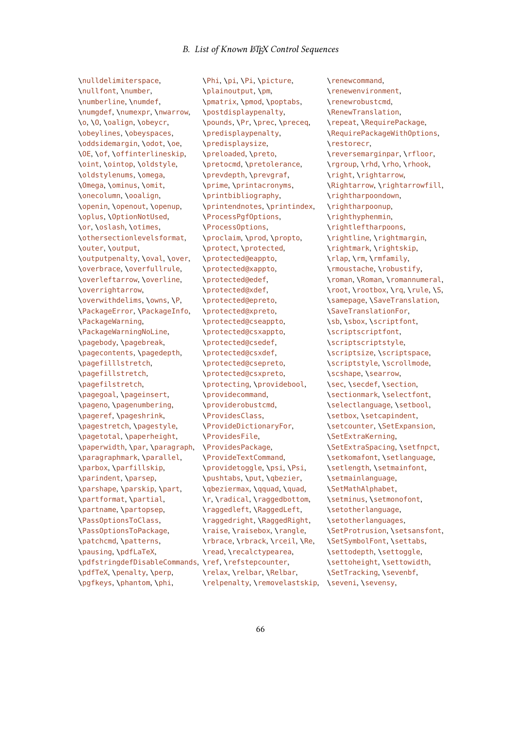\nulldelimiterspace, \nullfont, \number, \numberline, \numdef, \numgdef, \numexpr, \nwarrow, \o, \O, \oalign, \obeycr, \obeylines, \obeyspaces, \oddsidemargin, \odot, \oe, \OE, \of, \offinterlineskip, \oint, \ointop, \oldstyle, \oldstylenums, \omega, \Omega, \ominus, \omit, \onecolumn, \ooalign, \openin, \openout, \openup, \oplus, \OptionNotUsed, \or, \oslash, \otimes, \othersectionlevelsformat, \outer, \output, \outputpenalty, \oval, \over, \overbrace, \overfullrule, \overleftarrow, \overline, \overrightarrow, \overwithdelims, \owns, \P, \PackageError, \PackageInfo, \PackageWarning, \PackageWarningNoLine, \pagebody, \pagebreak, \pagecontents, \pagedepth, \pagefilllstretch, \pagefillstretch, \pagefilstretch, \pagegoal, \pageinsert, \pageno, \pagenumbering, \pageref, \pageshrink, \pagestretch, \pagestyle, \pagetotal, \paperheight, \paperwidth, \par, \paragraph, \paragraphmark, \parallel, \parbox, \parfillskip, \parindent, \parsep, \parshape, \parskip, \part, \partformat, \partial, \partname, \partopsep, \PassOptionsToClass, \PassOptionsToPackage, \patchcmd, \patterns, \pausing, \pdfLaTeX, \pdfstringdefDisableCommands, \pdfTeX, \penalty, \perp, \pgfkeys, \phantom, \phi, \Phi, \pi, \Pi, \picture, \plainoutput, \pm, \pmatrix, \pmod, \poptabs, \postdisplaypenalty, \pounds, \Pr, \prec, \preceq, \predisplaypenalty, \predisplaysize, \preloaded, \preto, \pretocmd, \pretolerance, \prevdepth, \prevgraf, \prime, \printacronyms, \printbibliography, \printendnotes, \printindex, \ProcessPgfOptions, \ProcessOptions, \proclaim, \prod, \propto, \protect, \protected, \protected@eappto, \protected@xappto, \protected@edef, \protected@xdef, \protected@epreto, \protected@xpreto, \protected@cseappto, \protected@csxappto, \protected@csedef, \protected@csxdef, \protected@csepreto, \protected@csxpreto, \protecting, \providebool, \providecommand, \providerobustcmd, \ProvidesClass, \ProvideDictionaryFor, \ProvidesFile, \ProvidesPackage, \ProvideTextCommand, \providetoggle, \psi, \Psi, \pushtabs, \put, \qbezier, \qbeziermax, \qquad, \quad, \r, \radical, \raggedbottom, \raggedleft, \RaggedLeft, \raggedright, \RaggedRight, \raise, \raisebox, \rangle, \rbrace, \rbrack, \rceil, \Re, \read, \recalctypearea, \ref, \refstepcounter, \relax, \relbar, \Relbar, \relpenalty, \removelastskip, \renewcommand, \renewenvironment, \renewrobustcmd, \RenewTranslation, \repeat, \RequirePackage, \RequirePackageWithOptions, \restorecr, \reversemarginpar, \rfloor, \rgroup, \rhd, \rho, \rhook, \right, \rightarrow, \Rightarrow, \rightarrowfill, \rightharpoondown, \rightharpoonup, \righthyphenmin, \rightleftharpoons, \rightline, \rightmargin, \rightmark, \rightskip, \rlap, \rm, \rmfamily, \rmoustache, \robustify, \roman, \Roman, \romannumeral, \root, \rootbox, \rq, \rule, \S, \samepage, \SaveTranslation, \SaveTranslationFor, \sb, \sbox, \scriptfont, \scriptscriptfont, \scriptscriptstyle, \scriptsize, \scriptspace, \scriptstyle, \scrollmode, \scshape, \searrow, \sec, \secdef, \section, \sectionmark, \selectfont, \selectlanguage, \setbool, \setbox, \setcapindent, \setcounter, \SetExpansion, \SetExtraKerning, \SetExtraSpacing, \setfnpct, \setkomafont, \setlanguage, \setlength, \setmainfont, \setmainlanguage, \SetMathAlphabet, \setminus, \setmonofont, \setotherlanguage, \setotherlanguages, \SetProtrusion, \setsansfont, \SetSymbolFont, \settabs, \settodepth, \settoggle, \settoheight, \settowidth, \SetTracking, \sevenbf, \seveni, \sevensy,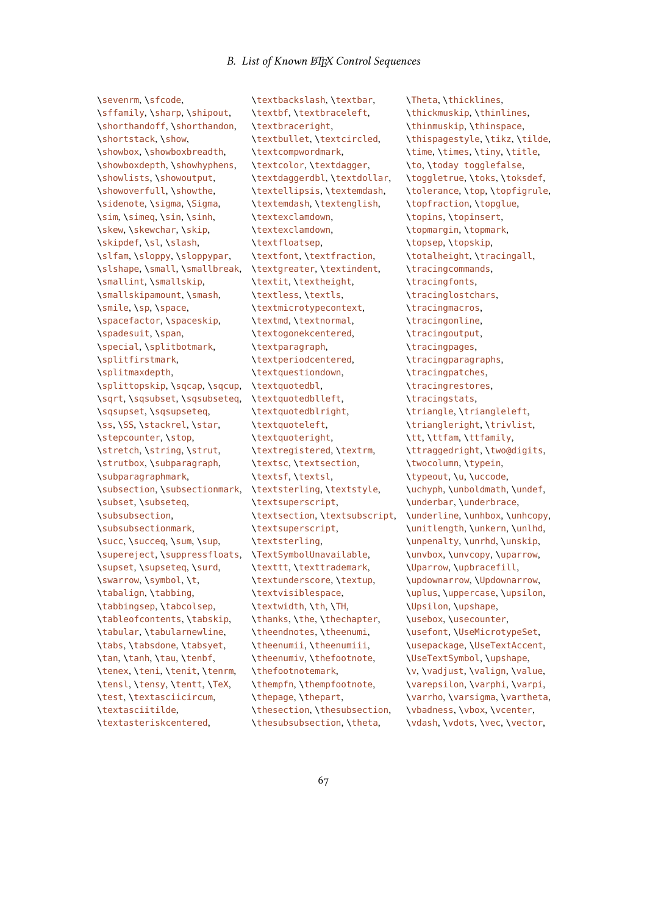\sevenrm, \sfcode, \sffamily, \sharp, \shipout, \shorthandoff, \shorthandon, \shortstack, \show, \showbox, \showboxbreadth, \showboxdepth, \showhyphens, \showlists, \showoutput, \showoverfull, \showthe, \sidenote, \sigma, \Sigma, \sim, \simeq, \sin, \sinh, \skew, \skewchar, \skip, \skipdef, \sl, \slash, \slfam, \sloppy, \sloppypar, \slshape, \small, \smallbreak, \smallint, \smallskip, \smallskipamount, \smash, \smile, \sp, \space, \spacefactor, \spaceskip, \spadesuit, \span, \special, \splitbotmark, \splitfirstmark, \splitmaxdepth, \splittopskip, \sqcap, \sqcup, \sqrt, \sqsubset, \sqsubseteq, \sqsupset, \sqsupseteq, \ss, \SS, \stackrel, \star, \stepcounter, \stop, \stretch, \string, \strut, \strutbox, \subparagraph, \subparagraphmark, \subsection, \subsectionmark, \subset, \subseteq, \subsubsection, \subsubsectionmark, \succ, \succeq, \sum, \sup, \supereject, \suppressfloats, \supset, \supseteq, \surd, \swarrow, \symbol, \t, \tabalign, \tabbing, \tabbingsep, \tabcolsep, \tableofcontents, \tabskip, \tabular, \tabularnewline, \tabs, \tabsdone, \tabsyet, \tan, \tanh, \tau, \tenbf, \tenex, \teni, \tenit, \tenrm, \tensl, \tensy, \tentt, \TeX, \test, \textasciicircum, \textasciitilde, \textasteriskcentered, \textbackslash, \textbar, \textbf, \textbraceleft, \textbraceright, \textbullet, \textcircled, \textcompwordmark, \textcolor, \textdagger, \textdaggerdbl, \textdollar, \textellipsis, \textemdash, \textemdash, \textenglish, \textexclamdown, \textexclamdown, \textfloatsep, \textfont, \textfraction, \textgreater, \textindent, \textit, \textheight, \textless, \textls, \textmicrotypecontext, \textmd, \textnormal, \textogonekcentered, \textparagraph, \textperiodcentered, \textquestiondown, \textquotedbl, \textquotedblleft, \textquotedblright, \textquoteleft, \textquoteright, \textregistered, \textrm, \textsc, \textsection, \textsf, \textsl, \textsterling, \textstyle, \textsuperscript, \textsection, \textsubscript, \textsuperscript, \textsterling, \TextSymbolUnavailable, \texttt, \texttrademark, \textunderscore, \textup, \textvisiblespace, \textwidth, \th, \TH, \thanks, \the, \thechapter, \theendnotes, \theenumi, \theenumii, \theenumiii, \theenumiv, \thefootnote, \thefootnotemark, \thempfn, \thempfootnote, \thepage, \thepart, \thesection, \thesubsection, \thesubsubsection, \theta, \Theta, \thicklines, \thickmuskip, \thinlines, \thinmuskip, \thinspace, \thispagestyle, \tikz, \tilde, \time, \times, \tiny, \title, \to, \today togglefalse, \toggletrue, \toks, \toksdef, \tolerance, \top, \topfigrule, \topfraction, \topglue, \topins, \topinsert, \topmargin, \topmark, \topsep, \topskip, \totalheight, \tracingall, \tracingcommands, \tracingfonts, \tracinglostchars, \tracingmacros, \tracingonline, \tracingoutput, \tracingpages, \tracingparagraphs, \tracingpatches, \tracingrestores, \tracingstats, \triangle, \triangleleft, \triangleright, \trivlist, \tt, \ttfam, \ttfamily, \ttraggedright, \two@digits, \twocolumn, \typein, \typeout, \u, \uccode, \uchyph, \unboldmath, \undef, \underbar, \underbrace, \underline, \unhbox, \unhcopy, \unitlength, \unkern, \unlhd, \unpenalty, \unrhd, \unskip, \unvbox, \unvcopy, \uparrow, \Uparrow, \upbracefill, \updownarrow, \Updownarrow, \uplus, \uppercase, \upsilon, \Upsilon, \upshape, \usebox, \usecounter, \usefont, \UseMicrotypeSet, \usepackage, \UseTextAccent, \UseTextSymbol, \upshape, \v, \vadjust, \valign, \value, \varepsilon, \varphi, \varpi, \varrho, \varsigma, \vartheta, \vbadness, \vbox, \vcenter, \vdash, \vdots, \vec, \vector,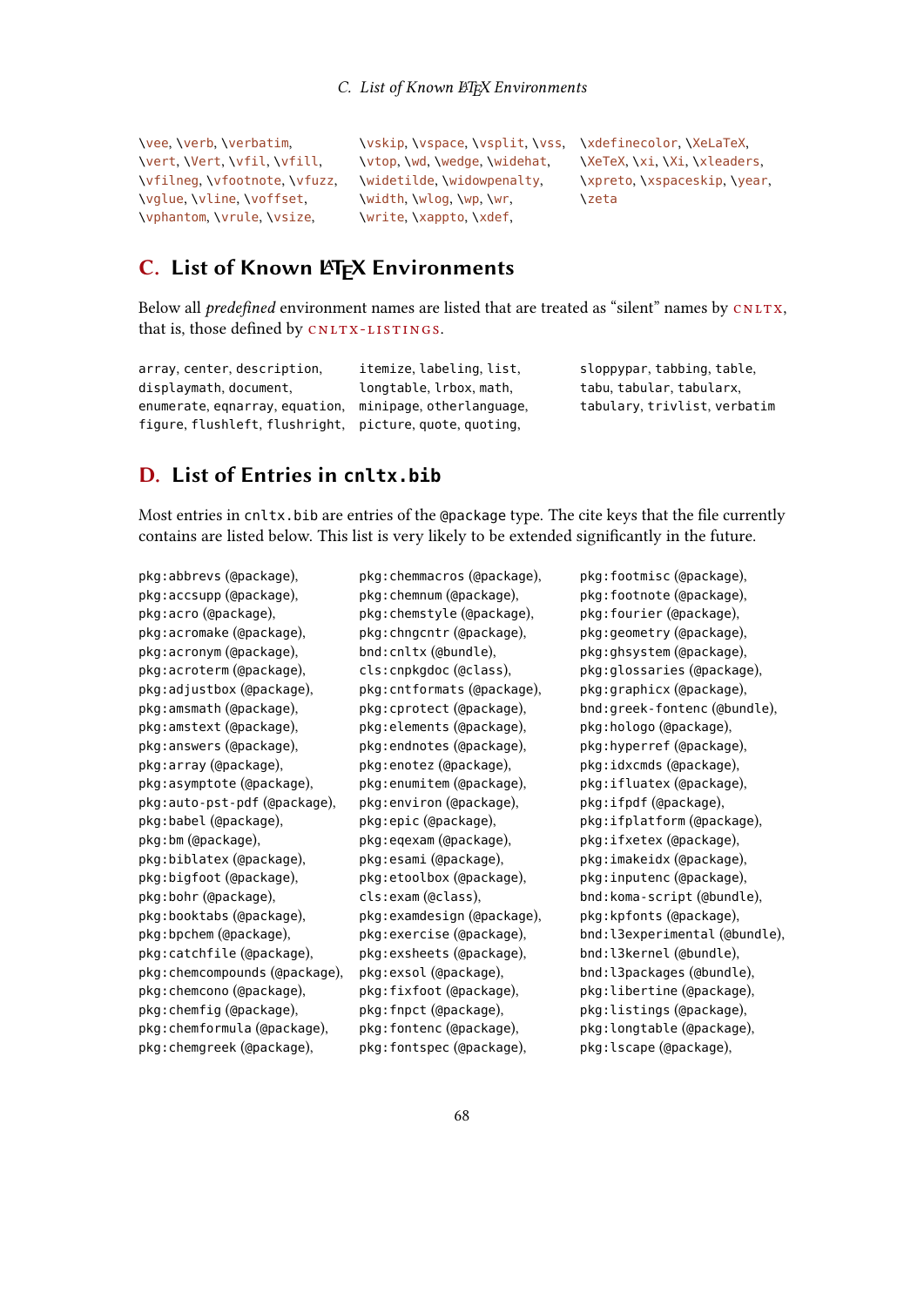\vee, \verb, \verbatim, \vert, \Vert, \vfil, \vfill, \vfilneg, \vfootnote, \vfuzz, \vglue, \vline, \voffset, \vphantom, \vrule, \vsize, \vskip, \vspace, \vsplit, \vss, \vtop, \wd, \wedge, \widehat, \widetilde, \widowpenalty, \width, \wlog, \wp, \wr, \write, \xappto, \xdef, \xdefinecolor, \XeLaTeX, \XeTeX, \xi, \Xi, \xleaders, \xpreto, \xspaceskip, \year, \zeta

## C. List of Known LaTeX Environments

Below all *predefined* environment names are listed that are treated as "silent" names by CNLTX, that is, those defined by CNLTX-LISTINGS.

array, center, description, displaymath, document, enumerate, eqnarray, equation, figure, flushleft, flushright, itemize, labeling, list, longtable, lrbox, math, minipage, otherlanguage, picture, quote, quoting, sloppypar, tabbing, table, tabu, tabular, tabularx, tabulary, trivlist, verbatim

## D. List of Entries in `cnltx.bib`

Most entries in `cnltx.bib` are entries of the `@package` type. The cite keys that the file currently contains are listed below. This list is very likely to be extended significantly in the future.

pkg:abbrevs (@package), pkg:accsupp (@package), pkg:acro (@package), pkg:acromake (@package), pkg:acronym (@package), pkg:acroterm (@package), pkg:adjustbox (@package), pkg:amsmath (@package), pkg:amstext (@package), pkg:answers (@package), pkg:array (@package), pkg:asymptote (@package), pkg:auto-pst-pdf (@package), pkg:babel (@package), pkg:bm (@package), pkg:biblatex (@package), pkg:bigfoot (@package), pkg:bohr (@package), pkg:booktabs (@package), pkg:bpchem (@package), pkg:catchfile (@package), pkg:chemcompounds (@package), pkg:chemcono (@package), pkg:chemfig (@package), pkg:chemformula (@package), pkg:chemgreek (@package), pkg:chemmacros (@package), pkg:chemnum (@package), pkg:chemstyle (@package), pkg:chngcntr (@package), bnd:cnltx (@bundle), cls:cnpkgdoc (@class), pkg:cntformats (@package), pkg:cprotect (@package), pkg:elements (@package), pkg:endnotes (@package), pkg:enotez (@package), pkg:enumitem (@package), pkg:environ (@package), pkg:epic (@package), pkg:eqexam (@package), pkg:esami (@package), pkg:etoolbox (@package), cls:exam (@class), pkg:examdesign (@package), pkg:exercise (@package), pkg:exsheets (@package), pkg:exsol (@package), pkg:fixfoot (@package), pkg:fnpct (@package), pkg:fontenc (@package), pkg:fontspec (@package), pkg:footmisc (@package), pkg:footnote (@package), pkg:fourier (@package), pkg:geometry (@package), pkg:ghsystem (@package), pkg:glossaries (@package), pkg:graphicx (@package), bnd:greek-fontenc (@bundle), pkg:hologo (@package), pkg:hyperref (@package), pkg:idxcmds (@package), pkg:ifluatex (@package), pkg:ifpdf (@package), pkg:ifplatform (@package), pkg:ifxetex (@package), pkg:imakeidx (@package), pkg:inputenc (@package), bnd:koma-script (@bundle), pkg:kpfonts (@package), bnd:l3experimental (@bundle), bnd:l3kernel (@bundle), bnd:l3packages (@bundle), pkg:libertine (@package), pkg:listings (@package), pkg:longtable (@package), pkg:lscape (@package),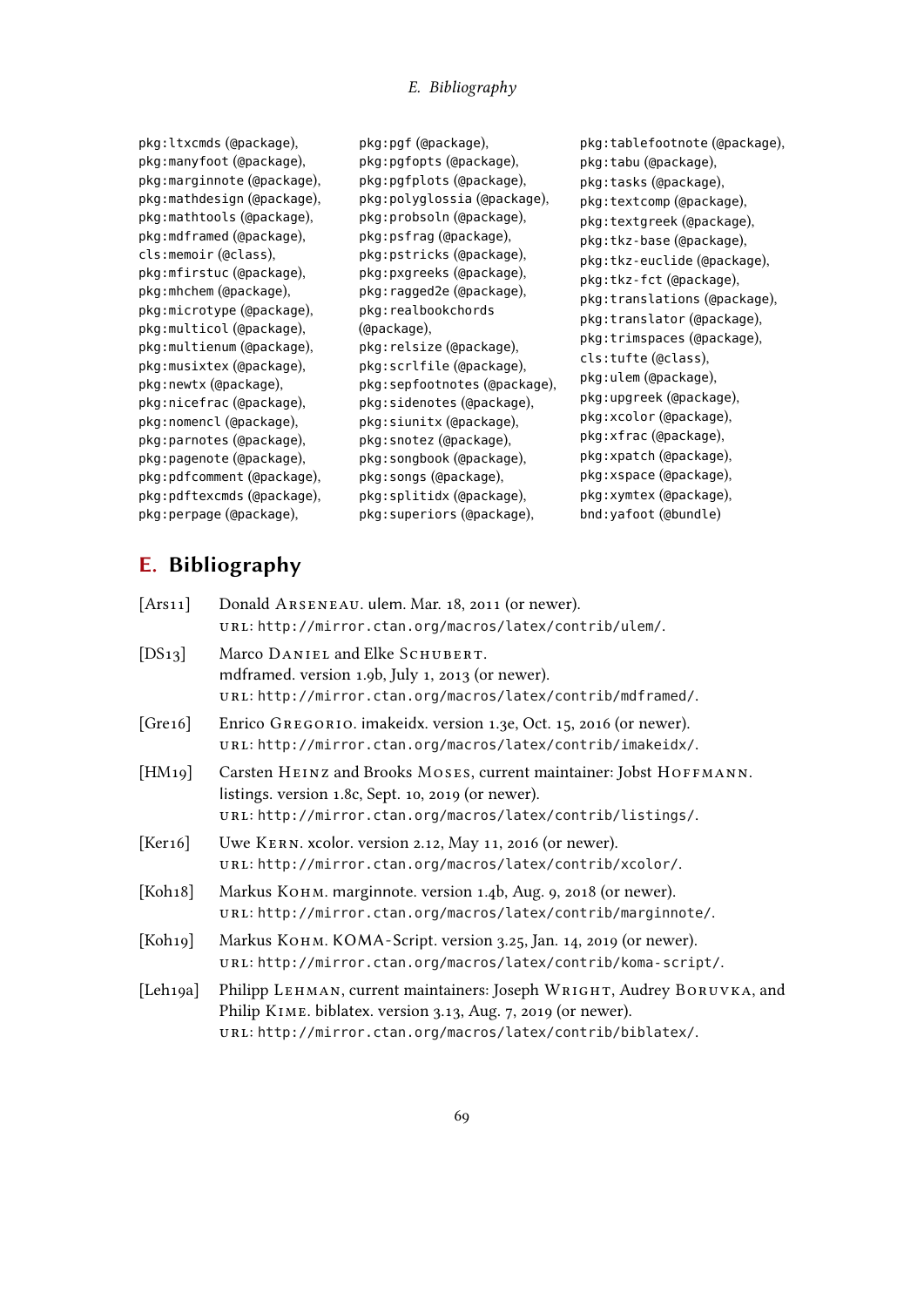pkg:ltxcmds (@package),
pkg:manyfoot (@package),
pkg:marginnote (@package),
pkg:mathdesign (@package),
pkg:mathtools (@package),
pkg:mdframed (@package),
cls:memoir (@class),
pkg:mfirstuc (@package),
pkg:mhchem (@package),
pkg:microtype (@package),
pkg:multicol (@package),
pkg:multienum (@package),
pkg:musixtex (@package),
pkg:newtx (@package),
pkg:nicefrac (@package),
pkg:nomencl (@package),
pkg:parnotes (@package),
pkg:pagenote (@package),
pkg:pdfcomment (@package),
pkg:pdftexcmds (@package),
pkg:perpage (@package),
pkg:pgf (@package),
pkg:pgfopts (@package),
pkg:pgfplots (@package),
pkg:polyglossia (@package),
pkg:probsoln (@package),
pkg:psfrag (@package),
pkg:pstricks (@package),
pkg:pxgreeks (@package),
pkg:ragged2e (@package),
pkg:realbookchords (@package),
pkg:relsize (@package),
pkg:scrlfile (@package),
pkg:sepfootnotes (@package),
pkg:sidenotes (@package),
pkg:siunitx (@package),
pkg:snotez (@package),
pkg:songbook (@package),
pkg:songs (@package),
pkg:splitidx (@package),
pkg:superiors (@package),
pkg:tablefootnote (@package),
pkg:tabu (@package),
pkg:tasks (@package),
pkg:textcomp (@package),
pkg:textgreek (@package),
pkg:tkz-base (@package),
pkg:tkz-euclide (@package),
pkg:tkz-fct (@package),
pkg:translations (@package),
pkg:translator (@package),
pkg:trimspaces (@package),
cls:tufte (@class),
pkg:ulem (@package),
pkg:upgreek (@package),
pkg:xcolor (@package),
pkg:xfrac (@package),
pkg:xpatch (@package),
pkg:xspace (@package),
pkg:xymtex (@package),
bnd:yafoot (@bundle)

# E. Bibliography

[Ars11] Donald Arseneau. ulem. Mar. 18, 2011 (or newer).
url: http://mirror.ctan.org/macros/latex/contrib/ulem/.

[DS13] Marco Daniel and Elke Schubert.
mdframed. version 1.9b, July 1, 2013 (or newer).
url: http://mirror.ctan.org/macros/latex/contrib/mdframed/.

[Gre16] Enrico Gregorio. imakeidx. version 1.3e, Oct. 15, 2016 (or newer).
url: http://mirror.ctan.org/macros/latex/contrib/imakeidx/.

[HM19] Carsten Heinz and Brooks Moses, current maintainer: Jobst Hoffmann.
listings. version 1.8c, Sept. 10, 2019 (or newer).
url: http://mirror.ctan.org/macros/latex/contrib/listings/.

[Ker16] Uwe Kern. xcolor. version 2.12, May 11, 2016 (or newer).
url: http://mirror.ctan.org/macros/latex/contrib/xcolor/.

[Koh18] Markus Kohm. marginnote. version 1.4b, Aug. 9, 2018 (or newer).
url: http://mirror.ctan.org/macros/latex/contrib/marginnote/.

[Koh19] Markus Kohm. KOMA-Script. version 3.25, Jan. 14, 2019 (or newer).
url: http://mirror.ctan.org/macros/latex/contrib/koma-script/.

[Leh19a] Philipp Lehman, current maintainers: Joseph Wright, Audrey Boruvka, and Philip Kime. biblatex. version 3.13, Aug. 7, 2019 (or newer).
url: http://mirror.ctan.org/macros/latex/contrib/biblatex/.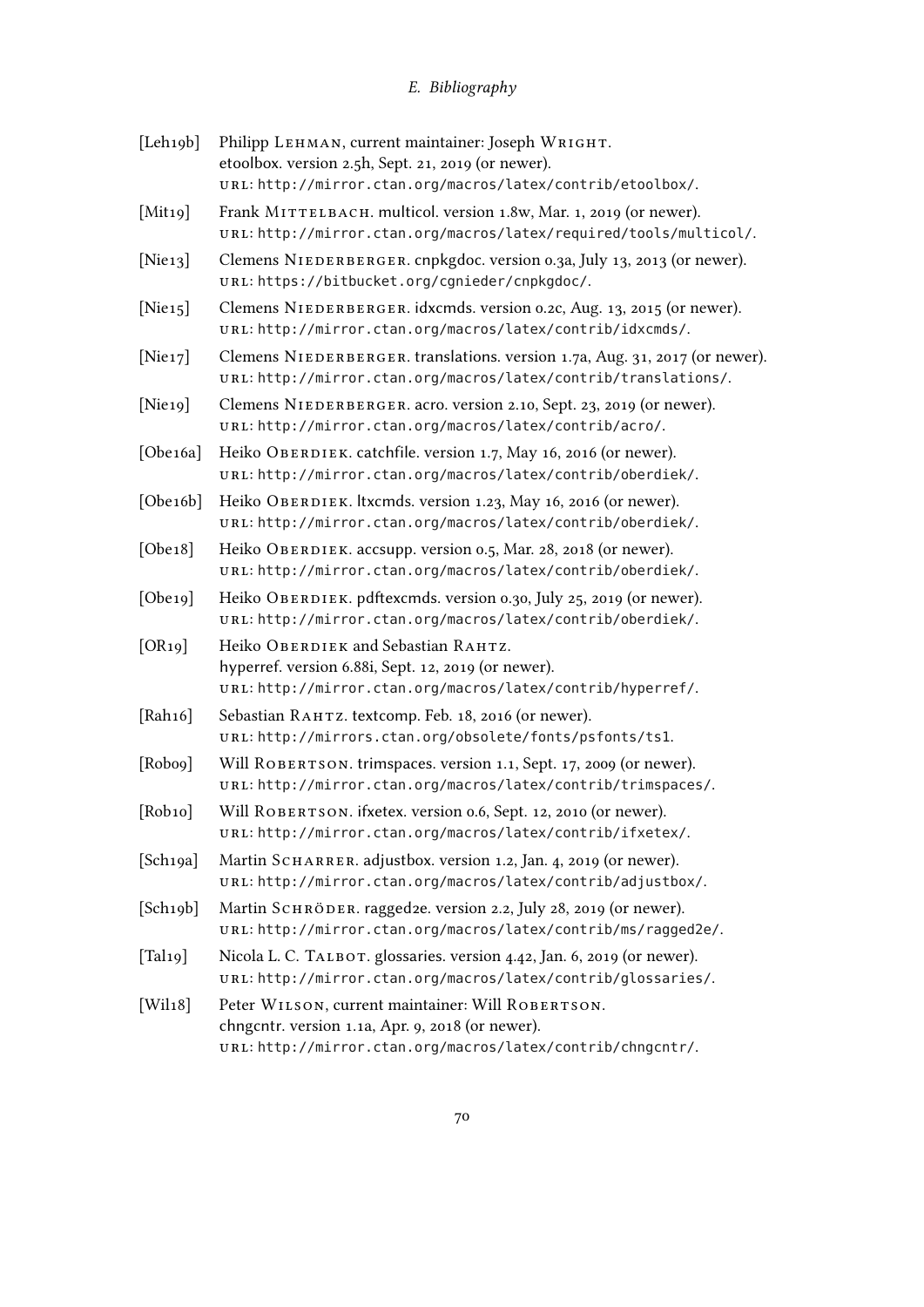[Leh19b] Philipp Lehman, current maintainer: Joseph Wright.
etoolbox. version 2.5h, Sept. 21, 2019 (or newer).
url: http://mirror.ctan.org/macros/latex/contrib/etoolbox/.

[Mit19] Frank Mittelbach. multicol. version 1.8w, Mar. 1, 2019 (or newer).
url: http://mirror.ctan.org/macros/latex/required/tools/multicol/.

[Nie13] Clemens Niederberger. cnpkgdoc. version 0.3a, July 13, 2013 (or newer).
url: https://bitbucket.org/cgnieder/cnpkgdoc/.

[Nie15] Clemens Niederberger. idxcmds. version 0.2c, Aug. 13, 2015 (or newer).
url: http://mirror.ctan.org/macros/latex/contrib/idxcmds/.

[Nie17] Clemens Niederberger. translations. version 1.7a, Aug. 31, 2017 (or newer).
url: http://mirror.ctan.org/macros/latex/contrib/translations/.

[Nie19] Clemens Niederberger. acro. version 2.10, Sept. 23, 2019 (or newer).
url: http://mirror.ctan.org/macros/latex/contrib/acro/.

[Obe16a] Heiko Oberdiek. catchfile. version 1.7, May 16, 2016 (or newer).
url: http://mirror.ctan.org/macros/latex/contrib/oberdiek/.

[Obe16b] Heiko Oberdiek. ltxcmds. version 1.23, May 16, 2016 (or newer).
url: http://mirror.ctan.org/macros/latex/contrib/oberdiek/.

[Obe18] Heiko Oberdiek. accsupp. version 0.5, Mar. 28, 2018 (or newer).
url: http://mirror.ctan.org/macros/latex/contrib/oberdiek/.

[Obe19] Heiko Oberdiek. pdftexcmds. version 0.30, July 25, 2019 (or newer).
url: http://mirror.ctan.org/macros/latex/contrib/oberdiek/.

[OR19] Heiko Oberdiek and Sebastian Rahtz.
hyperref. version 6.88i, Sept. 12, 2019 (or newer).
url: http://mirror.ctan.org/macros/latex/contrib/hyperref/.

[Rah16] Sebastian Rahtz. textcomp. Feb. 18, 2016 (or newer).
url: http://mirrors.ctan.org/obsolete/fonts/psfonts/ts1.

[Rob09] Will Robertson. trimspaces. version 1.1, Sept. 17, 2009 (or newer).
url: http://mirror.ctan.org/macros/latex/contrib/trimspaces/.

[Rob10] Will Robertson. ifxetex. version 0.6, Sept. 12, 2010 (or newer).
url: http://mirror.ctan.org/macros/latex/contrib/ifxetex/.

[Sch19a] Martin Scharrer. adjustbox. version 1.2, Jan. 4, 2019 (or newer).
url: http://mirror.ctan.org/macros/latex/contrib/adjustbox/.

[Sch19b] Martin Schröder. ragged2e. version 2.2, July 28, 2019 (or newer).
url: http://mirror.ctan.org/macros/latex/contrib/ms/ragged2e/.

[Tal19] Nicola L. C. Talbot. glossaries. version 4.42, Jan. 6, 2019 (or newer).
url: http://mirror.ctan.org/macros/latex/contrib/glossaries/.

[Wil18] Peter Wilson, current maintainer: Will Robertson.
chngcntr. version 1.1a, Apr. 9, 2018 (or newer).
url: http://mirror.ctan.org/macros/latex/contrib/chngcntr/.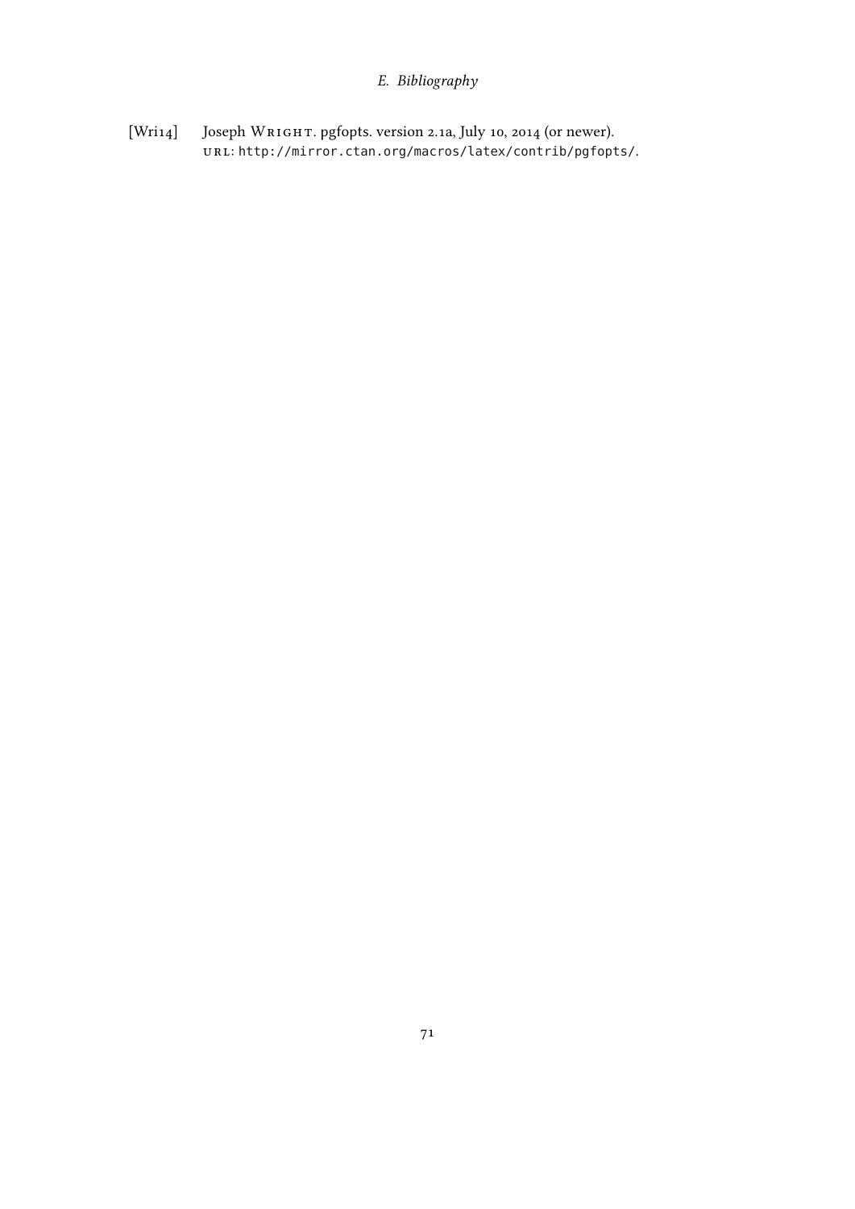[Wri14] Joseph Wright. pgfopts. version 2.1a, July 10, 2014 (or newer). URL: http://mirror.ctan.org/macros/latex/contrib/pgfopts/.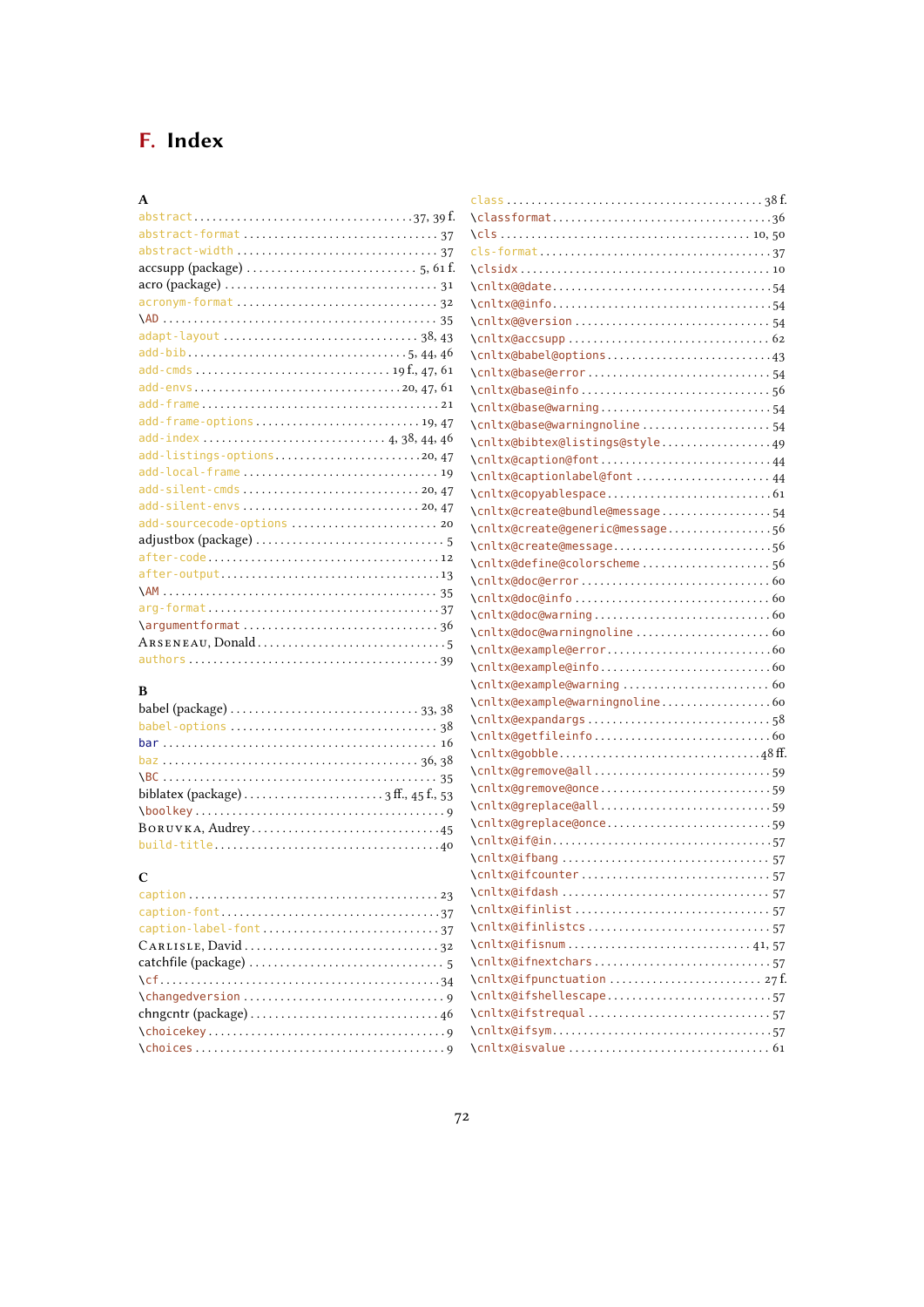# F. Index

**A**

abstract . . . . . 37, 39 f.
abstract-format . . . . . 37
abstract-width . . . . . 37
accsupp (package) . . . . . 5, 61 f.
acro (package) . . . . . 31
acronym-format . . . . . 32
\AD . . . . . 35
adapt-layout . . . . . 38, 43
add-bib . . . . . 5, 44, 46
add-cmds . . . . . 19 f., 47, 61
add-envs . . . . . 20, 47, 61
add-frame . . . . . 21
add-frame-options . . . . . 19, 47
add-index . . . . . 4, 38, 44, 46
add-listings-options . . . . . 20, 47
add-local-frame . . . . . 19
add-silent-cmds . . . . . 20, 47
add-silent-envs . . . . . 20, 47
add-sourcecode-options . . . . . 20
adjustbox (package) . . . . . 5
after-code . . . . . 12
after-output . . . . . 13
\AM . . . . . 35
arg-format . . . . . 37
\argumentformat . . . . . 36
Arseneau, Donald . . . . . 5
authors . . . . . 39

**B**

babel (package) . . . . . 33, 38
babel-options . . . . . 38
bar . . . . . 16
baz . . . . . 36, 38
\BC . . . . . 35
biblatex (package) . . . . . 3 ff., 45 f., 53
\boolkey . . . . . 9
Boruvka, Audrey . . . . . 45
build-title . . . . . 40

**C**

caption . . . . . 23
caption-font . . . . . 37
caption-label-font . . . . . 37
Carlisle, David . . . . . 32
catchfile (package) . . . . . 5
\cf . . . . . 34
\changedversion . . . . . 9
chngcntr (package) . . . . . 46
\choicekey . . . . . 9
\choices . . . . . 9
class . . . . . 38 f.
\classformat . . . . . 36
\cls . . . . . 10, 50
cls-format . . . . . 37
\clsidx . . . . . 10
\cnltx@@date . . . . . 54
\cnltx@@info . . . . . 54
\cnltx@@version . . . . . 54
\cnltx@accsupp . . . . . 62
\cnltx@babel@options . . . . . 43
\cnltx@base@error . . . . . 54
\cnltx@base@info . . . . . 56
\cnltx@base@warning . . . . . 54
\cnltx@base@warningnoline . . . . . 54
\cnltx@bibtex@listings@style . . . . . 49
\cnltx@caption@font . . . . . 44
\cnltx@captionlabel@font . . . . . 44
\cnltx@copyablespace . . . . . 61
\cnltx@create@bundle@message . . . . . 54
\cnltx@create@generic@message . . . . . 56
\cnltx@create@message . . . . . 56
\cnltx@define@colorscheme . . . . . 56
\cnltx@doc@error . . . . . 60
\cnltx@doc@info . . . . . 60
\cnltx@doc@warning . . . . . 60
\cnltx@doc@warningnoline . . . . . 60
\cnltx@example@error . . . . . 60
\cnltx@example@info . . . . . 60
\cnltx@example@warning . . . . . 60
\cnltx@example@warningnoline . . . . . 60
\cnltx@expandargs . . . . . 58
\cnltx@getfileinfo . . . . . 60
\cnltx@gobble . . . . . 48 ff.
\cnltx@gremove@all . . . . . 59
\cnltx@gremove@once . . . . . 59
\cnltx@greplace@all . . . . . 59
\cnltx@greplace@once . . . . . 59
\cnltx@if@in . . . . . 57
\cnltx@ifbang . . . . . 57
\cnltx@ifcounter . . . . . 57
\cnltx@ifdash . . . . . 57
\cnltx@ifinlist . . . . . 57
\cnltx@ifinlistcs . . . . . 57
\cnltx@ifisnum . . . . . 41, 57
\cnltx@ifnextchars . . . . . 57
\cnltx@ifpunctuation . . . . . 27 f.
\cnltx@ifshellescape . . . . . 57
\cnltx@ifstrequal . . . . . 57
\cnltx@ifsym . . . . . 57
\cnltx@isvalue . . . . . 61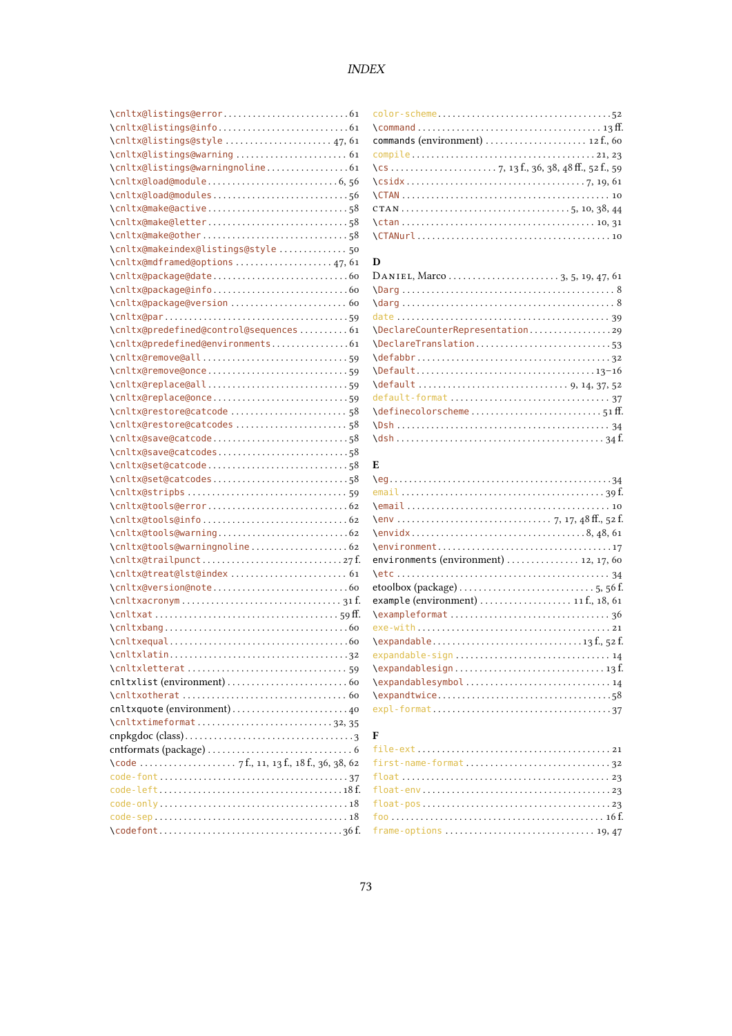\cnltx@listings@error ........ 61
\cnltx@listings@info ........ 61
\cnltx@listings@style ........ 47, 61
\cnltx@listings@warning ........ 61
\cnltx@listings@warningnoline ........ 61
\cnltx@load@module ........ 6, 56
\cnltx@load@modules ........ 56
\cnltx@make@active ........ 58
\cnltx@make@letter ........ 58
\cnltx@make@other ........ 58
\cnltx@makeindex@listings@style ........ 50
\cnltx@mdframed@options ........ 47, 61
\cnltx@package@date ........ 60
\cnltx@package@info ........ 60
\cnltx@package@version ........ 60
\cnltx@par ........ 59
\cnltx@predefined@control@sequences ........ 61
\cnltx@predefined@environments ........ 61
\cnltx@remove@all ........ 59
\cnltx@remove@once ........ 59
\cnltx@replace@all ........ 59
\cnltx@replace@once ........ 59
\cnltx@restore@catcode ........ 58
\cnltx@restore@catcodes ........ 58
\cnltx@save@catcode ........ 58
\cnltx@save@catcodes ........ 58
\cnltx@set@catcode ........ 58
\cnltx@set@catcodes ........ 58
\cnltx@stripbs ........ 59
\cnltx@tools@error ........ 62
\cnltx@tools@info ........ 62
\cnltx@tools@warning ........ 62
\cnltx@tools@warningnoline ........ 62
\cnltx@trailpunct ........ 27 f.
\cnltx@treat@lst@index ........ 61
\cnltx@version@note ........ 60
\cnltxacronym ........ 31 f.
\cnltxat ........ 59 ff.
\cnltxbang ........ 60
\cnltxequal ........ 60
\cnltxlatin ........ 32
\cnltxletterat ........ 59
cnltxlist (environment) ........ 60
\cnltxotherat ........ 60
cnltxquote (environment) ........ 40
\cnltxtimeformat ........ 32, 35
cnpkgdoc (class) ........ 3
cntformats (package) ........ 6
\code ........ 7 f., 11, 13 f., 18 f., 36, 38, 62
code-font ........ 37
code-left ........ 18 f.
code-only ........ 18
code-sep ........ 18
\codefont ........ 36 f.
color-scheme ........ 52
\command ........ 13 ff.
commands (environment) ........ 12 f., 60
compile ........ 21, 23
\cs ........ 7, 13 f., 36, 38, 48 ff., 52 f., 59
\csidx ........ 7, 19, 61
\CTAN ........ 10
CTAN ........ 5, 10, 38, 44
\ctan ........ 10, 31
\CTANurl ........ 10

**D**

Daniel, Marco ........ 3, 5, 19, 47, 61
\Darg ........ 8
\darg ........ 8
date ........ 39
\DeclareCounterRepresentation ........ 29
\DeclareTranslation ........ 53
\defabbr ........ 32
\Default ........ 13–16
\default ........ 9, 14, 37, 52
default-format ........ 37
\definecolorscheme ........ 51 ff.
\Dsh ........ 34
\dsh ........ 34 f.

**E**

\eg ........ 34
email ........ 39 f.
\email ........ 10
\env ........ 7, 17, 48 ff., 52 f.
\envidx ........ 8, 48, 61
\environment ........ 17
environments (environment) ........ 12, 17, 60
\etc ........ 34
etoolbox (package) ........ 5, 56 f.
example (environment) ........ 11 f., 18, 61
\exampleformat ........ 36
exe-with ........ 21
\expandable ........ 13 f., 52 f.
expandable-sign ........ 14
\expandablesign ........ 13 f.
\expandablesymbol ........ 14
\expandtwice ........ 58
expl-format ........ 37

**F**

file-ext ........ 21
first-name-format ........ 32
float ........ 23
float-env ........ 23
float-pos ........ 23
foo ........ 16 f.
frame-options ........ 19, 47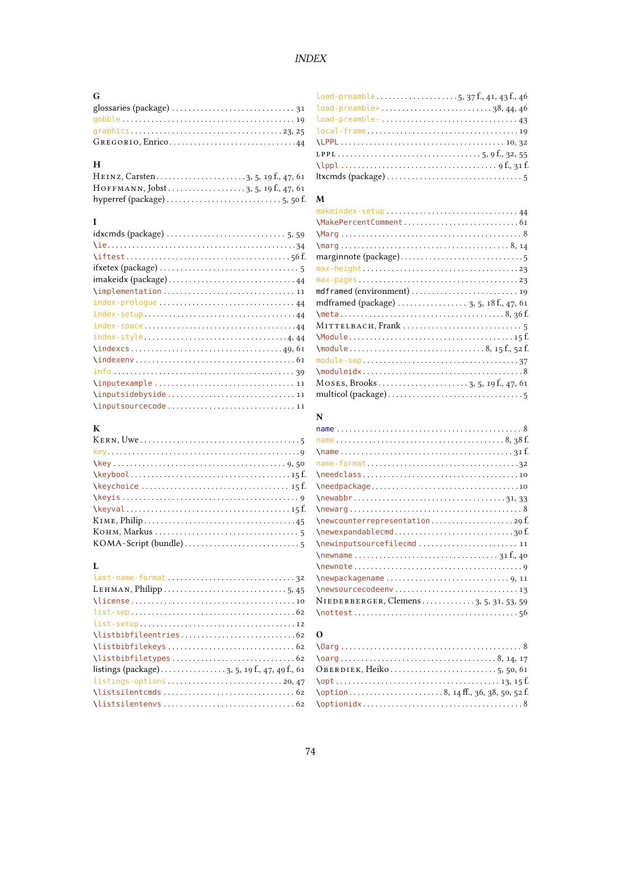# INDEX

**G**

glossaries (package) . . . . . . 31
gobble . . . . . . 19
graphics . . . . . . 23, 25
Gregorio, Enrico . . . . . . 44

**H**

Heinz, Carsten . . . . . . 3, 5, 19 f., 47, 61
Hoffmann, Jobst . . . . . . 3, 5, 19 f., 47, 61
hyperref (package) . . . . . . 5, 50 f.

**I**

idxcmds (package) . . . . . . 5, 59
\ie . . . . . . 34
\iftest . . . . . . 56 f.
ifxetex (package) . . . . . . 5
imakeidx (package) . . . . . . 44
\implementation . . . . . . 11
index-prologue . . . . . . 44
index-setup . . . . . . 44
index-space . . . . . . 44
index-style . . . . . . 4, 44
\indexcs . . . . . . 49, 61
\indexenv . . . . . . 61
info . . . . . . 39
\inputexample . . . . . . 11
\inputsidebyside . . . . . . 11
\inputsourcecode . . . . . . 11

**K**

Kern, Uwe . . . . . . 5
key . . . . . . 9
\key . . . . . . 9, 50
\keybool . . . . . . 15 f.
\keychoice . . . . . . 15 f.
\keyis . . . . . . 9
\keyval . . . . . . 15 f.
Kime, Philip . . . . . . 45
Kohm, Markus . . . . . . 5
KOMA-Script (bundle) . . . . . . 5

**L**

last-name-format . . . . . . 32
Lehman, Philipp . . . . . . 5, 45
\license . . . . . . 10
list-sep . . . . . . 62
list-setup . . . . . . 12
\listbibfileentries . . . . . . 62
\listbibfilekeys . . . . . . 62
\listbibfiletypes . . . . . . 62
listings (package) . . . . . . 3, 5, 19 f., 47, 49 f., 61
listings-options . . . . . . 20, 47
\listsilentcmds . . . . . . 62
\listsilentenvs . . . . . . 62

load-preamble . . . . . . 5, 37 f., 41, 43 f., 46
load-preamble+ . . . . . . 38, 44, 46
load-preamble- . . . . . . 43
local-frame . . . . . . 19
\LPPL . . . . . . 10, 32
LPPL . . . . . . 5, 9 f., 32, 55
\lppl . . . . . . 9 f., 31 f.
ltxcmds (package) . . . . . . 5

**M**

makeindex-setup . . . . . . 44
\MakePercentComment . . . . . . 61
\Marg . . . . . . 8
\marg . . . . . . 8, 14
marginnote (package) . . . . . . 5
max-height . . . . . . 23
max-pages . . . . . . 23
mdframed (environment) . . . . . . 19
mdframed (package) . . . . . . 3, 5, 18 f., 47, 61
\meta . . . . . . 8, 36 f.
Mittelbach, Frank . . . . . . 5
\Module . . . . . . 15 f.
\module . . . . . . 8, 15 f., 52 f.
module-sep . . . . . . 37
\moduleidx . . . . . . 8
Moses, Brooks . . . . . . 3, 5, 19 f., 47, 61
multicol (package) . . . . . . 5

**N**

name . . . . . . 8
name . . . . . . 8, 38 f.
\name . . . . . . 31 f.
name-format . . . . . . 32
\needclass . . . . . . 10
\needpackage . . . . . . 10
\newabbr . . . . . . 31, 33
\newarg . . . . . . 8
\newcounterrepresentation . . . . . . 29 f.
\newexpandablecmd . . . . . . 30 f.
\newinputsourcefilecmd . . . . . . 11
\newname . . . . . . 31 f., 40
\newnote . . . . . . 9
\newpackagename . . . . . . 9, 11
\newsourcecodeenv . . . . . . 13
Niederberger, Clemens . . . . . . 3, 5, 31, 53, 59
\nottest . . . . . . 56

**O**

\Oarg . . . . . . 8
\oarg . . . . . . 8, 14, 17
Oberdiek, Heiko . . . . . . 5, 50, 61
\opt . . . . . . 13, 15 f.
\option . . . . . . 8, 14 ff., 36, 38, 50, 52 f.
\optionidx . . . . . . 8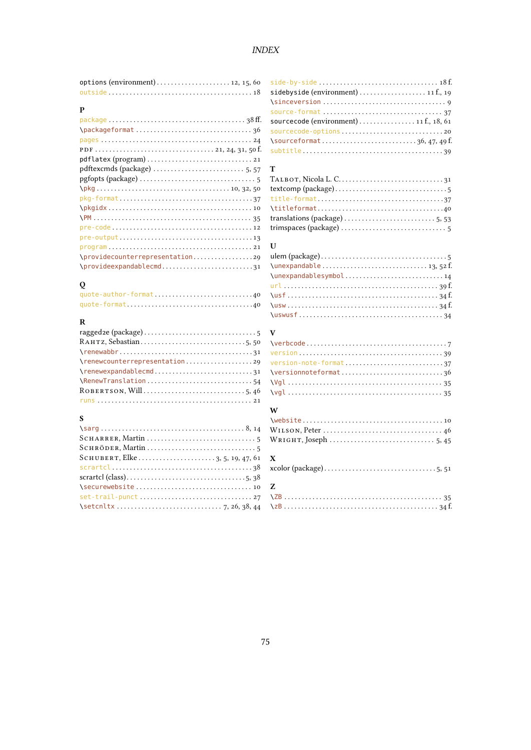# INDEX

options (environment) . . . . . . 12, 15, 60
outside . . . . . . 18

**P**

package . . . . . . 38 ff.
\packageformat . . . . . . 36
pages . . . . . . 24
PDF . . . . . . 21, 24, 31, 50 f.
pdflatex (program) . . . . . . 21
pdftexcmds (package) . . . . . . 5, 57
pgfopts (package) . . . . . . 5
\pkg . . . . . . 10, 32, 50
pkg-format . . . . . . 37
\pkgidx . . . . . . 10
\PM . . . . . . 35
pre-code . . . . . . 12
pre-output . . . . . . 13
program . . . . . . 21
\providecounterrepresentation . . . . . . 29
\provideexpandablecmd . . . . . . 31

**Q**

quote-author-format . . . . . . 40
quote-format . . . . . . 40

**R**

ragged2e (package) . . . . . . 5
Rahtz, Sebastian . . . . . . 5, 50
\renewabbr . . . . . . 31
\renewcounterrepresentation . . . . . . 29
\renewexpandablecmd . . . . . . 31
\RenewTranslation . . . . . . 54
Robertson, Will . . . . . . 5, 46
runs . . . . . . 21

**S**

\sarg . . . . . . 8, 14
Scharrer, Martin . . . . . . 5
Schröder, Martin . . . . . . 5
Schubert, Elke . . . . . . 3, 5, 19, 47, 61
scrartcl . . . . . . 38
scrartcl (class) . . . . . . 5, 38
\securewebsite . . . . . . 10
set-trail-punct . . . . . . 27
\setcnltx . . . . . . 7, 26, 38, 44
side-by-side . . . . . . 18 f.
sidebyside (environment) . . . . . . 11 f., 19
\sinceversion . . . . . . 9
source-format . . . . . . 37
sourcecode (environment) . . . . . . 11 f., 18, 61
sourcecode-options . . . . . . 20
\sourceformat . . . . . . 36, 47, 49 f.
subtitle . . . . . . 39

**T**

Talbot, Nicola L. C. . . . . . . 31
textcomp (package) . . . . . . 5
title-format . . . . . . 37
\titleformat . . . . . . 40
translations (package) . . . . . . 5, 53
trimspaces (package) . . . . . . 5

**U**

ulem (package) . . . . . . 5
\unexpandable . . . . . . 13, 52 f.
\unexpandablesymbol . . . . . . 14
url . . . . . . 39 f.
\usf . . . . . . 34 f.
\usw . . . . . . 34 f.
\uswusf . . . . . . 34

**V**

\verbcode . . . . . . 7
version . . . . . . 39
version-note-format . . . . . . 37
\versionnoteformat . . . . . . 36
\Vgl . . . . . . 35
\vgl . . . . . . 35

**W**

\website . . . . . . 10
Wilson, Peter . . . . . . 46
Wright, Joseph . . . . . . 5, 45

**X**

xcolor (package) . . . . . . 5, 51

**Z**

\ZB . . . . . . 35
\zB . . . . . . 34 f.